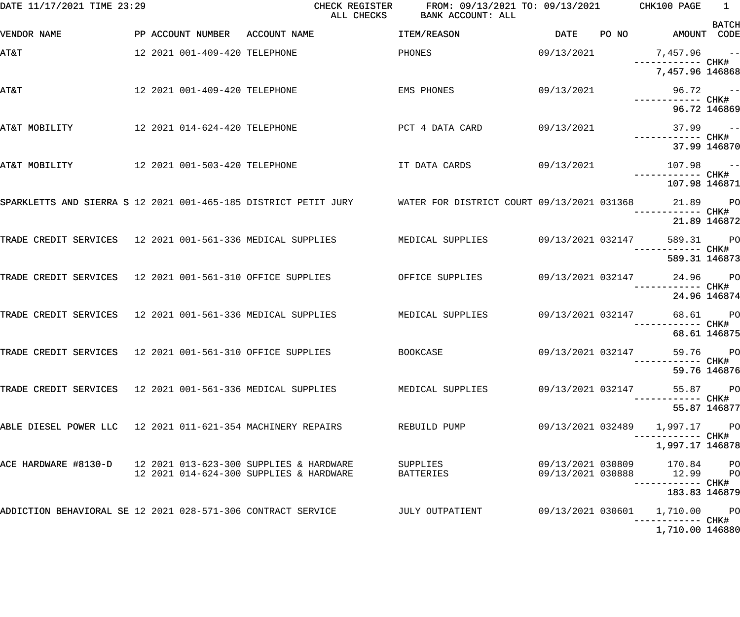DATE 11/17/2021 TIME 23:29 CHECK REGISTER FROM: 09/13/2021 TO: 09/13/2021 CHK100

ALL CHECKS BANK ACCOUNT: ALL

| VENDOR NAME | PP | ACCOUNT NUMBER | ACCOUNT NAME | ITEM/REASON | DATE | PO NO | AMOUNT | BATCH CODE |
|---|---|---|---|---|---|---|---|---|
| AT&T | 12 2021 | 001-409-420 | TELEPHONE | PHONES | 09/13/2021 | | 7,457.96 | -- |
| | | | | | | | 7,457.96 | CHK# 146868 |
| AT&T | 12 2021 | 001-409-420 | TELEPHONE | EMS PHONES | 09/13/2021 | | 96.72 | -- |
| | | | | | | | 96.72 | CHK# 146869 |
| AT&T MOBILITY | 12 2021 | 014-624-420 | TELEPHONE | PCT 4 DATA CARD | 09/13/2021 | | 37.99 | -- |
| | | | | | | | 37.99 | CHK# 146870 |
| AT&T MOBILITY | 12 2021 | 001-503-420 | TELEPHONE | IT DATA CARDS | 09/13/2021 | | 107.98 | -- |
| | | | | | | | 107.98 | CHK# 146871 |
| SPARKLETTS AND SIERRA S | 12 2021 | 001-465-185 | DISTRICT PETIT JURY | WATER FOR DISTRICT COURT | 09/13/2021 | 031368 | 21.89 | PO |
| | | | | | | | 21.89 | CHK# 146872 |
| TRADE CREDIT SERVICES | 12 2021 | 001-561-336 | MEDICAL SUPPLIES | MEDICAL SUPPLIES | 09/13/2021 | 032147 | 589.31 | PO |
| | | | | | | | 589.31 | CHK# 146873 |
| TRADE CREDIT SERVICES | 12 2021 | 001-561-310 | OFFICE SUPPLIES | OFFICE SUPPLIES | 09/13/2021 | 032147 | 24.96 | PO |
| | | | | | | | 24.96 | CHK# 146874 |
| TRADE CREDIT SERVICES | 12 2021 | 001-561-336 | MEDICAL SUPPLIES | MEDICAL SUPPLIES | 09/13/2021 | 032147 | 68.61 | PO |
| | | | | | | | 68.61 | CHK# 146875 |
| TRADE CREDIT SERVICES | 12 2021 | 001-561-310 | OFFICE SUPPLIES | BOOKCASE | 09/13/2021 | 032147 | 59.76 | PO |
| | | | | | | | 59.76 | CHK# 146876 |
| TRADE CREDIT SERVICES | 12 2021 | 001-561-336 | MEDICAL SUPPLIES | MEDICAL SUPPLIES | 09/13/2021 | 032147 | 55.87 | PO |
| | | | | | | | 55.87 | CHK# 146877 |
| ABLE DIESEL POWER LLC | 12 2021 | 011-621-354 | MACHINERY REPAIRS | REBUILD PUMP | 09/13/2021 | 032489 | 1,997.17 | PO |
| | | | | | | | 1,997.17 | CHK# 146878 |
| ACE HARDWARE #8130-D | 12 2021 | 013-623-300 | SUPPLIES & HARDWARE | SUPPLIES | 09/13/2021 | 030809 | 170.84 | PO |
| | 12 2021 | 014-624-300 | SUPPLIES & HARDWARE | BATTERIES | 09/13/2021 | 030888 | 12.99 | PO |
| | | | | | | | 183.83 | CHK# 146879 |
| ADDICTION BEHAVIORAL SE | 12 2021 | 028-571-306 | CONTRACT SERVICE | JULY OUTPATIENT | 09/13/2021 | 030601 | 1,710.00 | PO |
| | | | | | | | 1,710.00 | CHK# 146880 |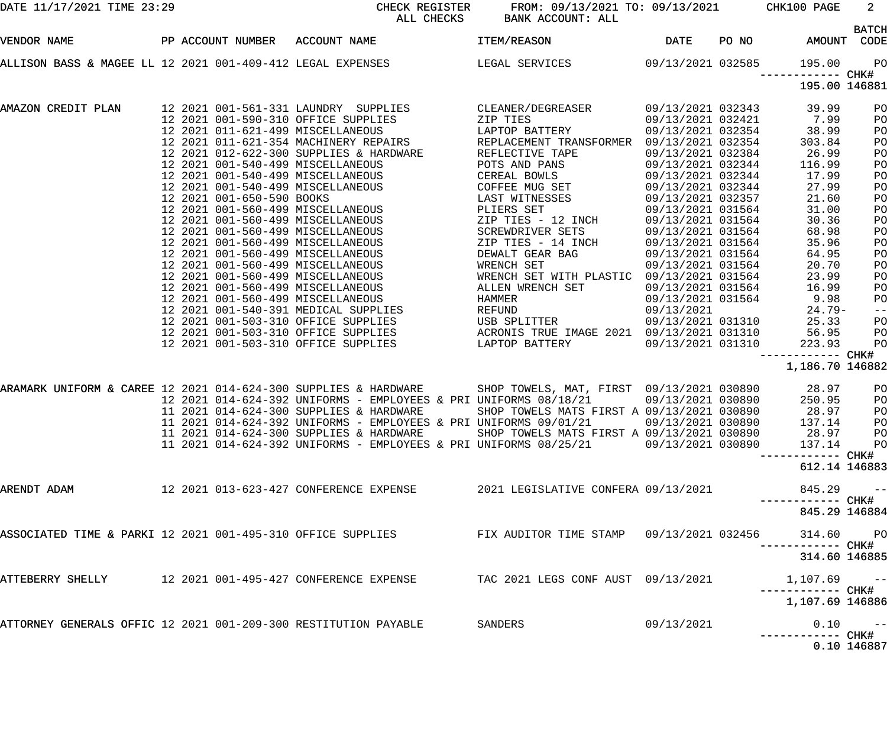CHECK REGISTER FROM: 09/13/2021 TO: 09/13/2021
ALL CHECKS BANK ACCOUNT: ALL

DATE 11/17/2021 TIME 23:29 CHK100

| VENDOR NAME | PP | ACCOUNT NUMBER | ACCOUNT NAME | ITEM/REASON | DATE | PO NO | AMOUNT | BATCH CODE |
|---|---|---|---|---|---|---|---|---|
| ALLISON BASS & MAGEE LL | 12 2021 | 001-409-412 | LEGAL EXPENSES | LEGAL SERVICES | 09/13/2021 | 032585 | 195.00 | PO |
| | | | | | | | CHK# 195.00 | 146881 |
| AMAZON CREDIT PLAN | 12 2021 | 001-561-331 | LAUNDRY SUPPLIES | CLEANER/DEGREASER | 09/13/2021 | 032343 | 39.99 | PO |
| | 12 2021 | 001-590-310 | OFFICE SUPPLIES | ZIP TIES | 09/13/2021 | 032421 | 7.99 | PO |
| | 12 2021 | 011-621-499 | MISCELLANEOUS | LAPTOP BATTERY | 09/13/2021 | 032354 | 38.99 | PO |
| | 12 2021 | 011-621-354 | MACHINERY REPAIRS | REPLACEMENT TRANSFORMER | 09/13/2021 | 032354 | 303.84 | PO |
| | 12 2021 | 012-622-300 | SUPPLIES & HARDWARE | REFLECTIVE TAPE | 09/13/2021 | 032384 | 26.99 | PO |
| | 12 2021 | 001-540-499 | MISCELLANEOUS | POTS AND PANS | 09/13/2021 | 032344 | 116.99 | PO |
| | 12 2021 | 001-540-499 | MISCELLANEOUS | CEREAL BOWLS | 09/13/2021 | 032344 | 17.99 | PO |
| | 12 2021 | 001-540-499 | MISCELLANEOUS | COFFEE MUG SET | 09/13/2021 | 032344 | 27.99 | PO |
| | 12 2021 | 001-650-590 | BOOKS | LAST WITNESSES | 09/13/2021 | 032357 | 21.60 | PO |
| | 12 2021 | 001-560-499 | MISCELLANEOUS | PLIERS SET | 09/13/2021 | 031564 | 31.00 | PO |
| | 12 2021 | 001-560-499 | MISCELLANEOUS | ZIP TIES - 12 INCH | 09/13/2021 | 031564 | 30.36 | PO |
| | 12 2021 | 001-560-499 | MISCELLANEOUS | SCREWDRIVER SETS | 09/13/2021 | 031564 | 68.98 | PO |
| | 12 2021 | 001-560-499 | MISCELLANEOUS | ZIP TIES - 14 INCH | 09/13/2021 | 031564 | 35.96 | PO |
| | 12 2021 | 001-560-499 | MISCELLANEOUS | DEWALT GEAR BAG | 09/13/2021 | 031564 | 64.95 | PO |
| | 12 2021 | 001-560-499 | MISCELLANEOUS | WRENCH SET | 09/13/2021 | 031564 | 20.70 | PO |
| | 12 2021 | 001-560-499 | MISCELLANEOUS | WRENCH SET WITH PLASTIC | 09/13/2021 | 031564 | 23.99 | PO |
| | 12 2021 | 001-560-499 | MISCELLANEOUS | ALLEN WRENCH SET | 09/13/2021 | 031564 | 16.99 | PO |
| | 12 2021 | 001-560-499 | MISCELLANEOUS | HAMMER | 09/13/2021 | 031564 | 9.98 | PO |
| | 12 2021 | 001-540-391 | MEDICAL SUPPLIES | REFUND | 09/13/2021 | | 24.79- | -- |
| | 12 2021 | 001-503-310 | OFFICE SUPPLIES | USB SPLITTER | 09/13/2021 | 031310 | 25.33 | PO |
| | 12 2021 | 001-503-310 | OFFICE SUPPLIES | ACRONIS TRUE IMAGE 2021 | 09/13/2021 | 031310 | 56.95 | PO |
| | 12 2021 | 001-503-310 | OFFICE SUPPLIES | LAPTOP BATTERY | 09/13/2021 | 031310 | 223.93 | PO |
| | | | | | | | CHK# 1,186.70 | 146882 |
| ARAMARK UNIFORM & CAREE | 12 2021 | 014-624-300 | SUPPLIES & HARDWARE | SHOP TOWELS, MAT, FIRST | 09/13/2021 | 030890 | 28.97 | PO |
| | 12 2021 | 014-624-392 | UNIFORMS - EMPLOYEES & PRI | UNIFORMS 08/18/21 | 09/13/2021 | 030890 | 250.95 | PO |
| | 11 2021 | 014-624-300 | SUPPLIES & HARDWARE | SHOP TOWELS MATS FIRST A | 09/13/2021 | 030890 | 28.97 | PO |
| | 11 2021 | 014-624-392 | UNIFORMS - EMPLOYEES & PRI | UNIFORMS 09/01/21 | 09/13/2021 | 030890 | 137.14 | PO |
| | 11 2021 | 014-624-300 | SUPPLIES & HARDWARE | SHOP TOWELS MATS FIRST A | 09/13/2021 | 030890 | 28.97 | PO |
| | 11 2021 | 014-624-392 | UNIFORMS - EMPLOYEES & PRI | UNIFORMS 08/25/21 | 09/13/2021 | 030890 | 137.14 | PO |
| | | | | | | | CHK# 612.14 | 146883 |
| ARENDT ADAM | 12 2021 | 013-623-427 | CONFERENCE EXPENSE | 2021 LEGISLATIVE CONFERA | 09/13/2021 | | 845.29 | -- |
| | | | | | | | CHK# 845.29 | 146884 |
| ASSOCIATED TIME & PARKI | 12 2021 | 001-495-310 | OFFICE SUPPLIES | FIX AUDITOR TIME STAMP | 09/13/2021 | 032456 | 314.60 | PO |
| | | | | | | | CHK# 314.60 | 146885 |
| ATTEBERRY SHELLY | 12 2021 | 001-495-427 | CONFERENCE EXPENSE | TAC 2021 LEGS CONF AUST | 09/13/2021 | | 1,107.69 | -- |
| | | | | | | | CHK# 1,107.69 | 146886 |
| ATTORNEY GENERALS OFFIC | 12 2021 | 001-209-300 | RESTITUTION PAYABLE | SANDERS | 09/13/2021 | | 0.10 | -- |
| | | | | | | | CHK# 0.10 | 146887 |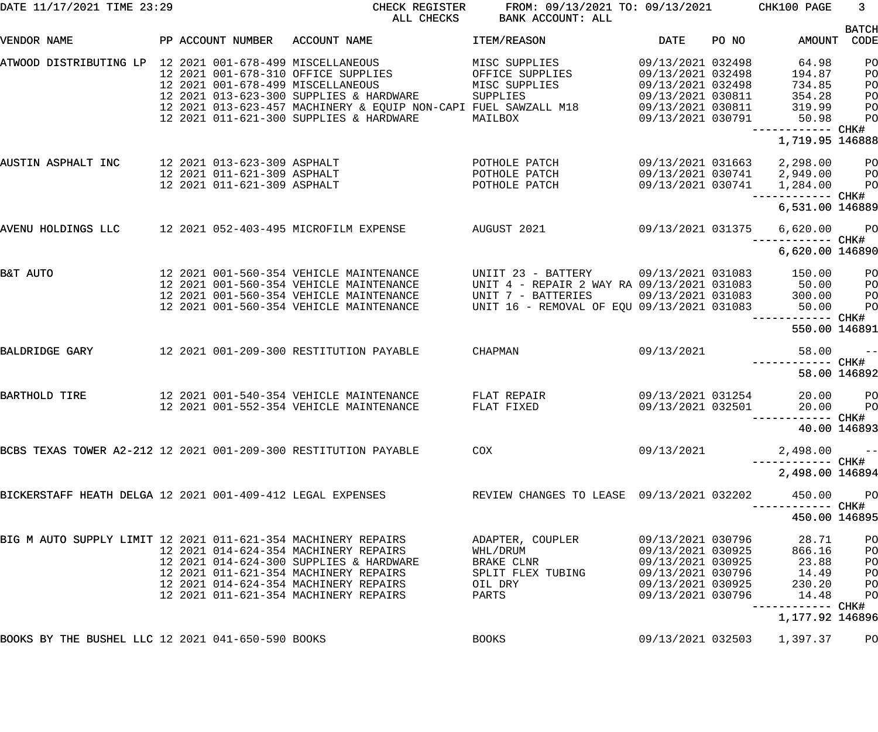CHECK REGISTER — ALL CHECKS — FROM: 09/13/2021 TO: 09/13/2021 — BANK ACCOUNT: ALL

DATE 11/17/2021 TIME 23:29 — CHK100

| VENDOR NAME | PP | ACCOUNT NUMBER | ACCOUNT NAME | ITEM/REASON | DATE | PO NO | AMOUNT | BATCH CODE |
|---|---|---|---|---|---|---|---|---|
| ATWOOD DISTRIBUTING LP | 12 2021 | 001-678-499 | MISCELLANEOUS | MISC SUPPLIES | 09/13/2021 | 032498 | 64.98 | PO |
| | 12 2021 | 001-678-310 | OFFICE SUPPLIES | OFFICE SUPPLIES | 09/13/2021 | 032498 | 194.87 | PO |
| | 12 2021 | 001-678-499 | MISCELLANEOUS | MISC SUPPLIES | 09/13/2021 | 032498 | 734.85 | PO |
| | 12 2021 | 013-623-300 | SUPPLIES & HARDWARE | SUPPLIES | 09/13/2021 | 030811 | 354.28 | PO |
| | 12 2021 | 013-623-457 | MACHINERY & EQUIP NON-CAPI | FUEL SAWZALL M18 | 09/13/2021 | 030811 | 319.99 | PO |
| | 12 2021 | 011-621-300 | SUPPLIES & HARDWARE | MAILBOX | 09/13/2021 | 030791 | 50.98 | PO |
| | | | | | | | 1,719.95 | CHK# 146888 |
| AUSTIN ASPHALT INC | 12 2021 | 013-623-309 | ASPHALT | POTHOLE PATCH | 09/13/2021 | 031663 | 2,298.00 | PO |
| | 12 2021 | 011-621-309 | ASPHALT | POTHOLE PATCH | 09/13/2021 | 030741 | 2,949.00 | PO |
| | 12 2021 | 011-621-309 | ASPHALT | POTHOLE PATCH | 09/13/2021 | 030741 | 1,284.00 | PO |
| | | | | | | | 6,531.00 | CHK# 146889 |
| AVENU HOLDINGS LLC | 12 2021 | 052-403-495 | MICROFILM EXPENSE | AUGUST 2021 | 09/13/2021 | 031375 | 6,620.00 | PO |
| | | | | | | | 6,620.00 | CHK# 146890 |
| B&T AUTO | 12 2021 | 001-560-354 | VEHICLE MAINTENANCE | UNIIT 23 - BATTERY | 09/13/2021 | 031083 | 150.00 | PO |
| | 12 2021 | 001-560-354 | VEHICLE MAINTENANCE | UNIT 4 - REPAIR 2 WAY RA | 09/13/2021 | 031083 | 50.00 | PO |
| | 12 2021 | 001-560-354 | VEHICLE MAINTENANCE | UNIT 7 - BATTERIES | 09/13/2021 | 031083 | 300.00 | PO |
| | 12 2021 | 001-560-354 | VEHICLE MAINTENANCE | UNIT 16 - REMOVAL OF EQU | 09/13/2021 | 031083 | 50.00 | PO |
| | | | | | | | 550.00 | CHK# 146891 |
| BALDRIDGE GARY | 12 2021 | 001-209-300 | RESTITUTION PAYABLE | CHAPMAN | 09/13/2021 | | 58.00 | -- |
| | | | | | | | 58.00 | CHK# 146892 |
| BARTHOLD TIRE | 12 2021 | 001-540-354 | VEHICLE MAINTENANCE | FLAT REPAIR | 09/13/2021 | 031254 | 20.00 | PO |
| | 12 2021 | 001-552-354 | VEHICLE MAINTENANCE | FLAT FIXED | 09/13/2021 | 032501 | 20.00 | PO |
| | | | | | | | 40.00 | CHK# 146893 |
| BCBS TEXAS TOWER A2-212 | 12 2021 | 001-209-300 | RESTITUTION PAYABLE | COX | 09/13/2021 | | 2,498.00 | -- |
| | | | | | | | 2,498.00 | CHK# 146894 |
| BICKERSTAFF HEATH DELGA | 12 2021 | 001-409-412 | LEGAL EXPENSES | REVIEW CHANGES TO LEASE | 09/13/2021 | 032202 | 450.00 | PO |
| | | | | | | | 450.00 | CHK# 146895 |
| BIG M AUTO SUPPLY LIMIT | 12 2021 | 011-621-354 | MACHINERY REPAIRS | ADAPTER, COUPLER | 09/13/2021 | 030796 | 28.71 | PO |
| | 12 2021 | 014-624-354 | MACHINERY REPAIRS | WHL/DRUM | 09/13/2021 | 030925 | 866.16 | PO |
| | 12 2021 | 014-624-300 | SUPPLIES & HARDWARE | BRAKE CLNR | 09/13/2021 | 030925 | 23.88 | PO |
| | 12 2021 | 011-621-354 | MACHINERY REPAIRS | SPLIT FLEX TUBING | 09/13/2021 | 030796 | 14.49 | PO |
| | 12 2021 | 014-624-354 | MACHINERY REPAIRS | OIL DRY | 09/13/2021 | 030925 | 230.20 | PO |
| | 12 2021 | 011-621-354 | MACHINERY REPAIRS | PARTS | 09/13/2021 | 030796 | 14.48 | PO |
| | | | | | | | 1,177.92 | CHK# 146896 |
| BOOKS BY THE BUSHEL LLC | 12 2021 | 041-650-590 | BOOKS | BOOKS | 09/13/2021 | 032503 | 1,397.37 | PO |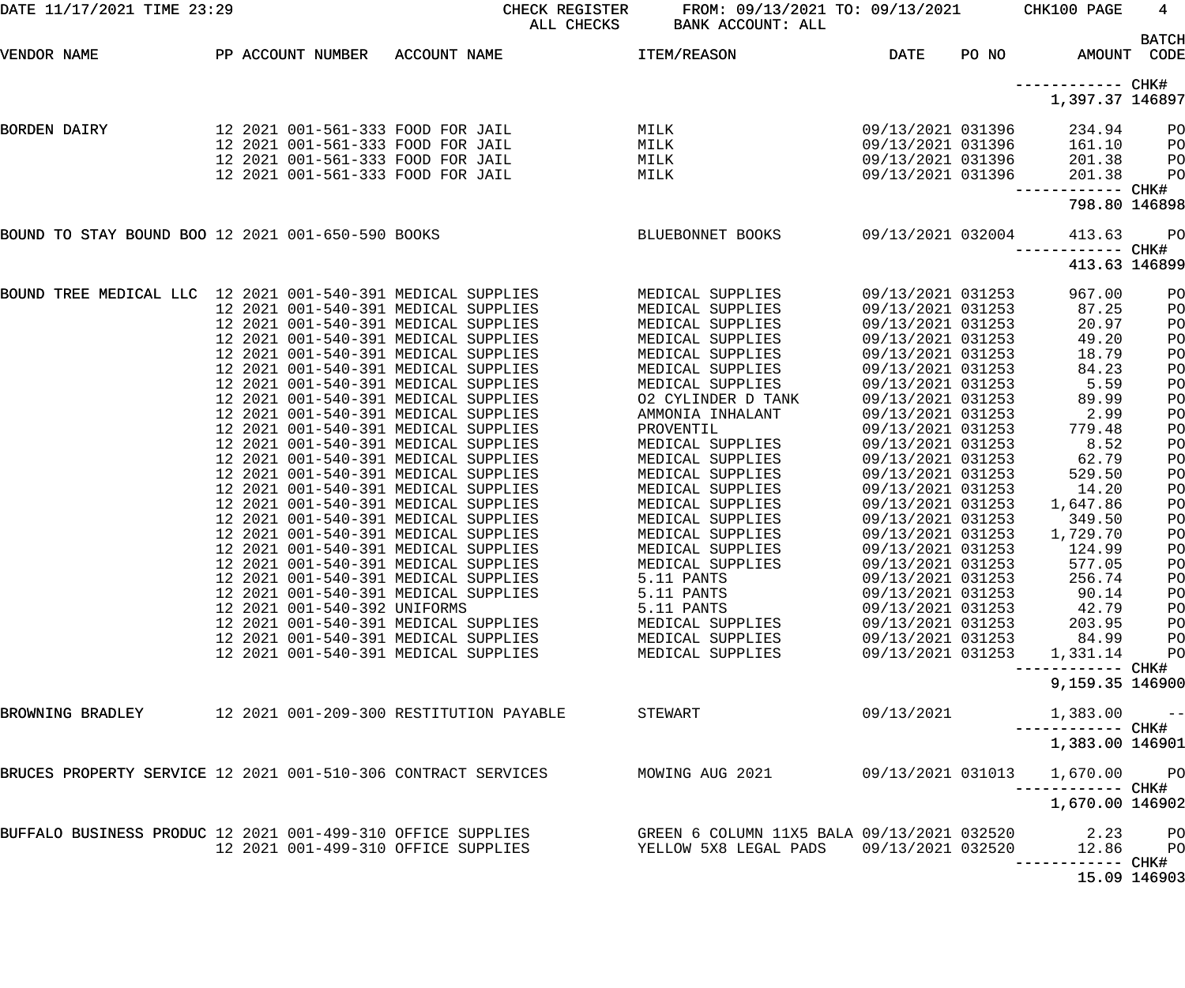DATE 11/17/2021 TIME 23:29 CHECK REGISTER FROM: 09/13/2021 TO: 09/13/2021 CHK100 PAGE 4
ALL CHECKS BANK ACCOUNT: ALL

| VENDOR NAME | PP | ACCOUNT NUMBER | ACCOUNT NAME | ITEM/REASON | DATE | PO NO | AMOUNT | BATCH CODE |
|---|---|---|---|---|---|---|---|---|
| | | | | | | | ------------ CHK# | |
| | | | | | | | 1,397.37 | 146897 |
| BORDEN DAIRY | 12 | 2021 001-561-333 | FOOD FOR JAIL | MILK | 09/13/2021 | 031396 | 234.94 | PO |
| | 12 | 2021 001-561-333 | FOOD FOR JAIL | MILK | 09/13/2021 | 031396 | 161.10 | PO |
| | 12 | 2021 001-561-333 | FOOD FOR JAIL | MILK | 09/13/2021 | 031396 | 201.38 | PO |
| | 12 | 2021 001-561-333 | FOOD FOR JAIL | MILK | 09/13/2021 | 031396 | 201.38 | PO |
| | | | | | | | ------------ CHK# | |
| | | | | | | | 798.80 | 146898 |
| BOUND TO STAY BOUND BOO | 12 | 2021 001-650-590 | BOOKS | BLUEBONNET BOOKS | 09/13/2021 | 032004 | 413.63 | PO |
| | | | | | | | ------------ CHK# | |
| | | | | | | | 413.63 | 146899 |
| BOUND TREE MEDICAL LLC | 12 | 2021 001-540-391 | MEDICAL SUPPLIES | MEDICAL SUPPLIES | 09/13/2021 | 031253 | 967.00 | PO |
| | 12 | 2021 001-540-391 | MEDICAL SUPPLIES | MEDICAL SUPPLIES | 09/13/2021 | 031253 | 87.25 | PO |
| | 12 | 2021 001-540-391 | MEDICAL SUPPLIES | MEDICAL SUPPLIES | 09/13/2021 | 031253 | 20.97 | PO |
| | 12 | 2021 001-540-391 | MEDICAL SUPPLIES | MEDICAL SUPPLIES | 09/13/2021 | 031253 | 49.20 | PO |
| | 12 | 2021 001-540-391 | MEDICAL SUPPLIES | MEDICAL SUPPLIES | 09/13/2021 | 031253 | 18.79 | PO |
| | 12 | 2021 001-540-391 | MEDICAL SUPPLIES | MEDICAL SUPPLIES | 09/13/2021 | 031253 | 84.23 | PO |
| | 12 | 2021 001-540-391 | MEDICAL SUPPLIES | MEDICAL SUPPLIES | 09/13/2021 | 031253 | 5.59 | PO |
| | 12 | 2021 001-540-391 | MEDICAL SUPPLIES | O2 CYLINDER D TANK | 09/13/2021 | 031253 | 89.99 | PO |
| | 12 | 2021 001-540-391 | MEDICAL SUPPLIES | AMMONIA INHALANT | 09/13/2021 | 031253 | 2.99 | PO |
| | 12 | 2021 001-540-391 | MEDICAL SUPPLIES | PROVENTIL | 09/13/2021 | 031253 | 779.48 | PO |
| | 12 | 2021 001-540-391 | MEDICAL SUPPLIES | MEDICAL SUPPLIES | 09/13/2021 | 031253 | 8.52 | PO |
| | 12 | 2021 001-540-391 | MEDICAL SUPPLIES | MEDICAL SUPPLIES | 09/13/2021 | 031253 | 62.79 | PO |
| | 12 | 2021 001-540-391 | MEDICAL SUPPLIES | MEDICAL SUPPLIES | 09/13/2021 | 031253 | 529.50 | PO |
| | 12 | 2021 001-540-391 | MEDICAL SUPPLIES | MEDICAL SUPPLIES | 09/13/2021 | 031253 | 14.20 | PO |
| | 12 | 2021 001-540-391 | MEDICAL SUPPLIES | MEDICAL SUPPLIES | 09/13/2021 | 031253 | 1,647.86 | PO |
| | 12 | 2021 001-540-391 | MEDICAL SUPPLIES | MEDICAL SUPPLIES | 09/13/2021 | 031253 | 349.50 | PO |
| | 12 | 2021 001-540-391 | MEDICAL SUPPLIES | MEDICAL SUPPLIES | 09/13/2021 | 031253 | 1,729.70 | PO |
| | 12 | 2021 001-540-391 | MEDICAL SUPPLIES | MEDICAL SUPPLIES | 09/13/2021 | 031253 | 124.99 | PO |
| | 12 | 2021 001-540-391 | MEDICAL SUPPLIES | MEDICAL SUPPLIES | 09/13/2021 | 031253 | 577.05 | PO |
| | 12 | 2021 001-540-391 | MEDICAL SUPPLIES | 5.11 PANTS | 09/13/2021 | 031253 | 256.74 | PO |
| | 12 | 2021 001-540-391 | MEDICAL SUPPLIES | 5.11 PANTS | 09/13/2021 | 031253 | 90.14 | PO |
| | 12 | 2021 001-540-392 | UNIFORMS | 5.11 PANTS | 09/13/2021 | 031253 | 42.79 | PO |
| | 12 | 2021 001-540-391 | MEDICAL SUPPLIES | MEDICAL SUPPLIES | 09/13/2021 | 031253 | 203.95 | PO |
| | 12 | 2021 001-540-391 | MEDICAL SUPPLIES | MEDICAL SUPPLIES | 09/13/2021 | 031253 | 84.99 | PO |
| | 12 | 2021 001-540-391 | MEDICAL SUPPLIES | MEDICAL SUPPLIES | 09/13/2021 | 031253 | 1,331.14 | PO |
| | | | | | | | ------------ CHK# | |
| | | | | | | | 9,159.35 | 146900 |
| BROWNING BRADLEY | 12 | 2021 001-209-300 | RESTITUTION PAYABLE | STEWART | 09/13/2021 | | 1,383.00 | -- |
| | | | | | | | ------------ CHK# | |
| | | | | | | | 1,383.00 | 146901 |
| BRUCES PROPERTY SERVICE | 12 | 2021 001-510-306 | CONTRACT SERVICES | MOWING AUG 2021 | 09/13/2021 | 031013 | 1,670.00 | PO |
| | | | | | | | ------------ CHK# | |
| | | | | | | | 1,670.00 | 146902 |
| BUFFALO BUSINESS PRODUC | 12 | 2021 001-499-310 | OFFICE SUPPLIES | GREEN 6 COLUMN 11X5 BALA | 09/13/2021 | 032520 | 2.23 | PO |
| | 12 | 2021 001-499-310 | OFFICE SUPPLIES | YELLOW 5X8 LEGAL PADS | 09/13/2021 | 032520 | 12.86 | PO |
| | | | | | | | ------------ CHK# | |
| | | | | | | | 15.09 | 146903 |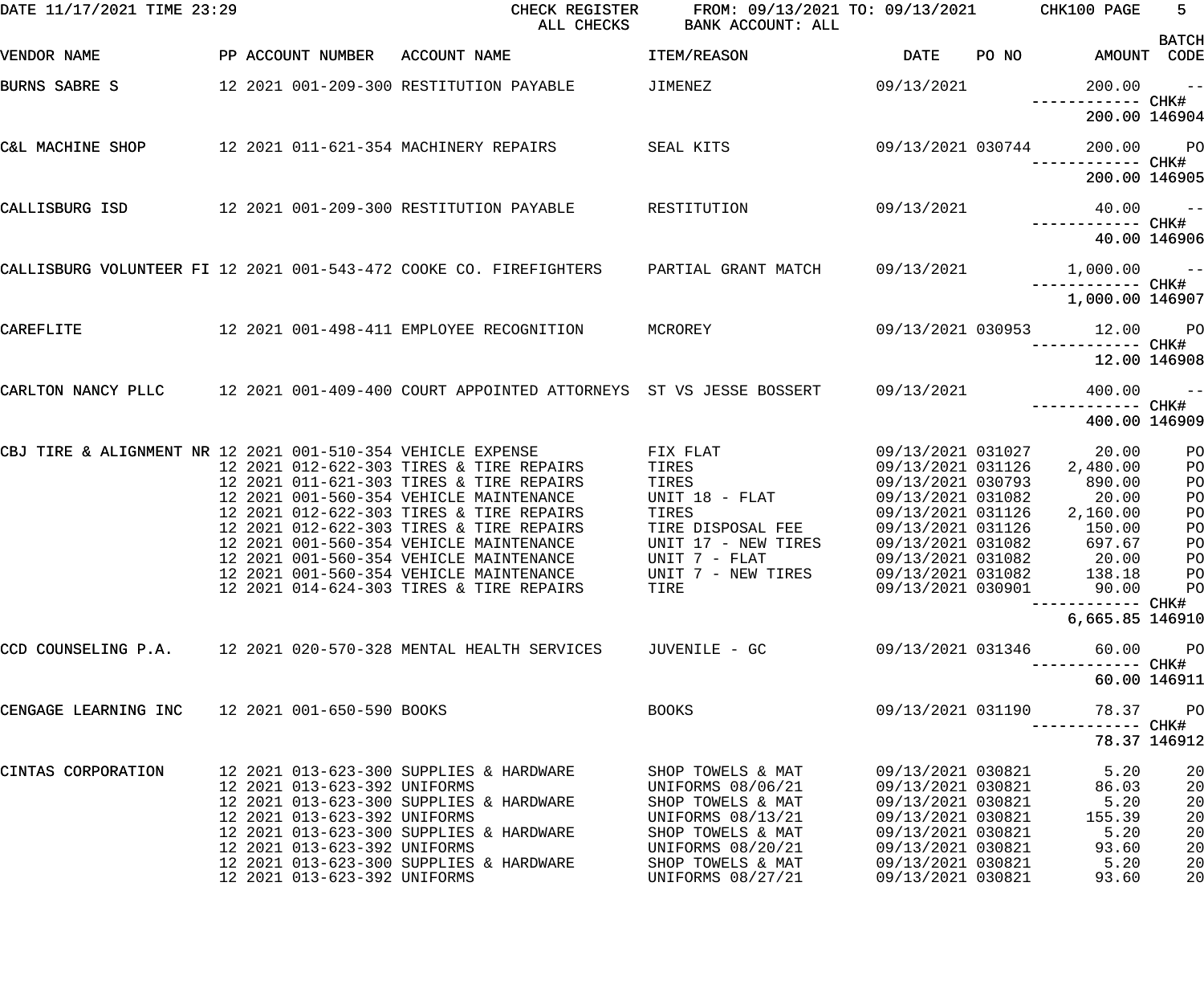CHECK REGISTER — ALL CHECKS — FROM: 09/13/2021 TO: 09/13/2021 — BANK ACCOUNT: ALL

DATE 11/17/2021 TIME 23:29 — CHK100

| VENDOR NAME | PP | ACCOUNT NUMBER | ACCOUNT NAME | ITEM/REASON | DATE | PO NO | AMOUNT | BATCH CODE |
|---|---|---|---|---|---|---|---|---|
| BURNS SABRE S | 12 | 2021 001-209-300 | RESTITUTION PAYABLE | JIMENEZ | 09/13/2021 | | 200.00 | -- |
| | | | | | | | 200.00 | CHK# 146904 |
| C&L MACHINE SHOP | 12 | 2021 011-621-354 | MACHINERY REPAIRS | SEAL KITS | 09/13/2021 | 030744 | 200.00 | PO |
| | | | | | | | 200.00 | CHK# 146905 |
| CALLISBURG ISD | 12 | 2021 001-209-300 | RESTITUTION PAYABLE | RESTITUTION | 09/13/2021 | | 40.00 | -- |
| | | | | | | | 40.00 | CHK# 146906 |
| CALLISBURG VOLUNTEER FI | 12 | 2021 001-543-472 | COOKE CO. FIREFIGHTERS | PARTIAL GRANT MATCH | 09/13/2021 | | 1,000.00 | -- |
| | | | | | | | 1,000.00 | CHK# 146907 |
| CAREFLITE | 12 | 2021 001-498-411 | EMPLOYEE RECOGNITION | MCROREY | 09/13/2021 | 030953 | 12.00 | PO |
| | | | | | | | 12.00 | CHK# 146908 |
| CARLTON NANCY PLLC | 12 | 2021 001-409-400 | COURT APPOINTED ATTORNEYS | ST VS JESSE BOSSERT | 09/13/2021 | | 400.00 | -- |
| | | | | | | | 400.00 | CHK# 146909 |
| CBJ TIRE & ALIGNMENT NR | 12 | 2021 001-510-354 | VEHICLE EXPENSE | FIX FLAT | 09/13/2021 | 031027 | 20.00 | PO |
| | 12 | 2021 012-622-303 | TIRES & TIRE REPAIRS | TIRES | 09/13/2021 | 031126 | 2,480.00 | PO |
| | 12 | 2021 011-621-303 | TIRES & TIRE REPAIRS | TIRES | 09/13/2021 | 030793 | 890.00 | PO |
| | 12 | 2021 001-560-354 | VEHICLE MAINTENANCE | UNIT 18 - FLAT | 09/13/2021 | 031082 | 20.00 | PO |
| | 12 | 2021 012-622-303 | TIRES & TIRE REPAIRS | TIRES | 09/13/2021 | 031126 | 2,160.00 | PO |
| | 12 | 2021 012-622-303 | TIRES & TIRE REPAIRS | TIRE DISPOSAL FEE | 09/13/2021 | 031126 | 150.00 | PO |
| | 12 | 2021 001-560-354 | VEHICLE MAINTENANCE | UNIT 17 - NEW TIRES | 09/13/2021 | 031082 | 697.67 | PO |
| | 12 | 2021 001-560-354 | VEHICLE MAINTENANCE | UNIT 7 - FLAT | 09/13/2021 | 031082 | 20.00 | PO |
| | 12 | 2021 001-560-354 | VEHICLE MAINTENANCE | UNIT 7 - NEW TIRES | 09/13/2021 | 031082 | 138.18 | PO |
| | 12 | 2021 014-624-303 | TIRES & TIRE REPAIRS | TIRE | 09/13/2021 | 030901 | 90.00 | PO |
| | | | | | | | 6,665.85 | CHK# 146910 |
| CCD COUNSELING P.A. | 12 | 2021 020-570-328 | MENTAL HEALTH SERVICES | JUVENILE - GC | 09/13/2021 | 031346 | 60.00 | PO |
| | | | | | | | 60.00 | CHK# 146911 |
| CENGAGE LEARNING INC | 12 | 2021 001-650-590 | BOOKS | BOOKS | 09/13/2021 | 031190 | 78.37 | PO |
| | | | | | | | 78.37 | CHK# 146912 |
| CINTAS CORPORATION | 12 | 2021 013-623-300 | SUPPLIES & HARDWARE | SHOP TOWELS & MAT | 09/13/2021 | 030821 | 5.20 | 20 |
| | 12 | 2021 013-623-392 | UNIFORMS | UNIFORMS 08/06/21 | 09/13/2021 | 030821 | 86.03 | 20 |
| | 12 | 2021 013-623-300 | SUPPLIES & HARDWARE | SHOP TOWELS & MAT | 09/13/2021 | 030821 | 5.20 | 20 |
| | 12 | 2021 013-623-392 | UNIFORMS | UNIFORMS 08/13/21 | 09/13/2021 | 030821 | 155.39 | 20 |
| | 12 | 2021 013-623-300 | SUPPLIES & HARDWARE | SHOP TOWELS & MAT | 09/13/2021 | 030821 | 5.20 | 20 |
| | 12 | 2021 013-623-392 | UNIFORMS | UNIFORMS 08/20/21 | 09/13/2021 | 030821 | 93.60 | 20 |
| | 12 | 2021 013-623-300 | SUPPLIES & HARDWARE | SHOP TOWELS & MAT | 09/13/2021 | 030821 | 5.20 | 20 |
| | 12 | 2021 013-623-392 | UNIFORMS | UNIFORMS 08/27/21 | 09/13/2021 | 030821 | 93.60 | 20 |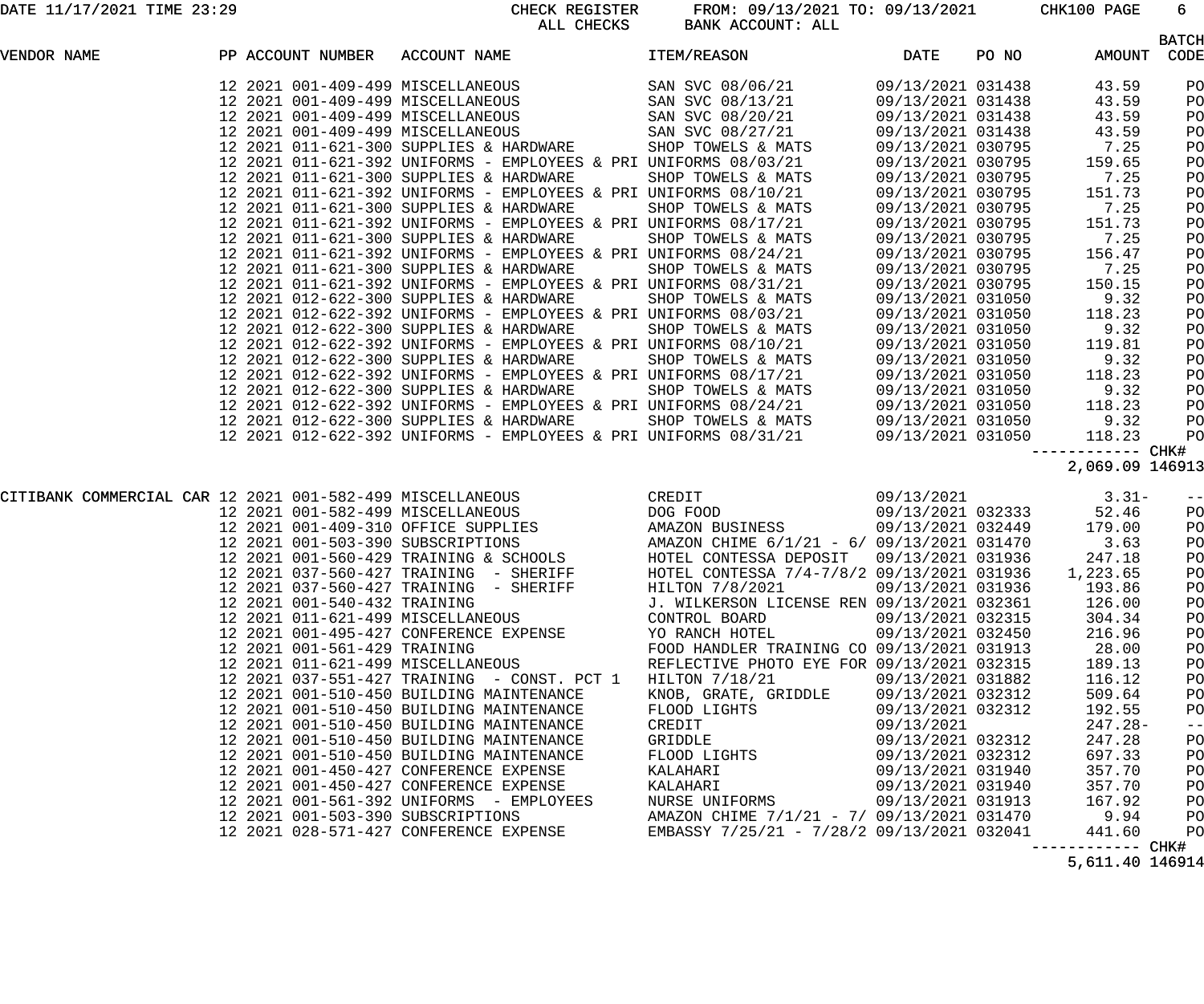DATE 11/17/2021 TIME 23:29 CHECK REGISTER FROM: 09/13/2021 TO: 09/13/2021 CHK100 PAGE 6

ALL CHECKS BANK ACCOUNT: ALL

| VENDOR NAME | PP | ACCOUNT NUMBER | ACCOUNT NAME | ITEM/REASON | DATE | PO NO | AMOUNT | BATCH CODE |
|---|---|---|---|---|---|---|---|---|
| | 12 2021 | 001-409-499 | MISCELLANEOUS | SAN SVC 08/06/21 | 09/13/2021 | 031438 | 43.59 | PO |
| | 12 2021 | 001-409-499 | MISCELLANEOUS | SAN SVC 08/13/21 | 09/13/2021 | 031438 | 43.59 | PO |
| | 12 2021 | 001-409-499 | MISCELLANEOUS | SAN SVC 08/20/21 | 09/13/2021 | 031438 | 43.59 | PO |
| | 12 2021 | 001-409-499 | MISCELLANEOUS | SAN SVC 08/27/21 | 09/13/2021 | 031438 | 43.59 | PO |
| | 12 2021 | 011-621-300 | SUPPLIES & HARDWARE | SHOP TOWELS & MATS | 09/13/2021 | 030795 | 7.25 | PO |
| | 12 2021 | 011-621-392 | UNIFORMS - EMPLOYEES & PRI | UNIFORMS 08/03/21 | 09/13/2021 | 030795 | 159.65 | PO |
| | 12 2021 | 011-621-300 | SUPPLIES & HARDWARE | SHOP TOWELS & MATS | 09/13/2021 | 030795 | 7.25 | PO |
| | 12 2021 | 011-621-392 | UNIFORMS - EMPLOYEES & PRI | UNIFORMS 08/10/21 | 09/13/2021 | 030795 | 151.73 | PO |
| | 12 2021 | 011-621-300 | SUPPLIES & HARDWARE | SHOP TOWELS & MATS | 09/13/2021 | 030795 | 7.25 | PO |
| | 12 2021 | 011-621-392 | UNIFORMS - EMPLOYEES & PRI | UNIFORMS 08/17/21 | 09/13/2021 | 030795 | 151.73 | PO |
| | 12 2021 | 011-621-300 | SUPPLIES & HARDWARE | SHOP TOWELS & MATS | 09/13/2021 | 030795 | 7.25 | PO |
| | 12 2021 | 011-621-392 | UNIFORMS - EMPLOYEES & PRI | UNIFORMS 08/24/21 | 09/13/2021 | 030795 | 156.47 | PO |
| | 12 2021 | 011-621-300 | SUPPLIES & HARDWARE | SHOP TOWELS & MATS | 09/13/2021 | 030795 | 7.25 | PO |
| | 12 2021 | 011-621-392 | UNIFORMS - EMPLOYEES & PRI | UNIFORMS 08/31/21 | 09/13/2021 | 030795 | 150.15 | PO |
| | 12 2021 | 012-622-300 | SUPPLIES & HARDWARE | SHOP TOWELS & MATS | 09/13/2021 | 031050 | 9.32 | PO |
| | 12 2021 | 012-622-392 | UNIFORMS - EMPLOYEES & PRI | UNIFORMS 08/03/21 | 09/13/2021 | 031050 | 118.23 | PO |
| | 12 2021 | 012-622-300 | SUPPLIES & HARDWARE | SHOP TOWELS & MATS | 09/13/2021 | 031050 | 9.32 | PO |
| | 12 2021 | 012-622-392 | UNIFORMS - EMPLOYEES & PRI | UNIFORMS 08/10/21 | 09/13/2021 | 031050 | 119.81 | PO |
| | 12 2021 | 012-622-300 | SUPPLIES & HARDWARE | SHOP TOWELS & MATS | 09/13/2021 | 031050 | 9.32 | PO |
| | 12 2021 | 012-622-392 | UNIFORMS - EMPLOYEES & PRI | UNIFORMS 08/17/21 | 09/13/2021 | 031050 | 118.23 | PO |
| | 12 2021 | 012-622-300 | SUPPLIES & HARDWARE | SHOP TOWELS & MATS | 09/13/2021 | 031050 | 9.32 | PO |
| | 12 2021 | 012-622-392 | UNIFORMS - EMPLOYEES & PRI | UNIFORMS 08/24/21 | 09/13/2021 | 031050 | 118.23 | PO |
| | 12 2021 | 012-622-300 | SUPPLIES & HARDWARE | SHOP TOWELS & MATS | 09/13/2021 | 031050 | 9.32 | PO |
| | 12 2021 | 012-622-392 | UNIFORMS - EMPLOYEES & PRI | UNIFORMS 08/31/21 | 09/13/2021 | 031050 | 118.23 | PO |
| | | | | | | | 2,069.09 | CHK# 146913 |
| CITIBANK COMMERCIAL CAR | 12 2021 | 001-582-499 | MISCELLANEOUS | CREDIT | 09/13/2021 | | 3.31- | -- |
| | 12 2021 | 001-582-499 | MISCELLANEOUS | DOG FOOD | 09/13/2021 | 032333 | 52.46 | PO |
| | 12 2021 | 001-409-310 | OFFICE SUPPLIES | AMAZON BUSINESS | 09/13/2021 | 032449 | 179.00 | PO |
| | 12 2021 | 001-503-390 | SUBSCRIPTIONS | AMAZON CHIME 6/1/21 - 6/ | 09/13/2021 | 031470 | 3.63 | PO |
| | 12 2021 | 001-560-429 | TRAINING & SCHOOLS | HOTEL CONTESSA DEPOSIT | 09/13/2021 | 031936 | 247.18 | PO |
| | 12 2021 | 037-560-427 | TRAINING - SHERIFF | HOTEL CONTESSA 7/4-7/8/2 | 09/13/2021 | 031936 | 1,223.65 | PO |
| | 12 2021 | 037-560-427 | TRAINING - SHERIFF | HILTON 7/8/2021 | 09/13/2021 | 031936 | 193.86 | PO |
| | 12 2021 | 001-540-432 | TRAINING | J. WILKERSON LICENSE REN | 09/13/2021 | 032361 | 126.00 | PO |
| | 12 2021 | 011-621-499 | MISCELLANEOUS | CONTROL BOARD | 09/13/2021 | 032315 | 304.34 | PO |
| | 12 2021 | 001-495-427 | CONFERENCE EXPENSE | YO RANCH HOTEL | 09/13/2021 | 032450 | 216.96 | PO |
| | 12 2021 | 001-561-429 | TRAINING | FOOD HANDLER TRAINING CO | 09/13/2021 | 031913 | 28.00 | PO |
| | 12 2021 | 011-621-499 | MISCELLANEOUS | REFLECTIVE PHOTO EYE FOR | 09/13/2021 | 032315 | 189.13 | PO |
| | 12 2021 | 037-551-427 | TRAINING - CONST. PCT 1 | HILTON 7/18/21 | 09/13/2021 | 031882 | 116.12 | PO |
| | 12 2021 | 001-510-450 | BUILDING MAINTENANCE | KNOB, GRATE, GRIDDLE | 09/13/2021 | 032312 | 509.64 | PO |
| | 12 2021 | 001-510-450 | BUILDING MAINTENANCE | FLOOD LIGHTS | 09/13/2021 | 032312 | 192.55 | PO |
| | 12 2021 | 001-510-450 | BUILDING MAINTENANCE | CREDIT | 09/13/2021 | | 247.28- | -- |
| | 12 2021 | 001-510-450 | BUILDING MAINTENANCE | GRIDDLE | 09/13/2021 | 032312 | 247.28 | PO |
| | 12 2021 | 001-510-450 | BUILDING MAINTENANCE | FLOOD LIGHTS | 09/13/2021 | 032312 | 697.33 | PO |
| | 12 2021 | 001-450-427 | CONFERENCE EXPENSE | KALAHARI | 09/13/2021 | 031940 | 357.70 | PO |
| | 12 2021 | 001-450-427 | CONFERENCE EXPENSE | KALAHARI | 09/13/2021 | 031940 | 357.70 | PO |
| | 12 2021 | 001-561-392 | UNIFORMS - EMPLOYEES | NURSE UNIFORMS | 09/13/2021 | 031913 | 167.92 | PO |
| | 12 2021 | 001-503-390 | SUBSCRIPTIONS | AMAZON CHIME 7/1/21 - 7/ | 09/13/2021 | 031470 | 9.94 | PO |
| | 12 2021 | 028-571-427 | CONFERENCE EXPENSE | EMBASSY 7/25/21 - 7/28/2 | 09/13/2021 | 032041 | 441.60 | PO |
| | | | | | | | 5,611.40 | CHK# 146914 |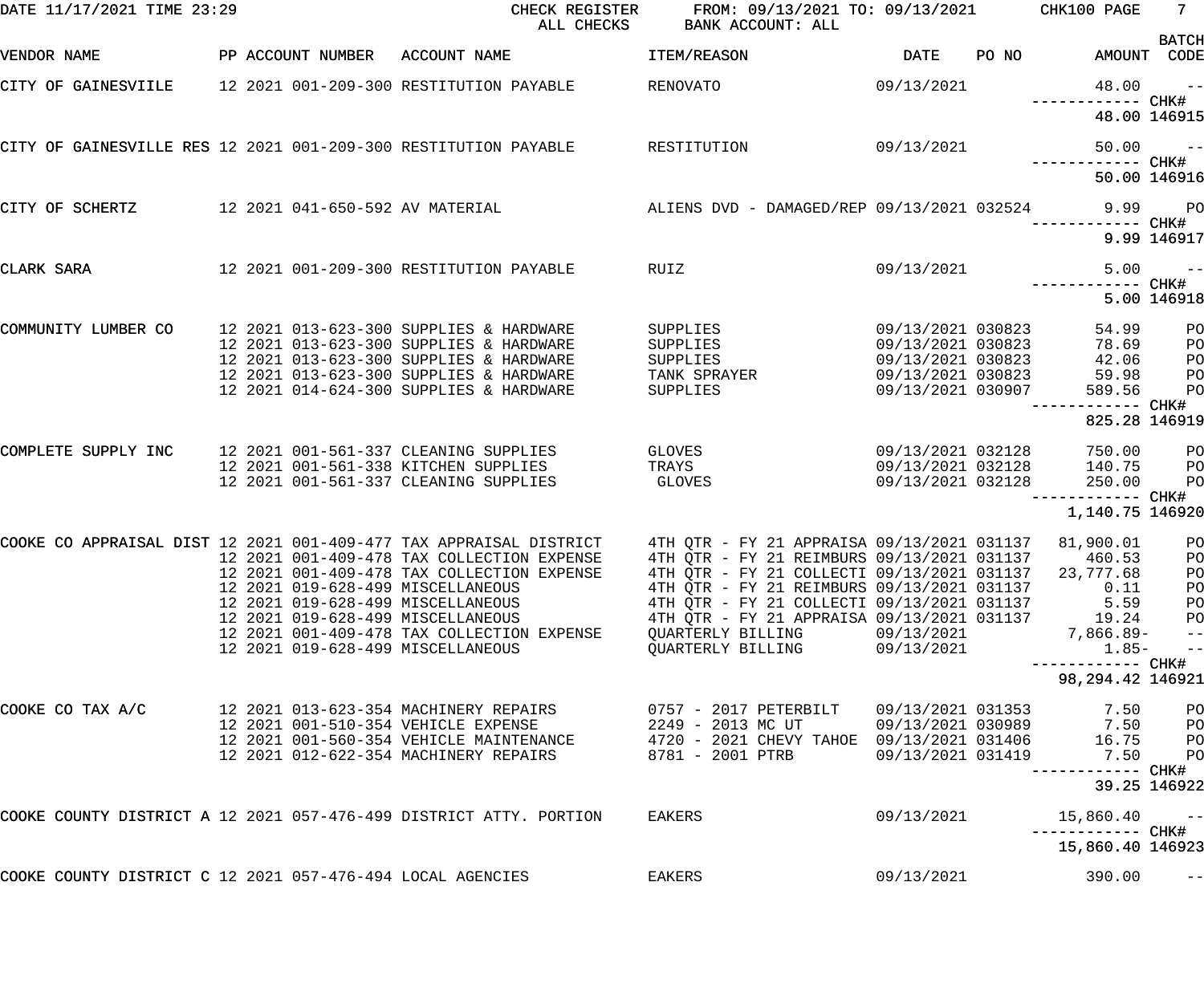DATE 11/17/2021 TIME 23:29 — CHECK REGISTER, ALL CHECKS — FROM: 09/13/2021 TO: 09/13/2021 — BANK ACCOUNT: ALL

| VENDOR NAME | PP | ACCOUNT NUMBER | ACCOUNT NAME | ITEM/REASON | DATE | PO NO | AMOUNT | BATCH CODE |
|---|---|---|---|---|---|---|---|---|
| CITY OF GAINESVIILE | 12 | 2021 001-209-300 | RESTITUTION PAYABLE | RENOVATO | 09/13/2021 | | 48.00 | -- |
| | | | | | | | ------------ | CHK# |
| | | | | | | | 48.00 | 146915 |
| CITY OF GAINESVILLE RES | 12 | 2021 001-209-300 | RESTITUTION PAYABLE | RESTITUTION | 09/13/2021 | | 50.00 | -- |
| | | | | | | | ------------ | CHK# |
| | | | | | | | 50.00 | 146916 |
| CITY OF SCHERTZ | 12 | 2021 041-650-592 | AV MATERIAL | ALIENS DVD - DAMAGED/REP | 09/13/2021 | 032524 | 9.99 | PO |
| | | | | | | | ------------ | CHK# |
| | | | | | | | 9.99 | 146917 |
| CLARK SARA | 12 | 2021 001-209-300 | RESTITUTION PAYABLE | RUIZ | 09/13/2021 | | 5.00 | -- |
| | | | | | | | ------------ | CHK# |
| | | | | | | | 5.00 | 146918 |
| COMMUNITY LUMBER CO | 12 | 2021 013-623-300 | SUPPLIES & HARDWARE | SUPPLIES | 09/13/2021 | 030823 | 54.99 | PO |
| | 12 | 2021 013-623-300 | SUPPLIES & HARDWARE | SUPPLIES | 09/13/2021 | 030823 | 78.69 | PO |
| | 12 | 2021 013-623-300 | SUPPLIES & HARDWARE | SUPPLIES | 09/13/2021 | 030823 | 42.06 | PO |
| | 12 | 2021 013-623-300 | SUPPLIES & HARDWARE | TANK SPRAYER | 09/13/2021 | 030823 | 59.98 | PO |
| | 12 | 2021 014-624-300 | SUPPLIES & HARDWARE | SUPPLIES | 09/13/2021 | 030907 | 589.56 | PO |
| | | | | | | | ------------ | CHK# |
| | | | | | | | 825.28 | 146919 |
| COMPLETE SUPPLY INC | 12 | 2021 001-561-337 | CLEANING SUPPLIES | GLOVES | 09/13/2021 | 032128 | 750.00 | PO |
| | 12 | 2021 001-561-338 | KITCHEN SUPPLIES | TRAYS | 09/13/2021 | 032128 | 140.75 | PO |
| | 12 | 2021 001-561-337 | CLEANING SUPPLIES | GLOVES | 09/13/2021 | 032128 | 250.00 | PO |
| | | | | | | | ------------ | CHK# |
| | | | | | | | 1,140.75 | 146920 |
| COOKE CO APPRAISAL DIST | 12 | 2021 001-409-477 | TAX APPRAISAL DISTRICT | 4TH QTR - FY 21 APPRAISA | 09/13/2021 | 031137 | 81,900.01 | PO |
| | 12 | 2021 001-409-478 | TAX COLLECTION EXPENSE | 4TH QTR - FY 21 REIMBURS | 09/13/2021 | 031137 | 460.53 | PO |
| | 12 | 2021 001-409-478 | TAX COLLECTION EXPENSE | 4TH QTR - FY 21 COLLECTI | 09/13/2021 | 031137 | 23,777.68 | PO |
| | 12 | 2021 019-628-499 | MISCELLANEOUS | 4TH QTR - FY 21 REIMBURS | 09/13/2021 | 031137 | 0.11 | PO |
| | 12 | 2021 019-628-499 | MISCELLANEOUS | 4TH QTR - FY 21 COLLECTI | 09/13/2021 | 031137 | 5.59 | PO |
| | 12 | 2021 019-628-499 | MISCELLANEOUS | 4TH QTR - FY 21 APPRAISA | 09/13/2021 | 031137 | 19.24 | PO |
| | 12 | 2021 001-409-478 | TAX COLLECTION EXPENSE | QUARTERLY BILLING | 09/13/2021 | | 7,866.89- | -- |
| | 12 | 2021 019-628-499 | MISCELLANEOUS | QUARTERLY BILLING | 09/13/2021 | | 1.85- | -- |
| | | | | | | | ------------ | CHK# |
| | | | | | | | 98,294.42 | 146921 |
| COOKE CO TAX A/C | 12 | 2021 013-623-354 | MACHINERY REPAIRS | 0757 - 2017 PETERBILT | 09/13/2021 | 031353 | 7.50 | PO |
| | 12 | 2021 001-510-354 | VEHICLE EXPENSE | 2249 - 2013 MC UT | 09/13/2021 | 030989 | 7.50 | PO |
| | 12 | 2021 001-560-354 | VEHICLE MAINTENANCE | 4720 - 2021 CHEVY TAHOE | 09/13/2021 | 031406 | 16.75 | PO |
| | 12 | 2021 012-622-354 | MACHINERY REPAIRS | 8781 - 2001 PTRB | 09/13/2021 | 031419 | 7.50 | PO |
| | | | | | | | ------------ | CHK# |
| | | | | | | | 39.25 | 146922 |
| COOKE COUNTY DISTRICT A | 12 | 2021 057-476-499 | DISTRICT ATTY. PORTION | EAKERS | 09/13/2021 | | 15,860.40 | -- |
| | | | | | | | ------------ | CHK# |
| | | | | | | | 15,860.40 | 146923 |
| COOKE COUNTY DISTRICT C | 12 | 2021 057-476-494 | LOCAL AGENCIES | EAKERS | 09/13/2021 | | 390.00 | -- |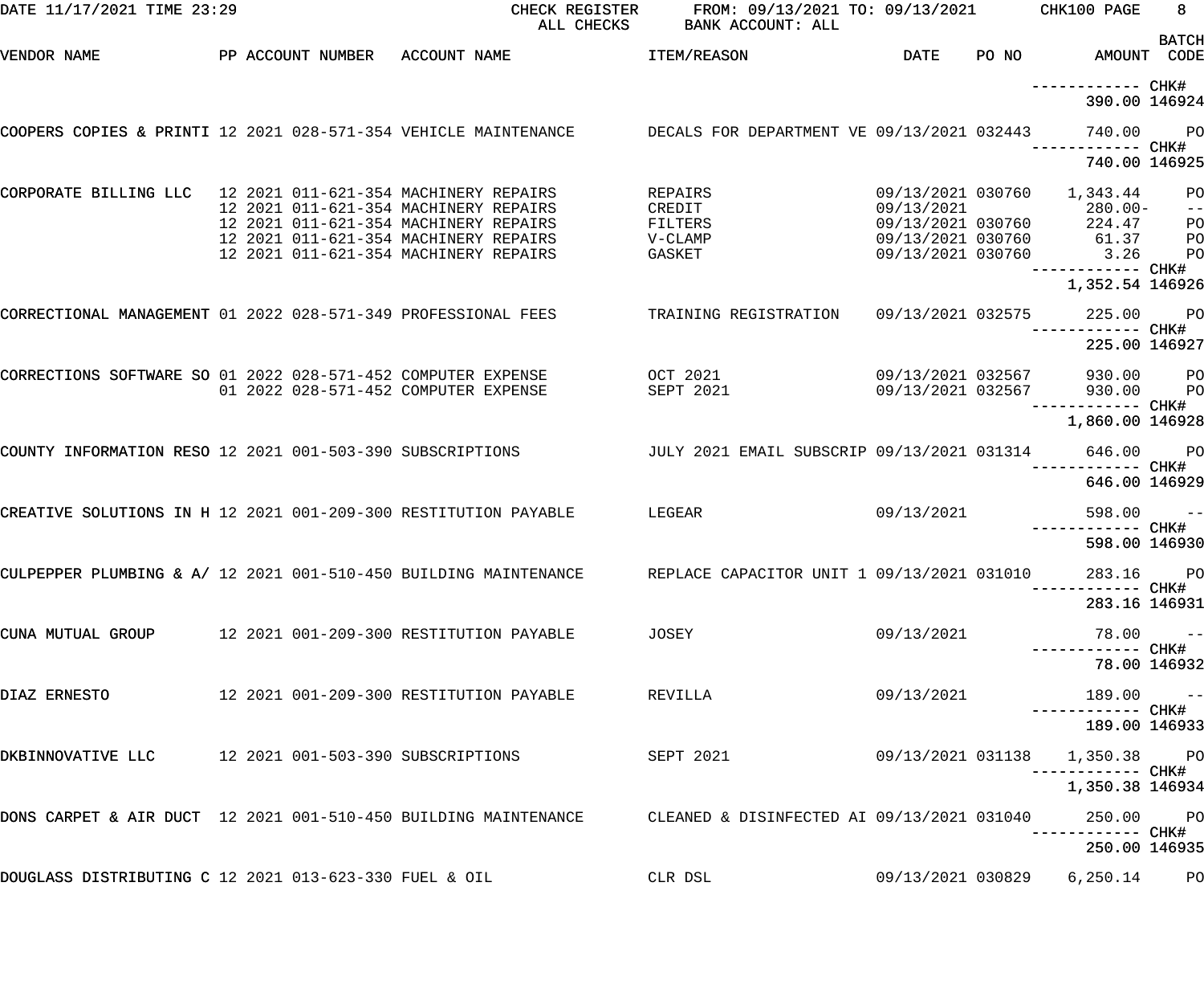DATE 11/17/2021 TIME 23:29 CHECK REGISTER FROM: 09/13/2021 TO: 09/13/2021 CHK100 PAGE 8
ALL CHECKS BANK ACCOUNT: ALL

| VENDOR NAME | PP | ACCOUNT NUMBER | ACCOUNT NAME | ITEM/REASON | DATE | PO NO | AMOUNT | BATCH CODE |
|---|---|---|---|---|---|---|---|---|
| | | | | | | | ------------ | CHK# |
| | | | | | | | 390.00 | 146924 |
| COOPERS COPIES & PRINTI | 12 2021 | 028-571-354 | VEHICLE MAINTENANCE | DECALS FOR DEPARTMENT VE | 09/13/2021 | 032443 | 740.00 | PO |
| | | | | | | | ------------ | CHK# |
| | | | | | | | 740.00 | 146925 |
| CORPORATE BILLING LLC | 12 2021 | 011-621-354 | MACHINERY REPAIRS | REPAIRS | 09/13/2021 | 030760 | 1,343.44 | PO |
| | 12 2021 | 011-621-354 | MACHINERY REPAIRS | CREDIT | 09/13/2021 | | 280.00- | -- |
| | 12 2021 | 011-621-354 | MACHINERY REPAIRS | FILTERS | 09/13/2021 | 030760 | 224.47 | PO |
| | 12 2021 | 011-621-354 | MACHINERY REPAIRS | V-CLAMP | 09/13/2021 | 030760 | 61.37 | PO |
| | 12 2021 | 011-621-354 | MACHINERY REPAIRS | GASKET | 09/13/2021 | 030760 | 3.26 | PO |
| | | | | | | | ------------ | CHK# |
| | | | | | | | 1,352.54 | 146926 |
| CORRECTIONAL MANAGEMENT | 01 2022 | 028-571-349 | PROFESSIONAL FEES | TRAINING REGISTRATION | 09/13/2021 | 032575 | 225.00 | PO |
| | | | | | | | ------------ | CHK# |
| | | | | | | | 225.00 | 146927 |
| CORRECTIONS SOFTWARE SO | 01 2022 | 028-571-452 | COMPUTER EXPENSE | OCT 2021 | 09/13/2021 | 032567 | 930.00 | PO |
| | 01 2022 | 028-571-452 | COMPUTER EXPENSE | SEPT 2021 | 09/13/2021 | 032567 | 930.00 | PO |
| | | | | | | | ------------ | CHK# |
| | | | | | | | 1,860.00 | 146928 |
| COUNTY INFORMATION RESO | 12 2021 | 001-503-390 | SUBSCRIPTIONS | JULY 2021 EMAIL SUBSCRIP | 09/13/2021 | 031314 | 646.00 | PO |
| | | | | | | | ------------ | CHK# |
| | | | | | | | 646.00 | 146929 |
| CREATIVE SOLUTIONS IN H | 12 2021 | 001-209-300 | RESTITUTION PAYABLE | LEGEAR | 09/13/2021 | | 598.00 | -- |
| | | | | | | | ------------ | CHK# |
| | | | | | | | 598.00 | 146930 |
| CULPEPPER PLUMBING & A/ | 12 2021 | 001-510-450 | BUILDING MAINTENANCE | REPLACE CAPACITOR UNIT 1 | 09/13/2021 | 031010 | 283.16 | PO |
| | | | | | | | ------------ | CHK# |
| | | | | | | | 283.16 | 146931 |
| CUNA MUTUAL GROUP | 12 2021 | 001-209-300 | RESTITUTION PAYABLE | JOSEY | 09/13/2021 | | 78.00 | -- |
| | | | | | | | ------------ | CHK# |
| | | | | | | | 78.00 | 146932 |
| DIAZ ERNESTO | 12 2021 | 001-209-300 | RESTITUTION PAYABLE | REVILLA | 09/13/2021 | | 189.00 | -- |
| | | | | | | | ------------ | CHK# |
| | | | | | | | 189.00 | 146933 |
| DKBINNOVATIVE LLC | 12 2021 | 001-503-390 | SUBSCRIPTIONS | SEPT 2021 | 09/13/2021 | 031138 | 1,350.38 | PO |
| | | | | | | | ------------ | CHK# |
| | | | | | | | 1,350.38 | 146934 |
| DONS CARPET & AIR DUCT | 12 2021 | 001-510-450 | BUILDING MAINTENANCE | CLEANED & DISINFECTED AI | 09/13/2021 | 031040 | 250.00 | PO |
| | | | | | | | ------------ | CHK# |
| | | | | | | | 250.00 | 146935 |
| DOUGLASS DISTRIBUTING C | 12 2021 | 013-623-330 | FUEL & OIL | CLR DSL | 09/13/2021 | 030829 | 6,250.14 | PO |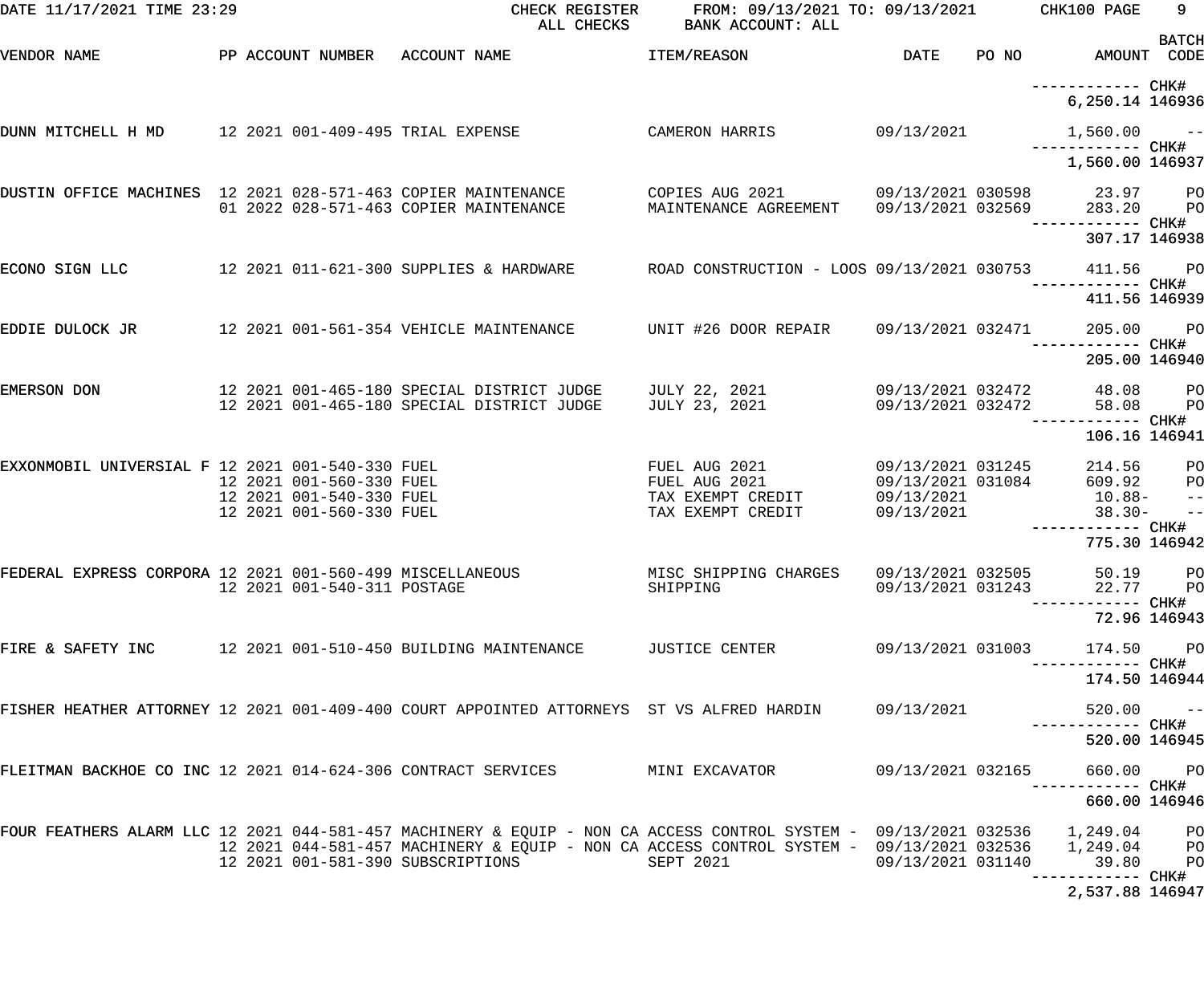DATE 11/17/2021 TIME 23:29 — CHECK REGISTER — ALL CHECKS — FROM: 09/13/2021 TO: 09/13/2021 — BANK ACCOUNT: ALL — CHK100

| VENDOR NAME | PP | ACCOUNT NUMBER | ACCOUNT NAME | ITEM/REASON | DATE | PO NO | AMOUNT | BATCH CODE |
|---|---|---|---|---|---|---|---|---|
| | | | | | | | ------------ CHK# | |
| | | | | | | | 6,250.14 | 146936 |
| DUNN MITCHELL H MD | 12 | 2021 001-409-495 | TRIAL EXPENSE | CAMERON HARRIS | 09/13/2021 | | 1,560.00 | -- |
| | | | | | | | ------------ CHK# | |
| | | | | | | | 1,560.00 | 146937 |
| DUSTIN OFFICE MACHINES | 12 | 2021 028-571-463 | COPIER MAINTENANCE | COPIES AUG 2021 | 09/13/2021 | 030598 | 23.97 | PO |
| | 01 | 2022 028-571-463 | COPIER MAINTENANCE | MAINTENANCE AGREEMENT | 09/13/2021 | 032569 | 283.20 | PO |
| | | | | | | | ------------ CHK# | |
| | | | | | | | 307.17 | 146938 |
| ECONO SIGN LLC | 12 | 2021 011-621-300 | SUPPLIES & HARDWARE | ROAD CONSTRUCTION - LOOS | 09/13/2021 | 030753 | 411.56 | PO |
| | | | | | | | ------------ CHK# | |
| | | | | | | | 411.56 | 146939 |
| EDDIE DULOCK JR | 12 | 2021 001-561-354 | VEHICLE MAINTENANCE | UNIT #26 DOOR REPAIR | 09/13/2021 | 032471 | 205.00 | PO |
| | | | | | | | ------------ CHK# | |
| | | | | | | | 205.00 | 146940 |
| EMERSON DON | 12 | 2021 001-465-180 | SPECIAL DISTRICT JUDGE | JULY 22, 2021 | 09/13/2021 | 032472 | 48.08 | PO |
| | 12 | 2021 001-465-180 | SPECIAL DISTRICT JUDGE | JULY 23, 2021 | 09/13/2021 | 032472 | 58.08 | PO |
| | | | | | | | ------------ CHK# | |
| | | | | | | | 106.16 | 146941 |
| EXXONMOBIL UNIVERSIAL F | 12 | 2021 001-540-330 | FUEL | FUEL AUG 2021 | 09/13/2021 | 031245 | 214.56 | PO |
| | 12 | 2021 001-560-330 | FUEL | FUEL AUG 2021 | 09/13/2021 | 031084 | 609.92 | PO |
| | 12 | 2021 001-540-330 | FUEL | TAX EXEMPT CREDIT | 09/13/2021 | | 10.88- | -- |
| | 12 | 2021 001-560-330 | FUEL | TAX EXEMPT CREDIT | 09/13/2021 | | 38.30- | -- |
| | | | | | | | ------------ CHK# | |
| | | | | | | | 775.30 | 146942 |
| FEDERAL EXPRESS CORPORA | 12 | 2021 001-560-499 | MISCELLANEOUS | MISC SHIPPING CHARGES | 09/13/2021 | 032505 | 50.19 | PO |
| | 12 | 2021 001-540-311 | POSTAGE | SHIPPING | 09/13/2021 | 031243 | 22.77 | PO |
| | | | | | | | ------------ CHK# | |
| | | | | | | | 72.96 | 146943 |
| FIRE & SAFETY INC | 12 | 2021 001-510-450 | BUILDING MAINTENANCE | JUSTICE CENTER | 09/13/2021 | 031003 | 174.50 | PO |
| | | | | | | | ------------ CHK# | |
| | | | | | | | 174.50 | 146944 |
| FISHER HEATHER ATTORNEY | 12 | 2021 001-409-400 | COURT APPOINTED ATTORNEYS | ST VS ALFRED HARDIN | 09/13/2021 | | 520.00 | -- |
| | | | | | | | ------------ CHK# | |
| | | | | | | | 520.00 | 146945 |
| FLEITMAN BACKHOE CO INC | 12 | 2021 014-624-306 | CONTRACT SERVICES | MINI EXCAVATOR | 09/13/2021 | 032165 | 660.00 | PO |
| | | | | | | | ------------ CHK# | |
| | | | | | | | 660.00 | 146946 |
| FOUR FEATHERS ALARM LLC | 12 | 2021 044-581-457 | MACHINERY & EQUIP - NON CA | ACCESS CONTROL SYSTEM - | 09/13/2021 | 032536 | 1,249.04 | PO |
| | 12 | 2021 044-581-457 | MACHINERY & EQUIP - NON CA | ACCESS CONTROL SYSTEM - | 09/13/2021 | 032536 | 1,249.04 | PO |
| | 12 | 2021 001-581-390 | SUBSCRIPTIONS | SEPT 2021 | 09/13/2021 | 031140 | 39.80 | PO |
| | | | | | | | ------------ CHK# | |
| | | | | | | | 2,537.88 | 146947 |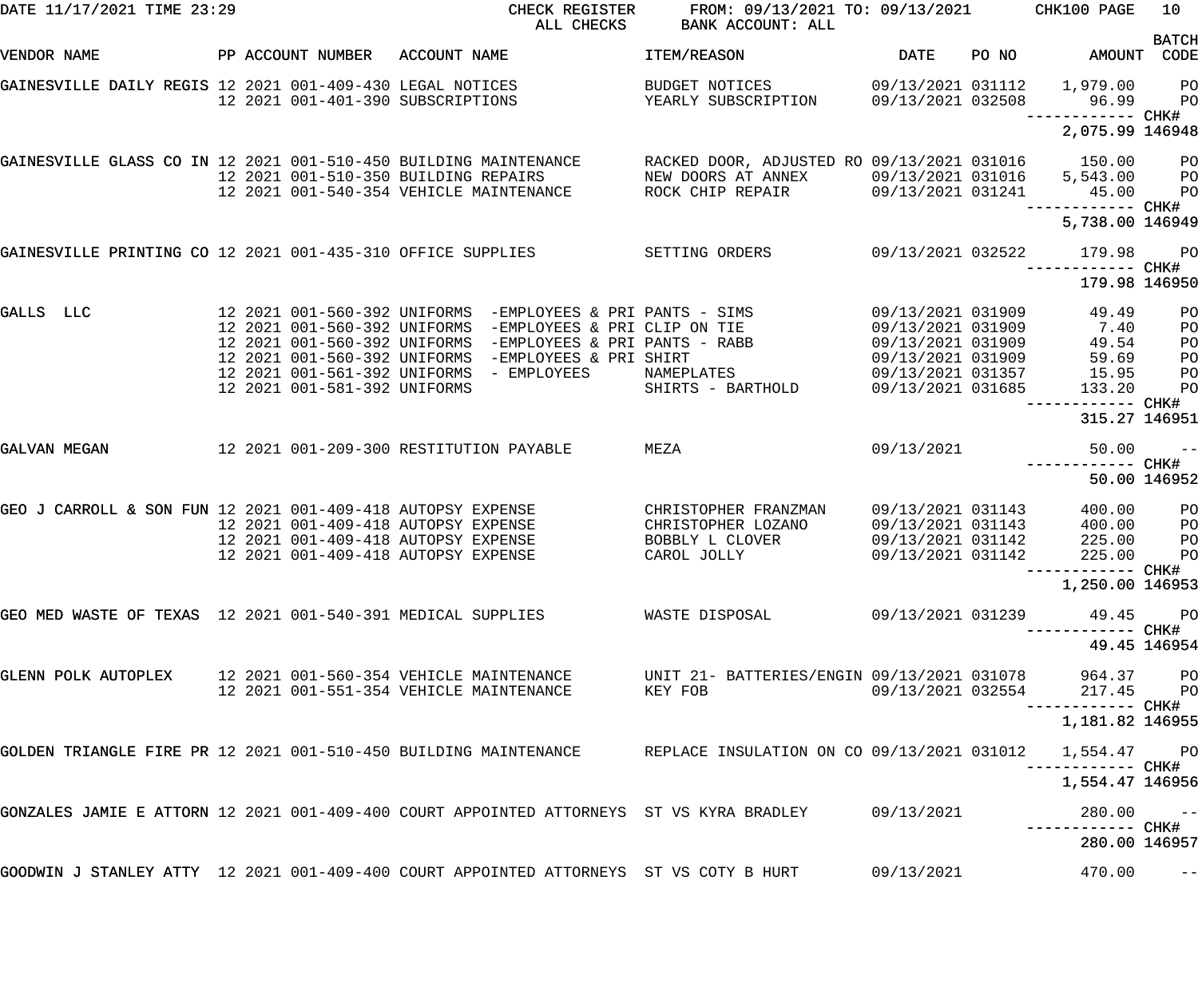DATE 11/17/2021 TIME 23:29 CHECK REGISTER ALL CHECKS FROM: 09/13/2021 TO: 09/13/2021 BANK ACCOUNT: ALL CHK100

| VENDOR NAME | PP | ACCOUNT NUMBER | ACCOUNT NAME | ITEM/REASON | DATE | PO NO | AMOUNT | BATCH CODE |
|---|---|---|---|---|---|---|---|---|
| GAINESVILLE DAILY REGIS | 12 | 2021 001-409-430 | LEGAL NOTICES | BUDGET NOTICES | 09/13/2021 | 031112 | 1,979.00 | PO |
| | 12 | 2021 001-401-390 | SUBSCRIPTIONS | YEARLY SUBSCRIPTION | 09/13/2021 | 032508 | 96.99 | PO |
| | | | | | | | 2,075.99 | CHK# 146948 |
| GAINESVILLE GLASS CO IN | 12 | 2021 001-510-450 | BUILDING MAINTENANCE | RACKED DOOR, ADJUSTED RO | 09/13/2021 | 031016 | 150.00 | PO |
| | 12 | 2021 001-510-350 | BUILDING REPAIRS | NEW DOORS AT ANNEX | 09/13/2021 | 031016 | 5,543.00 | PO |
| | 12 | 2021 001-540-354 | VEHICLE MAINTENANCE | ROCK CHIP REPAIR | 09/13/2021 | 031241 | 45.00 | PO |
| | | | | | | | 5,738.00 | CHK# 146949 |
| GAINESVILLE PRINTING CO | 12 | 2021 001-435-310 | OFFICE SUPPLIES | SETTING ORDERS | 09/13/2021 | 032522 | 179.98 | PO |
| | | | | | | | 179.98 | CHK# 146950 |
| GALLS LLC | 12 | 2021 001-560-392 | UNIFORMS -EMPLOYEES & PRI | PANTS - SIMS | 09/13/2021 | 031909 | 49.49 | PO |
| | 12 | 2021 001-560-392 | UNIFORMS -EMPLOYEES & PRI | CLIP ON TIE | 09/13/2021 | 031909 | 7.40 | PO |
| | 12 | 2021 001-560-392 | UNIFORMS -EMPLOYEES & PRI | PANTS - RABB | 09/13/2021 | 031909 | 49.54 | PO |
| | 12 | 2021 001-560-392 | UNIFORMS -EMPLOYEES & PRI | SHIRT | 09/13/2021 | 031909 | 59.69 | PO |
| | 12 | 2021 001-561-392 | UNIFORMS - EMPLOYEES | NAMEPLATES | 09/13/2021 | 031357 | 15.95 | PO |
| | 12 | 2021 001-581-392 | UNIFORMS | SHIRTS - BARTHOLD | 09/13/2021 | 031685 | 133.20 | PO |
| | | | | | | | 315.27 | CHK# 146951 |
| GALVAN MEGAN | 12 | 2021 001-209-300 | RESTITUTION PAYABLE | MEZA | 09/13/2021 | | 50.00 | -- |
| | | | | | | | 50.00 | CHK# 146952 |
| GEO J CARROLL & SON FUN | 12 | 2021 001-409-418 | AUTOPSY EXPENSE | CHRISTOPHER FRANZMAN | 09/13/2021 | 031143 | 400.00 | PO |
| | 12 | 2021 001-409-418 | AUTOPSY EXPENSE | CHRISTOPHER LOZANO | 09/13/2021 | 031143 | 400.00 | PO |
| | 12 | 2021 001-409-418 | AUTOPSY EXPENSE | BOBBLY L CLOVER | 09/13/2021 | 031142 | 225.00 | PO |
| | 12 | 2021 001-409-418 | AUTOPSY EXPENSE | CAROL JOLLY | 09/13/2021 | 031142 | 225.00 | PO |
| | | | | | | | 1,250.00 | CHK# 146953 |
| GEO MED WASTE OF TEXAS | 12 | 2021 001-540-391 | MEDICAL SUPPLIES | WASTE DISPOSAL | 09/13/2021 | 031239 | 49.45 | PO |
| | | | | | | | 49.45 | CHK# 146954 |
| GLENN POLK AUTOPLEX | 12 | 2021 001-560-354 | VEHICLE MAINTENANCE | UNIT 21- BATTERIES/ENGIN | 09/13/2021 | 031078 | 964.37 | PO |
| | 12 | 2021 001-551-354 | VEHICLE MAINTENANCE | KEY FOB | 09/13/2021 | 032554 | 217.45 | PO |
| | | | | | | | 1,181.82 | CHK# 146955 |
| GOLDEN TRIANGLE FIRE PR | 12 | 2021 001-510-450 | BUILDING MAINTENANCE | REPLACE INSULATION ON CO | 09/13/2021 | 031012 | 1,554.47 | PO |
| | | | | | | | 1,554.47 | CHK# 146956 |
| GONZALES JAMIE E ATTORN | 12 | 2021 001-409-400 | COURT APPOINTED ATTORNEYS | ST VS KYRA BRADLEY | 09/13/2021 | | 280.00 | -- |
| | | | | | | | 280.00 | CHK# 146957 |
| GOODWIN J STANLEY ATTY | 12 | 2021 001-409-400 | COURT APPOINTED ATTORNEYS | ST VS COTY B HURT | 09/13/2021 | | 470.00 | -- |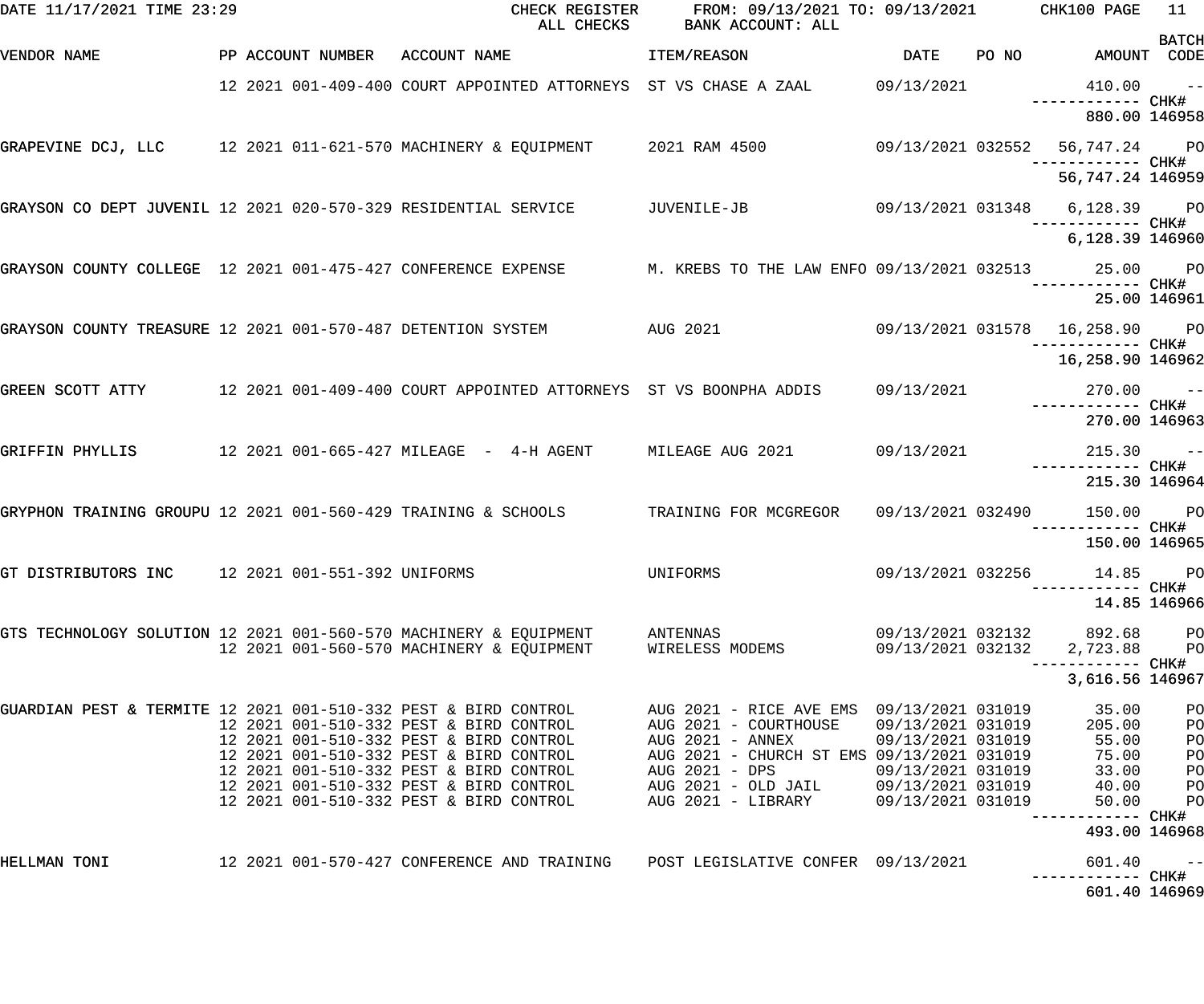DATE 11/17/2021 TIME 23:29 CHECK REGISTER ALL CHECKS FROM: 09/13/2021 TO: 09/13/2021 BANK ACCOUNT: ALL CHK100 PAGE 11

| VENDOR NAME | PP | ACCOUNT NUMBER | ACCOUNT NAME | ITEM/REASON | DATE | PO NO | AMOUNT | BATCH CODE |
|---|---|---|---|---|---|---|---|---|
| | 12 | 2021 001-409-400 | COURT APPOINTED ATTORNEYS | ST VS CHASE A ZAAL | 09/13/2021 | | 410.00 | -- |
| | | | | | | | ------------ CHK# | |
| | | | | | | | 880.00 | 146958 |
| GRAPEVINE DCJ, LLC | 12 | 2021 011-621-570 | MACHINERY & EQUIPMENT | 2021 RAM 4500 | 09/13/2021 | 032552 | 56,747.24 | PO |
| | | | | | | | ------------ CHK# | |
| | | | | | | | 56,747.24 | 146959 |
| GRAYSON CO DEPT JUVENIL | 12 | 2021 020-570-329 | RESIDENTIAL SERVICE | JUVENILE-JB | 09/13/2021 | 031348 | 6,128.39 | PO |
| | | | | | | | ------------ CHK# | |
| | | | | | | | 6,128.39 | 146960 |
| GRAYSON COUNTY COLLEGE | 12 | 2021 001-475-427 | CONFERENCE EXPENSE | M. KREBS TO THE LAW ENFO | 09/13/2021 | 032513 | 25.00 | PO |
| | | | | | | | ------------ CHK# | |
| | | | | | | | 25.00 | 146961 |
| GRAYSON COUNTY TREASURE | 12 | 2021 001-570-487 | DETENTION SYSTEM | AUG 2021 | 09/13/2021 | 031578 | 16,258.90 | PO |
| | | | | | | | ------------ CHK# | |
| | | | | | | | 16,258.90 | 146962 |
| GREEN SCOTT ATTY | 12 | 2021 001-409-400 | COURT APPOINTED ATTORNEYS | ST VS BOONPHA ADDIS | 09/13/2021 | | 270.00 | -- |
| | | | | | | | ------------ CHK# | |
| | | | | | | | 270.00 | 146963 |
| GRIFFIN PHYLLIS | 12 | 2021 001-665-427 | MILEAGE - 4-H AGENT | MILEAGE AUG 2021 | 09/13/2021 | | 215.30 | -- |
| | | | | | | | ------------ CHK# | |
| | | | | | | | 215.30 | 146964 |
| GRYPHON TRAINING GROUPU | 12 | 2021 001-560-429 | TRAINING & SCHOOLS | TRAINING FOR MCGREGOR | 09/13/2021 | 032490 | 150.00 | PO |
| | | | | | | | ------------ CHK# | |
| | | | | | | | 150.00 | 146965 |
| GT DISTRIBUTORS INC | 12 | 2021 001-551-392 | UNIFORMS | UNIFORMS | 09/13/2021 | 032256 | 14.85 | PO |
| | | | | | | | ------------ CHK# | |
| | | | | | | | 14.85 | 146966 |
| GTS TECHNOLOGY SOLUTION | 12 | 2021 001-560-570 | MACHINERY & EQUIPMENT | ANTENNAS | 09/13/2021 | 032132 | 892.68 | PO |
| | 12 | 2021 001-560-570 | MACHINERY & EQUIPMENT | WIRELESS MODEMS | 09/13/2021 | 032132 | 2,723.88 | PO |
| | | | | | | | ------------ CHK# | |
| | | | | | | | 3,616.56 | 146967 |
| GUARDIAN PEST & TERMITE | 12 | 2021 001-510-332 | PEST & BIRD CONTROL | AUG 2021 - RICE AVE EMS | 09/13/2021 | 031019 | 35.00 | PO |
| | 12 | 2021 001-510-332 | PEST & BIRD CONTROL | AUG 2021 - COURTHOUSE | 09/13/2021 | 031019 | 205.00 | PO |
| | 12 | 2021 001-510-332 | PEST & BIRD CONTROL | AUG 2021 - ANNEX | 09/13/2021 | 031019 | 55.00 | PO |
| | 12 | 2021 001-510-332 | PEST & BIRD CONTROL | AUG 2021 - CHURCH ST EMS | 09/13/2021 | 031019 | 75.00 | PO |
| | 12 | 2021 001-510-332 | PEST & BIRD CONTROL | AUG 2021 - DPS | 09/13/2021 | 031019 | 33.00 | PO |
| | 12 | 2021 001-510-332 | PEST & BIRD CONTROL | AUG 2021 - OLD JAIL | 09/13/2021 | 031019 | 40.00 | PO |
| | 12 | 2021 001-510-332 | PEST & BIRD CONTROL | AUG 2021 - LIBRARY | 09/13/2021 | 031019 | 50.00 | PO |
| | | | | | | | ------------ CHK# | |
| | | | | | | | 493.00 | 146968 |
| HELLMAN TONI | 12 | 2021 001-570-427 | CONFERENCE AND TRAINING | POST LEGISLATIVE CONFER | 09/13/2021 | | 601.40 | -- |
| | | | | | | | ------------ CHK# | |
| | | | | | | | 601.40 | 146969 |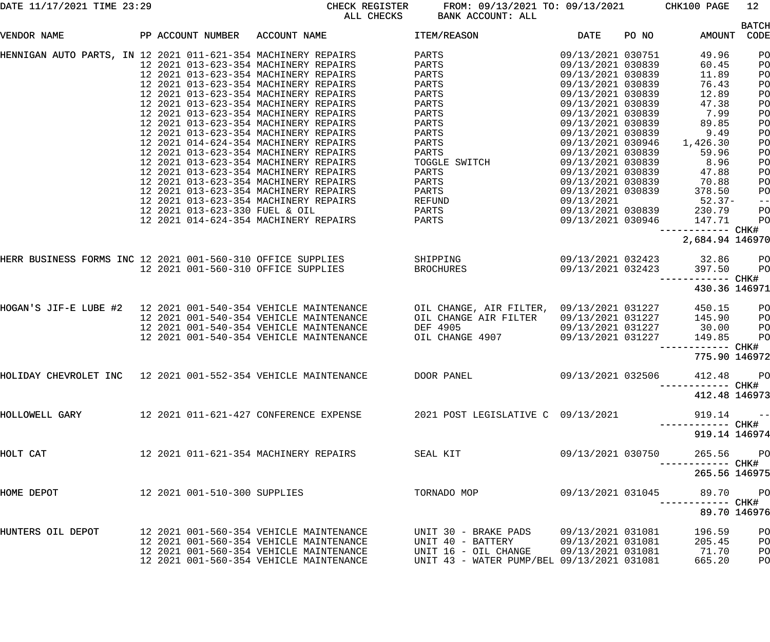DATE 11/17/2021 TIME 23:29 CHECK REGISTER ALL CHECKS FROM: 09/13/2021 TO: 09/13/2021 BANK ACCOUNT: ALL CHK100

| VENDOR NAME | PP | ACCOUNT NUMBER | ACCOUNT NAME | ITEM/REASON | DATE | PO NO | AMOUNT | BATCH CODE |
|---|---|---|---|---|---|---|---|---|
| HENNIGAN AUTO PARTS, IN | 12 | 2021 011-621-354 | MACHINERY REPAIRS | PARTS | 09/13/2021 | 030751 | 49.96 | PO |
| | 12 | 2021 013-623-354 | MACHINERY REPAIRS | PARTS | 09/13/2021 | 030839 | 60.45 | PO |
| | 12 | 2021 013-623-354 | MACHINERY REPAIRS | PARTS | 09/13/2021 | 030839 | 11.89 | PO |
| | 12 | 2021 013-623-354 | MACHINERY REPAIRS | PARTS | 09/13/2021 | 030839 | 76.43 | PO |
| | 12 | 2021 013-623-354 | MACHINERY REPAIRS | PARTS | 09/13/2021 | 030839 | 12.89 | PO |
| | 12 | 2021 013-623-354 | MACHINERY REPAIRS | PARTS | 09/13/2021 | 030839 | 47.38 | PO |
| | 12 | 2021 013-623-354 | MACHINERY REPAIRS | PARTS | 09/13/2021 | 030839 | 7.99 | PO |
| | 12 | 2021 013-623-354 | MACHINERY REPAIRS | PARTS | 09/13/2021 | 030839 | 89.85 | PO |
| | 12 | 2021 013-623-354 | MACHINERY REPAIRS | PARTS | 09/13/2021 | 030839 | 9.49 | PO |
| | 12 | 2021 014-624-354 | MACHINERY REPAIRS | PARTS | 09/13/2021 | 030946 | 1,426.30 | PO |
| | 12 | 2021 013-623-354 | MACHINERY REPAIRS | PARTS | 09/13/2021 | 030839 | 59.96 | PO |
| | 12 | 2021 013-623-354 | MACHINERY REPAIRS | TOGGLE SWITCH | 09/13/2021 | 030839 | 8.96 | PO |
| | 12 | 2021 013-623-354 | MACHINERY REPAIRS | PARTS | 09/13/2021 | 030839 | 47.88 | PO |
| | 12 | 2021 013-623-354 | MACHINERY REPAIRS | PARTS | 09/13/2021 | 030839 | 70.88 | PO |
| | 12 | 2021 013-623-354 | MACHINERY REPAIRS | PARTS | 09/13/2021 | 030839 | 378.50 | PO |
| | 12 | 2021 013-623-354 | MACHINERY REPAIRS | REFUND | 09/13/2021 | | 52.37- | -- |
| | 12 | 2021 013-623-330 | FUEL & OIL | PARTS | 09/13/2021 | 030839 | 230.79 | PO |
| | 12 | 2021 014-624-354 | MACHINERY REPAIRS | PARTS | 09/13/2021 | 030946 | 147.71 | PO |
| | | | | | | | 2,684.94 | CHK# 146970 |
| HERR BUSINESS FORMS INC | 12 | 2021 001-560-310 | OFFICE SUPPLIES | SHIPPING | 09/13/2021 | 032423 | 32.86 | PO |
| | 12 | 2021 001-560-310 | OFFICE SUPPLIES | BROCHURES | 09/13/2021 | 032423 | 397.50 | PO |
| | | | | | | | 430.36 | CHK# 146971 |
| HOGAN'S JIF-E LUBE #2 | 12 | 2021 001-540-354 | VEHICLE MAINTENANCE | OIL CHANGE, AIR FILTER, | 09/13/2021 | 031227 | 450.15 | PO |
| | 12 | 2021 001-540-354 | VEHICLE MAINTENANCE | OIL CHANGE AIR FILTER | 09/13/2021 | 031227 | 145.90 | PO |
| | 12 | 2021 001-540-354 | VEHICLE MAINTENANCE | DEF 4905 | 09/13/2021 | 031227 | 30.00 | PO |
| | 12 | 2021 001-540-354 | VEHICLE MAINTENANCE | OIL CHANGE 4907 | 09/13/2021 | 031227 | 149.85 | PO |
| | | | | | | | 775.90 | CHK# 146972 |
| HOLIDAY CHEVROLET INC | 12 | 2021 001-552-354 | VEHICLE MAINTENANCE | DOOR PANEL | 09/13/2021 | 032506 | 412.48 | PO |
| | | | | | | | 412.48 | CHK# 146973 |
| HOLLOWELL GARY | 12 | 2021 011-621-427 | CONFERENCE EXPENSE | 2021 POST LEGISLATIVE C | 09/13/2021 | | 919.14 | -- |
| | | | | | | | 919.14 | CHK# 146974 |
| HOLT CAT | 12 | 2021 011-621-354 | MACHINERY REPAIRS | SEAL KIT | 09/13/2021 | 030750 | 265.56 | PO |
| | | | | | | | 265.56 | CHK# 146975 |
| HOME DEPOT | 12 | 2021 001-510-300 | SUPPLIES | TORNADO MOP | 09/13/2021 | 031045 | 89.70 | PO |
| | | | | | | | 89.70 | CHK# 146976 |
| HUNTERS OIL DEPOT | 12 | 2021 001-560-354 | VEHICLE MAINTENANCE | UNIT 30 - BRAKE PADS | 09/13/2021 | 031081 | 196.59 | PO |
| | 12 | 2021 001-560-354 | VEHICLE MAINTENANCE | UNIT 40 - BATTERY | 09/13/2021 | 031081 | 205.45 | PO |
| | 12 | 2021 001-560-354 | VEHICLE MAINTENANCE | UNIT 16 - OIL CHANGE | 09/13/2021 | 031081 | 71.70 | PO |
| | 12 | 2021 001-560-354 | VEHICLE MAINTENANCE | UNIT 43 - WATER PUMP/BEL | 09/13/2021 | 031081 | 665.20 | PO |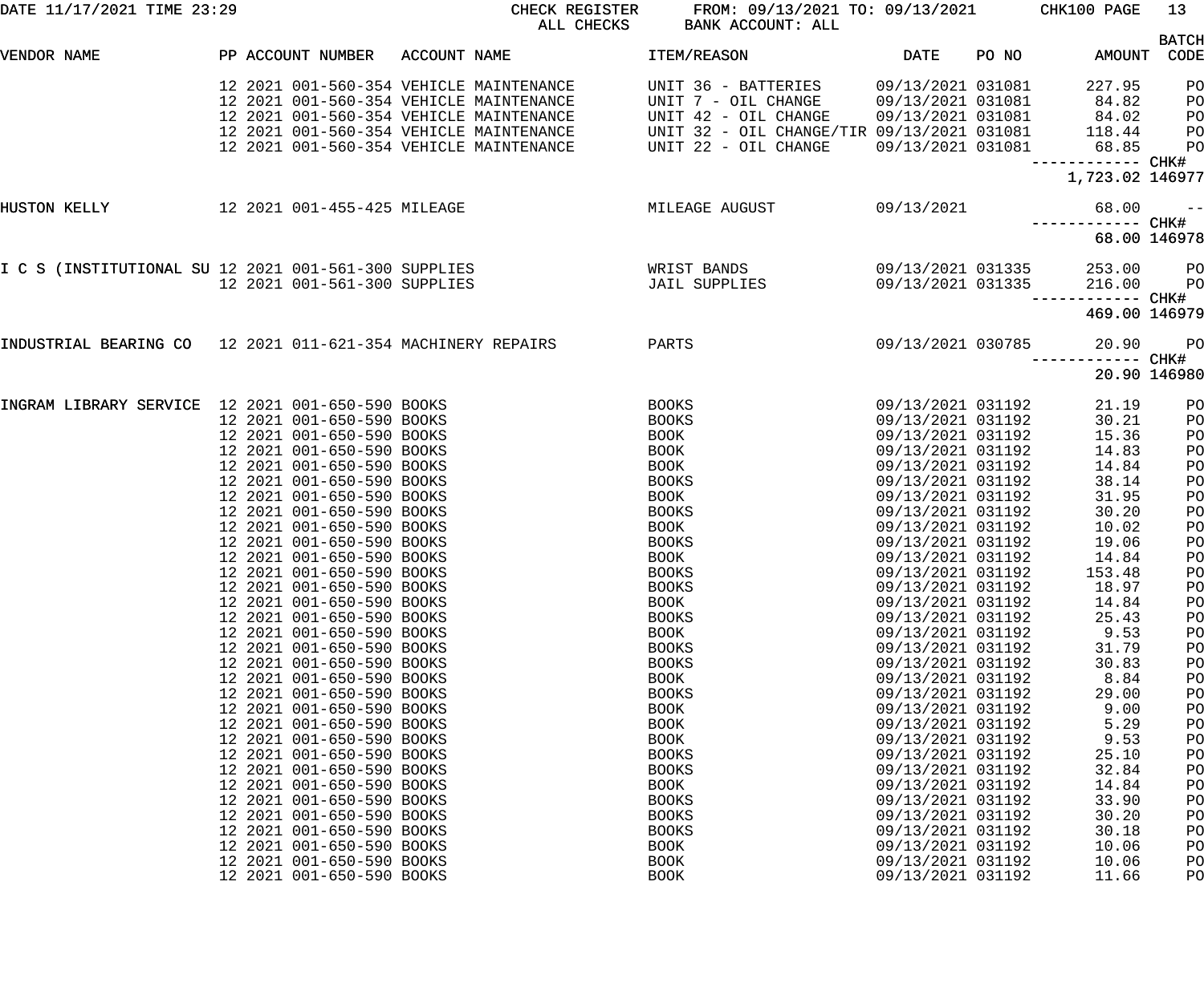CHECK REGISTER — ALL CHECKS — FROM: 09/13/2021 TO: 09/13/2021 — BANK ACCOUNT: ALL

| VENDOR NAME | PP | ACCOUNT NUMBER | ACCOUNT NAME | ITEM/REASON | DATE | PO NO | AMOUNT | BATCH CODE |
|---|---|---|---|---|---|---|---|---|
| | 12 | 2021 001-560-354 | VEHICLE MAINTENANCE | UNIT 36 - BATTERIES | 09/13/2021 | 031081 | 227.95 | PO |
| | 12 | 2021 001-560-354 | VEHICLE MAINTENANCE | UNIT 7 - OIL CHANGE | 09/13/2021 | 031081 | 84.82 | PO |
| | 12 | 2021 001-560-354 | VEHICLE MAINTENANCE | UNIT 42 - OIL CHANGE | 09/13/2021 | 031081 | 84.02 | PO |
| | 12 | 2021 001-560-354 | VEHICLE MAINTENANCE | UNIT 32 - OIL CHANGE/TIR | 09/13/2021 | 031081 | 118.44 | PO |
| | 12 | 2021 001-560-354 | VEHICLE MAINTENANCE | UNIT 22 - OIL CHANGE | 09/13/2021 | 031081 | 68.85 | PO |
| | | | | | | | 1,723.02 | CHK# 146977 |
| HUSTON KELLY | 12 | 2021 001-455-425 | MILEAGE | MILEAGE AUGUST | 09/13/2021 | | 68.00 | -- |
| | | | | | | | 68.00 | CHK# 146978 |
| I C S (INSTITUTIONAL SU | 12 | 2021 001-561-300 | SUPPLIES | WRIST BANDS | 09/13/2021 | 031335 | 253.00 | PO |
| | 12 | 2021 001-561-300 | SUPPLIES | JAIL SUPPLIES | 09/13/2021 | 031335 | 216.00 | PO |
| | | | | | | | 469.00 | CHK# 146979 |
| INDUSTRIAL BEARING CO | 12 | 2021 011-621-354 | MACHINERY REPAIRS | PARTS | 09/13/2021 | 030785 | 20.90 | PO |
| | | | | | | | 20.90 | CHK# 146980 |
| INGRAM LIBRARY SERVICE | 12 | 2021 001-650-590 | BOOKS | BOOKS | 09/13/2021 | 031192 | 21.19 | PO |
| | 12 | 2021 001-650-590 | BOOKS | BOOKS | 09/13/2021 | 031192 | 30.21 | PO |
| | 12 | 2021 001-650-590 | BOOKS | BOOK | 09/13/2021 | 031192 | 15.36 | PO |
| | 12 | 2021 001-650-590 | BOOKS | BOOK | 09/13/2021 | 031192 | 14.83 | PO |
| | 12 | 2021 001-650-590 | BOOKS | BOOK | 09/13/2021 | 031192 | 14.84 | PO |
| | 12 | 2021 001-650-590 | BOOKS | BOOKS | 09/13/2021 | 031192 | 38.14 | PO |
| | 12 | 2021 001-650-590 | BOOKS | BOOK | 09/13/2021 | 031192 | 31.95 | PO |
| | 12 | 2021 001-650-590 | BOOKS | BOOKS | 09/13/2021 | 031192 | 30.20 | PO |
| | 12 | 2021 001-650-590 | BOOKS | BOOK | 09/13/2021 | 031192 | 10.02 | PO |
| | 12 | 2021 001-650-590 | BOOKS | BOOKS | 09/13/2021 | 031192 | 19.06 | PO |
| | 12 | 2021 001-650-590 | BOOKS | BOOK | 09/13/2021 | 031192 | 14.84 | PO |
| | 12 | 2021 001-650-590 | BOOKS | BOOKS | 09/13/2021 | 031192 | 153.48 | PO |
| | 12 | 2021 001-650-590 | BOOKS | BOOKS | 09/13/2021 | 031192 | 18.97 | PO |
| | 12 | 2021 001-650-590 | BOOKS | BOOK | 09/13/2021 | 031192 | 14.84 | PO |
| | 12 | 2021 001-650-590 | BOOKS | BOOKS | 09/13/2021 | 031192 | 25.43 | PO |
| | 12 | 2021 001-650-590 | BOOKS | BOOK | 09/13/2021 | 031192 | 9.53 | PO |
| | 12 | 2021 001-650-590 | BOOKS | BOOKS | 09/13/2021 | 031192 | 31.79 | PO |
| | 12 | 2021 001-650-590 | BOOKS | BOOKS | 09/13/2021 | 031192 | 30.83 | PO |
| | 12 | 2021 001-650-590 | BOOKS | BOOK | 09/13/2021 | 031192 | 8.84 | PO |
| | 12 | 2021 001-650-590 | BOOKS | BOOKS | 09/13/2021 | 031192 | 29.00 | PO |
| | 12 | 2021 001-650-590 | BOOKS | BOOK | 09/13/2021 | 031192 | 9.00 | PO |
| | 12 | 2021 001-650-590 | BOOKS | BOOK | 09/13/2021 | 031192 | 5.29 | PO |
| | 12 | 2021 001-650-590 | BOOKS | BOOK | 09/13/2021 | 031192 | 9.53 | PO |
| | 12 | 2021 001-650-590 | BOOKS | BOOKS | 09/13/2021 | 031192 | 25.10 | PO |
| | 12 | 2021 001-650-590 | BOOKS | BOOKS | 09/13/2021 | 031192 | 32.84 | PO |
| | 12 | 2021 001-650-590 | BOOKS | BOOK | 09/13/2021 | 031192 | 14.84 | PO |
| | 12 | 2021 001-650-590 | BOOKS | BOOKS | 09/13/2021 | 031192 | 33.90 | PO |
| | 12 | 2021 001-650-590 | BOOKS | BOOKS | 09/13/2021 | 031192 | 30.20 | PO |
| | 12 | 2021 001-650-590 | BOOKS | BOOKS | 09/13/2021 | 031192 | 30.18 | PO |
| | 12 | 2021 001-650-590 | BOOKS | BOOK | 09/13/2021 | 031192 | 10.06 | PO |
| | 12 | 2021 001-650-590 | BOOKS | BOOK | 09/13/2021 | 031192 | 10.06 | PO |
| | 12 | 2021 001-650-590 | BOOKS | BOOK | 09/13/2021 | 031192 | 11.66 | PO |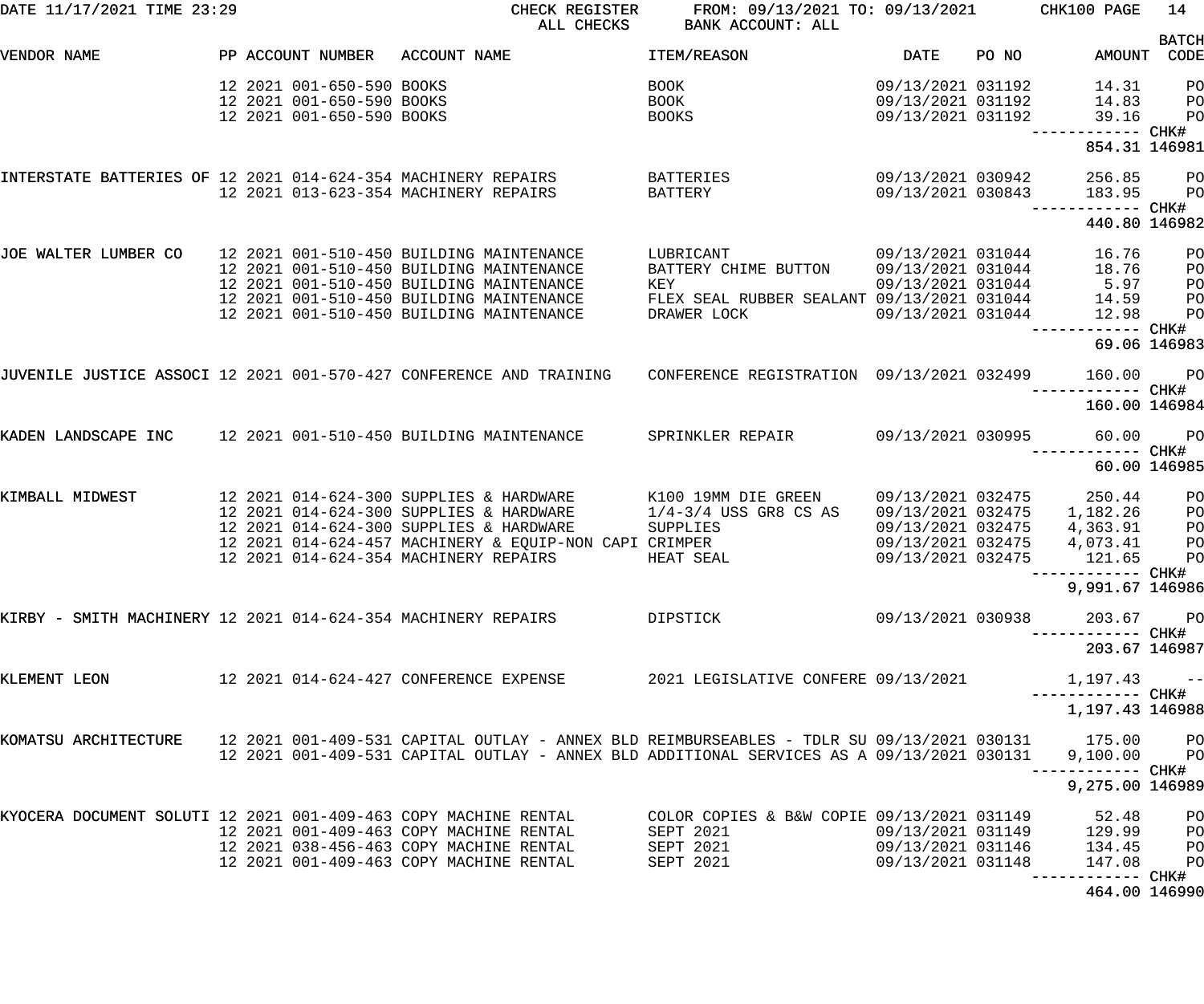DATE 11/17/2021 TIME 23:29 CHECK REGISTER FROM: 09/13/2021 TO: 09/13/2021 CHK100 PAGE 14
ALL CHECKS BANK ACCOUNT: ALL

| VENDOR NAME | PP | ACCOUNT NUMBER | ACCOUNT NAME | ITEM/REASON | DATE | PO NO | AMOUNT | BATCH CODE |
|---|---|---|---|---|---|---|---|---|
| | 12 2021 | 001-650-590 | BOOKS | BOOK | 09/13/2021 | 031192 | 14.31 | PO |
| | 12 2021 | 001-650-590 | BOOKS | BOOK | 09/13/2021 | 031192 | 14.83 | PO |
| | 12 2021 | 001-650-590 | BOOKS | BOOKS | 09/13/2021 | 031192 | 39.16 | PO |
| | | | | | | | 854.31 | CHK# 146981 |
| INTERSTATE BATTERIES OF | 12 2021 | 014-624-354 | MACHINERY REPAIRS | BATTERIES | 09/13/2021 | 030942 | 256.85 | PO |
| | 12 2021 | 013-623-354 | MACHINERY REPAIRS | BATTERY | 09/13/2021 | 030843 | 183.95 | PO |
| | | | | | | | 440.80 | CHK# 146982 |
| JOE WALTER LUMBER CO | 12 2021 | 001-510-450 | BUILDING MAINTENANCE | LUBRICANT | 09/13/2021 | 031044 | 16.76 | PO |
| | 12 2021 | 001-510-450 | BUILDING MAINTENANCE | BATTERY CHIME BUTTON | 09/13/2021 | 031044 | 18.76 | PO |
| | 12 2021 | 001-510-450 | BUILDING MAINTENANCE | KEY | 09/13/2021 | 031044 | 5.97 | PO |
| | 12 2021 | 001-510-450 | BUILDING MAINTENANCE | FLEX SEAL RUBBER SEALANT | 09/13/2021 | 031044 | 14.59 | PO |
| | 12 2021 | 001-510-450 | BUILDING MAINTENANCE | DRAWER LOCK | 09/13/2021 | 031044 | 12.98 | PO |
| | | | | | | | 69.06 | CHK# 146983 |
| JUVENILE JUSTICE ASSOCI | 12 2021 | 001-570-427 | CONFERENCE AND TRAINING | CONFERENCE REGISTRATION | 09/13/2021 | 032499 | 160.00 | PO |
| | | | | | | | 160.00 | CHK# 146984 |
| KADEN LANDSCAPE INC | 12 2021 | 001-510-450 | BUILDING MAINTENANCE | SPRINKLER REPAIR | 09/13/2021 | 030995 | 60.00 | PO |
| | | | | | | | 60.00 | CHK# 146985 |
| KIMBALL MIDWEST | 12 2021 | 014-624-300 | SUPPLIES & HARDWARE | K100 19MM DIE GREEN | 09/13/2021 | 032475 | 250.44 | PO |
| | 12 2021 | 014-624-300 | SUPPLIES & HARDWARE | 1/4-3/4 USS GR8 CS AS | 09/13/2021 | 032475 | 1,182.26 | PO |
| | 12 2021 | 014-624-300 | SUPPLIES & HARDWARE | SUPPLIES | 09/13/2021 | 032475 | 4,363.91 | PO |
| | 12 2021 | 014-624-457 | MACHINERY & EQUIP-NON CAPI | CRIMPER | 09/13/2021 | 032475 | 4,073.41 | PO |
| | 12 2021 | 014-624-354 | MACHINERY REPAIRS | HEAT SEAL | 09/13/2021 | 032475 | 121.65 | PO |
| | | | | | | | 9,991.67 | CHK# 146986 |
| KIRBY - SMITH MACHINERY | 12 2021 | 014-624-354 | MACHINERY REPAIRS | DIPSTICK | 09/13/2021 | 030938 | 203.67 | PO |
| | | | | | | | 203.67 | CHK# 146987 |
| KLEMENT LEON | 12 2021 | 014-624-427 | CONFERENCE EXPENSE | 2021 LEGISLATIVE CONFERE | 09/13/2021 | | 1,197.43 | -- |
| | | | | | | | 1,197.43 | CHK# 146988 |
| KOMATSU ARCHITECTURE | 12 2021 | 001-409-531 | CAPITAL OUTLAY - ANNEX BLD | REIMBURSEABLES - TDLR SU | 09/13/2021 | 030131 | 175.00 | PO |
| | 12 2021 | 001-409-531 | CAPITAL OUTLAY - ANNEX BLD | ADDITIONAL SERVICES AS A | 09/13/2021 | 030131 | 9,100.00 | PO |
| | | | | | | | 9,275.00 | CHK# 146989 |
| KYOCERA DOCUMENT SOLUTI | 12 2021 | 001-409-463 | COPY MACHINE RENTAL | COLOR COPIES & B&W COPIE | 09/13/2021 | 031149 | 52.48 | PO |
| | 12 2021 | 001-409-463 | COPY MACHINE RENTAL | SEPT 2021 | 09/13/2021 | 031149 | 129.99 | PO |
| | 12 2021 | 038-456-463 | COPY MACHINE RENTAL | SEPT 2021 | 09/13/2021 | 031146 | 134.45 | PO |
| | 12 2021 | 001-409-463 | COPY MACHINE RENTAL | SEPT 2021 | 09/13/2021 | 031148 | 147.08 | PO |
| | | | | | | | 464.00 | CHK# 146990 |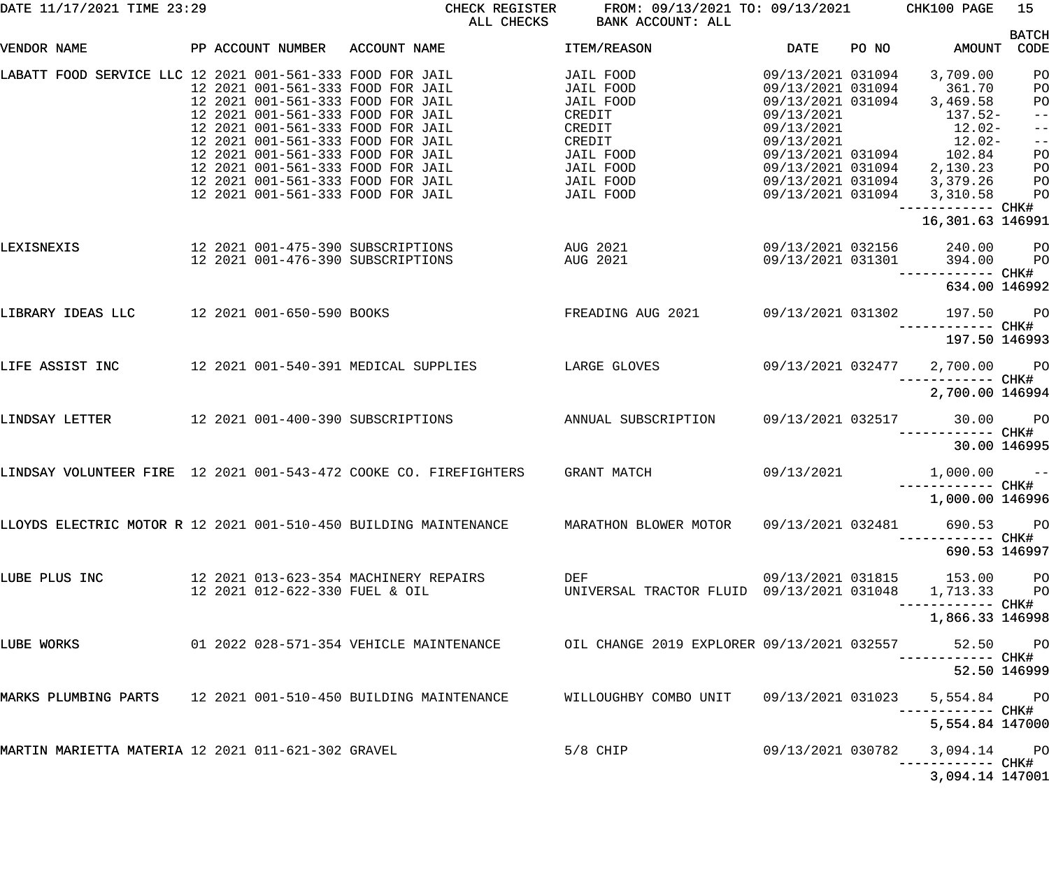DATE 11/17/2021 TIME 23:29 CHECK REGISTER ALL CHECKS FROM: 09/13/2021 TO: 09/13/2021 BANK ACCOUNT: ALL CHK100 PAGE 15

| VENDOR NAME | PP | ACCOUNT NUMBER | ACCOUNT NAME | ITEM/REASON | DATE | PO NO | AMOUNT | BATCH CODE |
|---|---|---|---|---|---|---|---|---|
| LABATT FOOD SERVICE LLC | 12 2021 | 001-561-333 | FOOD FOR JAIL | JAIL FOOD | 09/13/2021 | 031094 | 3,709.00 | PO |
| | 12 2021 | 001-561-333 | FOOD FOR JAIL | JAIL FOOD | 09/13/2021 | 031094 | 361.70 | PO |
| | 12 2021 | 001-561-333 | FOOD FOR JAIL | JAIL FOOD | 09/13/2021 | 031094 | 3,469.58 | PO |
| | 12 2021 | 001-561-333 | FOOD FOR JAIL | CREDIT | 09/13/2021 | | 137.52- | -- |
| | 12 2021 | 001-561-333 | FOOD FOR JAIL | CREDIT | 09/13/2021 | | 12.02- | -- |
| | 12 2021 | 001-561-333 | FOOD FOR JAIL | CREDIT | 09/13/2021 | | 12.02- | -- |
| | 12 2021 | 001-561-333 | FOOD FOR JAIL | JAIL FOOD | 09/13/2021 | 031094 | 102.84 | PO |
| | 12 2021 | 001-561-333 | FOOD FOR JAIL | JAIL FOOD | 09/13/2021 | 031094 | 2,130.23 | PO |
| | 12 2021 | 001-561-333 | FOOD FOR JAIL | JAIL FOOD | 09/13/2021 | 031094 | 3,379.26 | PO |
| | 12 2021 | 001-561-333 | FOOD FOR JAIL | JAIL FOOD | 09/13/2021 | 031094 | 3,310.58 | PO |
| | | | | | | | 16,301.63 | CHK# 146991 |
| LEXISNEXIS | 12 2021 | 001-475-390 | SUBSCRIPTIONS | AUG 2021 | 09/13/2021 | 032156 | 240.00 | PO |
| | 12 2021 | 001-476-390 | SUBSCRIPTIONS | AUG 2021 | 09/13/2021 | 031301 | 394.00 | PO |
| | | | | | | | 634.00 | CHK# 146992 |
| LIBRARY IDEAS LLC | 12 2021 | 001-650-590 | BOOKS | FREADING AUG 2021 | 09/13/2021 | 031302 | 197.50 | PO |
| | | | | | | | 197.50 | CHK# 146993 |
| LIFE ASSIST INC | 12 2021 | 001-540-391 | MEDICAL SUPPLIES | LARGE GLOVES | 09/13/2021 | 032477 | 2,700.00 | PO |
| | | | | | | | 2,700.00 | CHK# 146994 |
| LINDSAY LETTER | 12 2021 | 001-400-390 | SUBSCRIPTIONS | ANNUAL SUBSCRIPTION | 09/13/2021 | 032517 | 30.00 | PO |
| | | | | | | | 30.00 | CHK# 146995 |
| LINDSAY VOLUNTEER FIRE | 12 2021 | 001-543-472 | COOKE CO. FIREFIGHTERS | GRANT MATCH | 09/13/2021 | | 1,000.00 | -- |
| | | | | | | | 1,000.00 | CHK# 146996 |
| LLOYDS ELECTRIC MOTOR R | 12 2021 | 001-510-450 | BUILDING MAINTENANCE | MARATHON BLOWER MOTOR | 09/13/2021 | 032481 | 690.53 | PO |
| | | | | | | | 690.53 | CHK# 146997 |
| LUBE PLUS INC | 12 2021 | 013-623-354 | MACHINERY REPAIRS | DEF | 09/13/2021 | 031815 | 153.00 | PO |
| | 12 2021 | 012-622-330 | FUEL & OIL | UNIVERSAL TRACTOR FLUID | 09/13/2021 | 031048 | 1,713.33 | PO |
| | | | | | | | 1,866.33 | CHK# 146998 |
| LUBE WORKS | 01 2022 | 028-571-354 | VEHICLE MAINTENANCE | OIL CHANGE 2019 EXPLORER | 09/13/2021 | 032557 | 52.50 | PO |
| | | | | | | | 52.50 | CHK# 146999 |
| MARKS PLUMBING PARTS | 12 2021 | 001-510-450 | BUILDING MAINTENANCE | WILLOUGHBY COMBO UNIT | 09/13/2021 | 031023 | 5,554.84 | PO |
| | | | | | | | 5,554.84 | CHK# 147000 |
| MARTIN MARIETTA MATERIA | 12 2021 | 011-621-302 | GRAVEL | 5/8 CHIP | 09/13/2021 | 030782 | 3,094.14 | PO |
| | | | | | | | 3,094.14 | CHK# 147001 |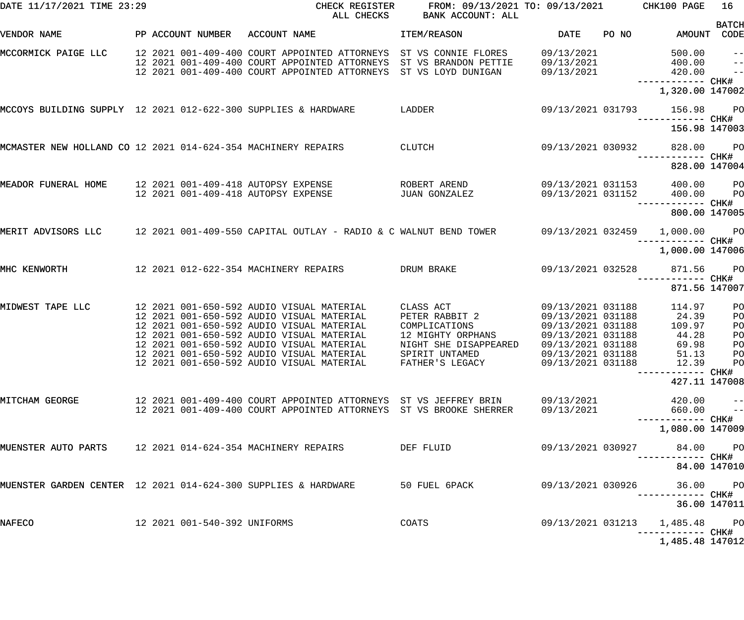CHECK REGISTER — ALL CHECKS — FROM: 09/13/2021 TO: 09/13/2021 — BANK ACCOUNT: ALL

| VENDOR NAME | PP | ACCOUNT NUMBER | ACCOUNT NAME | ITEM/REASON | DATE | PO NO | AMOUNT | BATCH CODE |
|---|---|---|---|---|---|---|---|---|
| MCCORMICK PAIGE LLC | 12 2021 | 001-409-400 | COURT APPOINTED ATTORNEYS | ST VS CONNIE FLORES | 09/13/2021 | | 500.00 | -- |
| | 12 2021 | 001-409-400 | COURT APPOINTED ATTORNEYS | ST VS BRANDON PETTIE | 09/13/2021 | | 400.00 | -- |
| | 12 2021 | 001-409-400 | COURT APPOINTED ATTORNEYS | ST VS LOYD DUNIGAN | 09/13/2021 | | 420.00 | -- |
| | | | | | | | 1,320.00 | CHK# 147002 |
| MCCOYS BUILDING SUPPLY | 12 2021 | 012-622-300 | SUPPLIES & HARDWARE | LADDER | 09/13/2021 | 031793 | 156.98 | PO |
| | | | | | | | 156.98 | CHK# 147003 |
| MCMASTER NEW HOLLAND CO | 12 2021 | 014-624-354 | MACHINERY REPAIRS | CLUTCH | 09/13/2021 | 030932 | 828.00 | PO |
| | | | | | | | 828.00 | CHK# 147004 |
| MEADOR FUNERAL HOME | 12 2021 | 001-409-418 | AUTOPSY EXPENSE | ROBERT AREND | 09/13/2021 | 031153 | 400.00 | PO |
| | 12 2021 | 001-409-418 | AUTOPSY EXPENSE | JUAN GONZALEZ | 09/13/2021 | 031152 | 400.00 | PO |
| | | | | | | | 800.00 | CHK# 147005 |
| MERIT ADVISORS LLC | 12 2021 | 001-409-550 | CAPITAL OUTLAY - RADIO & C | WALNUT BEND TOWER | 09/13/2021 | 032459 | 1,000.00 | PO |
| | | | | | | | 1,000.00 | CHK# 147006 |
| MHC KENWORTH | 12 2021 | 012-622-354 | MACHINERY REPAIRS | DRUM BRAKE | 09/13/2021 | 032528 | 871.56 | PO |
| | | | | | | | 871.56 | CHK# 147007 |
| MIDWEST TAPE LLC | 12 2021 | 001-650-592 | AUDIO VISUAL MATERIAL | CLASS ACT | 09/13/2021 | 031188 | 114.97 | PO |
| | 12 2021 | 001-650-592 | AUDIO VISUAL MATERIAL | PETER RABBIT 2 | 09/13/2021 | 031188 | 24.39 | PO |
| | 12 2021 | 001-650-592 | AUDIO VISUAL MATERIAL | COMPLICATIONS | 09/13/2021 | 031188 | 109.97 | PO |
| | 12 2021 | 001-650-592 | AUDIO VISUAL MATERIAL | 12 MIGHTY ORPHANS | 09/13/2021 | 031188 | 44.28 | PO |
| | 12 2021 | 001-650-592 | AUDIO VISUAL MATERIAL | NIGHT SHE DISAPPEARED | 09/13/2021 | 031188 | 69.98 | PO |
| | 12 2021 | 001-650-592 | AUDIO VISUAL MATERIAL | SPIRIT UNTAMED | 09/13/2021 | 031188 | 51.13 | PO |
| | 12 2021 | 001-650-592 | AUDIO VISUAL MATERIAL | FATHER'S LEGACY | 09/13/2021 | 031188 | 12.39 | PO |
| | | | | | | | 427.11 | CHK# 147008 |
| MITCHAM GEORGE | 12 2021 | 001-409-400 | COURT APPOINTED ATTORNEYS | ST VS JEFFREY BRIN | 09/13/2021 | | 420.00 | -- |
| | 12 2021 | 001-409-400 | COURT APPOINTED ATTORNEYS | ST VS BROOKE SHERRER | 09/13/2021 | | 660.00 | -- |
| | | | | | | | 1,080.00 | CHK# 147009 |
| MUENSTER AUTO PARTS | 12 2021 | 014-624-354 | MACHINERY REPAIRS | DEF FLUID | 09/13/2021 | 030927 | 84.00 | PO |
| | | | | | | | 84.00 | CHK# 147010 |
| MUENSTER GARDEN CENTER | 12 2021 | 014-624-300 | SUPPLIES & HARDWARE | 50 FUEL 6PACK | 09/13/2021 | 030926 | 36.00 | PO |
| | | | | | | | 36.00 | CHK# 147011 |
| NAFECO | 12 2021 | 001-540-392 | UNIFORMS | COATS | 09/13/2021 | 031213 | 1,485.48 | PO |
| | | | | | | | 1,485.48 | CHK# 147012 |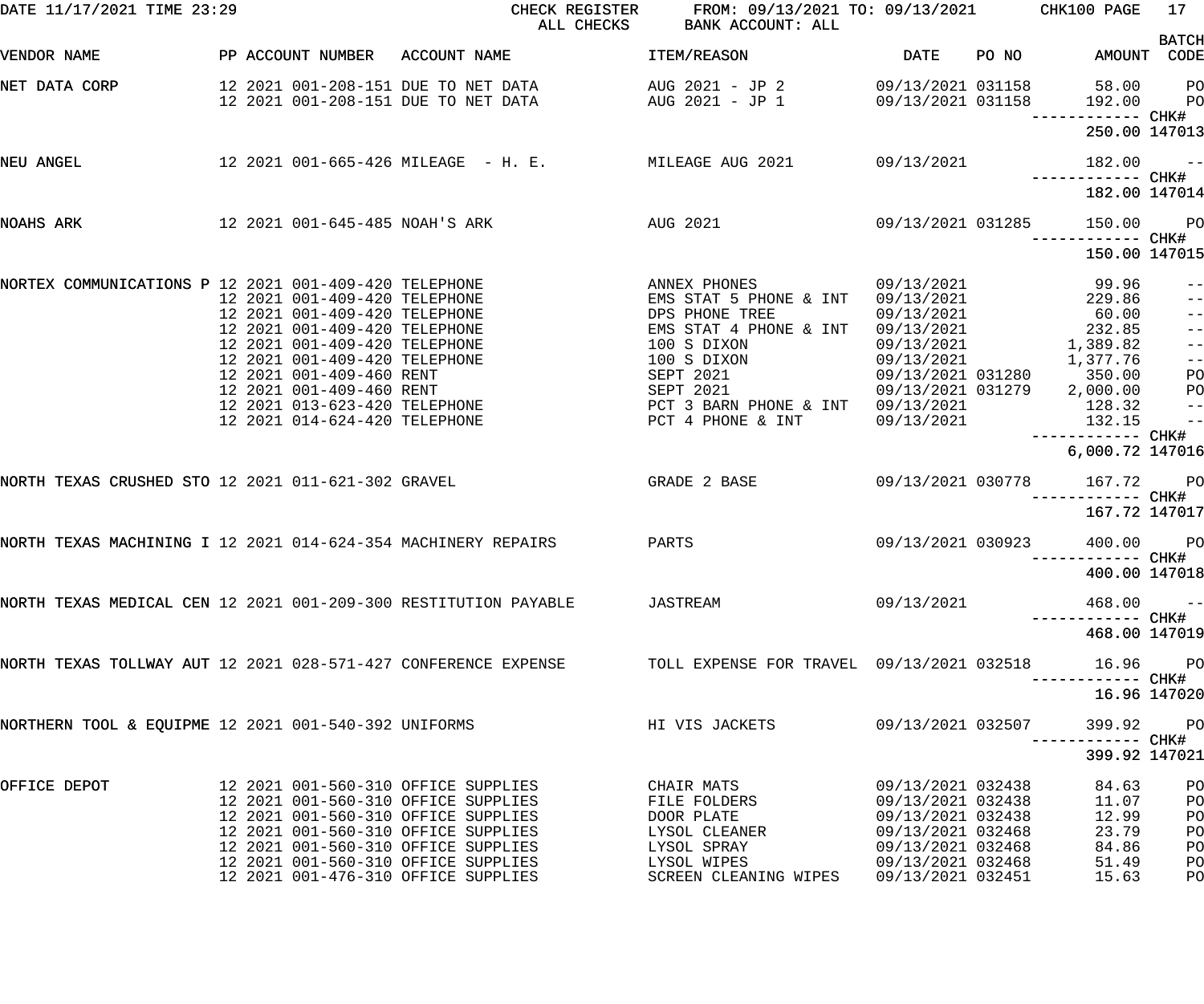DATE 11/17/2021 TIME 23:29 CHECK REGISTER FROM: 09/13/2021 TO: 09/13/2021 CHK100 PAGE 17

ALL CHECKS BANK ACCOUNT: ALL

| VENDOR NAME | PP | ACCOUNT NUMBER | ACCOUNT NAME | ITEM/REASON | DATE | PO NO | AMOUNT | BATCH CODE |
|---|---|---|---|---|---|---|---|---|
| NET DATA CORP | 12 2021 | 001-208-151 | DUE TO NET DATA | AUG 2021 - JP 2 | 09/13/2021 | 031158 | 58.00 | PO |
| | 12 2021 | 001-208-151 | DUE TO NET DATA | AUG 2021 - JP 1 | 09/13/2021 | 031158 | 192.00 | PO |
| | | | | | | | ------------ | CHK# |
| | | | | | | | 250.00 | 147013 |
| NEU ANGEL | 12 2021 | 001-665-426 | MILEAGE - H. E. | MILEAGE AUG 2021 | 09/13/2021 | | 182.00 | -- |
| | | | | | | | ------------ | CHK# |
| | | | | | | | 182.00 | 147014 |
| NOAHS ARK | 12 2021 | 001-645-485 | NOAH'S ARK | AUG 2021 | 09/13/2021 | 031285 | 150.00 | PO |
| | | | | | | | ------------ | CHK# |
| | | | | | | | 150.00 | 147015 |
| NORTEX COMMUNICATIONS P | 12 2021 | 001-409-420 | TELEPHONE | ANNEX PHONES | 09/13/2021 | | 99.96 | -- |
| | 12 2021 | 001-409-420 | TELEPHONE | EMS STAT 5 PHONE & INT | 09/13/2021 | | 229.86 | -- |
| | 12 2021 | 001-409-420 | TELEPHONE | DPS PHONE TREE | 09/13/2021 | | 60.00 | -- |
| | 12 2021 | 001-409-420 | TELEPHONE | EMS STAT 4 PHONE & INT | 09/13/2021 | | 232.85 | -- |
| | 12 2021 | 001-409-420 | TELEPHONE | 100 S DIXON | 09/13/2021 | | 1,389.82 | -- |
| | 12 2021 | 001-409-420 | TELEPHONE | 100 S DIXON | 09/13/2021 | | 1,377.76 | -- |
| | 12 2021 | 001-409-460 | RENT | SEPT 2021 | 09/13/2021 | 031280 | 350.00 | PO |
| | 12 2021 | 001-409-460 | RENT | SEPT 2021 | 09/13/2021 | 031279 | 2,000.00 | PO |
| | 12 2021 | 013-623-420 | TELEPHONE | PCT 3 BARN PHONE & INT | 09/13/2021 | | 128.32 | -- |
| | 12 2021 | 014-624-420 | TELEPHONE | PCT 4 PHONE & INT | 09/13/2021 | | 132.15 | -- |
| | | | | | | | ------------ | CHK# |
| | | | | | | | 6,000.72 | 147016 |
| NORTH TEXAS CRUSHED STO | 12 2021 | 011-621-302 | GRAVEL | GRADE 2 BASE | 09/13/2021 | 030778 | 167.72 | PO |
| | | | | | | | ------------ | CHK# |
| | | | | | | | 167.72 | 147017 |
| NORTH TEXAS MACHINING I | 12 2021 | 014-624-354 | MACHINERY REPAIRS | PARTS | 09/13/2021 | 030923 | 400.00 | PO |
| | | | | | | | ------------ | CHK# |
| | | | | | | | 400.00 | 147018 |
| NORTH TEXAS MEDICAL CEN | 12 2021 | 001-209-300 | RESTITUTION PAYABLE | JASTREAM | 09/13/2021 | | 468.00 | -- |
| | | | | | | | ------------ | CHK# |
| | | | | | | | 468.00 | 147019 |
| NORTH TEXAS TOLLWAY AUT | 12 2021 | 028-571-427 | CONFERENCE EXPENSE | TOLL EXPENSE FOR TRAVEL | 09/13/2021 | 032518 | 16.96 | PO |
| | | | | | | | ------------ | CHK# |
| | | | | | | | 16.96 | 147020 |
| NORTHERN TOOL & EQUIPME | 12 2021 | 001-540-392 | UNIFORMS | HI VIS JACKETS | 09/13/2021 | 032507 | 399.92 | PO |
| | | | | | | | ------------ | CHK# |
| | | | | | | | 399.92 | 147021 |
| OFFICE DEPOT | 12 2021 | 001-560-310 | OFFICE SUPPLIES | CHAIR MATS | 09/13/2021 | 032438 | 84.63 | PO |
| | 12 2021 | 001-560-310 | OFFICE SUPPLIES | FILE FOLDERS | 09/13/2021 | 032438 | 11.07 | PO |
| | 12 2021 | 001-560-310 | OFFICE SUPPLIES | DOOR PLATE | 09/13/2021 | 032438 | 12.99 | PO |
| | 12 2021 | 001-560-310 | OFFICE SUPPLIES | LYSOL CLEANER | 09/13/2021 | 032468 | 23.79 | PO |
| | 12 2021 | 001-560-310 | OFFICE SUPPLIES | LYSOL SPRAY | 09/13/2021 | 032468 | 84.86 | PO |
| | 12 2021 | 001-560-310 | OFFICE SUPPLIES | LYSOL WIPES | 09/13/2021 | 032468 | 51.49 | PO |
| | 12 2021 | 001-476-310 | OFFICE SUPPLIES | SCREEN CLEANING WIPES | 09/13/2021 | 032451 | 15.63 | PO |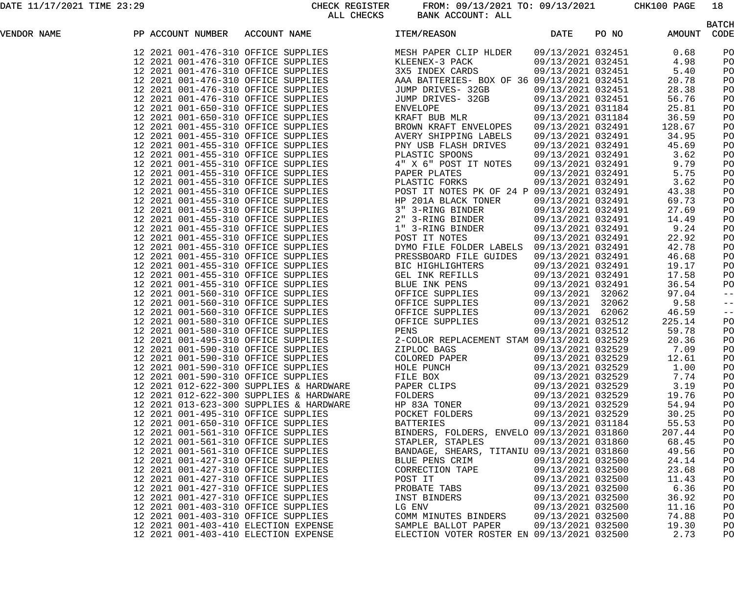DATE 11/17/2021 TIME 23:29 CHECK REGISTER ALL CHECKS FROM: 09/13/2021 TO: 09/13/2021 BANK ACCOUNT: ALL CHK100

| VENDOR NAME | PP | ACCOUNT NUMBER | ACCOUNT NAME | ITEM/REASON | DATE | PO NO | AMOUNT | BATCH CODE |
|---|---|---|---|---|---|---|---|---|
| | 12 2021 | 001-476-310 | OFFICE SUPPLIES | MESH PAPER CLIP HLDER | 09/13/2021 | 032451 | 0.68 | PO |
| | 12 2021 | 001-476-310 | OFFICE SUPPLIES | KLEENEX-3 PACK | 09/13/2021 | 032451 | 4.98 | PO |
| | 12 2021 | 001-476-310 | OFFICE SUPPLIES | 3X5 INDEX CARDS | 09/13/2021 | 032451 | 5.40 | PO |
| | 12 2021 | 001-476-310 | OFFICE SUPPLIES | AAA BATTERIES- BOX OF 36 | 09/13/2021 | 032451 | 20.78 | PO |
| | 12 2021 | 001-476-310 | OFFICE SUPPLIES | JUMP DRIVES- 32GB | 09/13/2021 | 032451 | 28.38 | PO |
| | 12 2021 | 001-476-310 | OFFICE SUPPLIES | JUMP DRIVES- 32GB | 09/13/2021 | 032451 | 56.76 | PO |
| | 12 2021 | 001-650-310 | OFFICE SUPPLIES | ENVELOPE | 09/13/2021 | 031184 | 25.81 | PO |
| | 12 2021 | 001-650-310 | OFFICE SUPPLIES | KRAFT BUB MLR | 09/13/2021 | 031184 | 36.59 | PO |
| | 12 2021 | 001-455-310 | OFFICE SUPPLIES | BROWN KRAFT ENVELOPES | 09/13/2021 | 032491 | 128.67 | PO |
| | 12 2021 | 001-455-310 | OFFICE SUPPLIES | AVERY SHIPPING LABELS | 09/13/2021 | 032491 | 34.95 | PO |
| | 12 2021 | 001-455-310 | OFFICE SUPPLIES | PNY USB FLASH DRIVES | 09/13/2021 | 032491 | 45.69 | PO |
| | 12 2021 | 001-455-310 | OFFICE SUPPLIES | PLASTIC SPOONS | 09/13/2021 | 032491 | 3.62 | PO |
| | 12 2021 | 001-455-310 | OFFICE SUPPLIES | 4" X 6" POST IT NOTES | 09/13/2021 | 032491 | 9.79 | PO |
| | 12 2021 | 001-455-310 | OFFICE SUPPLIES | PAPER PLATES | 09/13/2021 | 032491 | 5.75 | PO |
| | 12 2021 | 001-455-310 | OFFICE SUPPLIES | PLASTIC FORKS | 09/13/2021 | 032491 | 3.62 | PO |
| | 12 2021 | 001-455-310 | OFFICE SUPPLIES | POST IT NOTES PK OF 24 P | 09/13/2021 | 032491 | 43.38 | PO |
| | 12 2021 | 001-455-310 | OFFICE SUPPLIES | HP 201A BLACK TONER | 09/13/2021 | 032491 | 69.73 | PO |
| | 12 2021 | 001-455-310 | OFFICE SUPPLIES | 3" 3-RING BINDER | 09/13/2021 | 032491 | 27.69 | PO |
| | 12 2021 | 001-455-310 | OFFICE SUPPLIES | 2" 3-RING BINDER | 09/13/2021 | 032491 | 14.49 | PO |
| | 12 2021 | 001-455-310 | OFFICE SUPPLIES | 1" 3-RING BINDER | 09/13/2021 | 032491 | 9.24 | PO |
| | 12 2021 | 001-455-310 | OFFICE SUPPLIES | POST IT NOTES | 09/13/2021 | 032491 | 22.92 | PO |
| | 12 2021 | 001-455-310 | OFFICE SUPPLIES | DYMO FILE FOLDER LABELS | 09/13/2021 | 032491 | 42.78 | PO |
| | 12 2021 | 001-455-310 | OFFICE SUPPLIES | PRESSBOARD FILE GUIDES | 09/13/2021 | 032491 | 46.68 | PO |
| | 12 2021 | 001-455-310 | OFFICE SUPPLIES | BIC HIGHLIGHTERS | 09/13/2021 | 032491 | 19.17 | PO |
| | 12 2021 | 001-455-310 | OFFICE SUPPLIES | GEL INK REFILLS | 09/13/2021 | 032491 | 17.58 | PO |
| | 12 2021 | 001-455-310 | OFFICE SUPPLIES | BLUE INK PENS | 09/13/2021 | 032491 | 36.54 | PO |
| | 12 2021 | 001-560-310 | OFFICE SUPPLIES | OFFICE SUPPLIES | 09/13/2021 | 32062 | 97.04 | -- |
| | 12 2021 | 001-560-310 | OFFICE SUPPLIES | OFFICE SUPPLIES | 09/13/2021 | 32062 | 9.58 | -- |
| | 12 2021 | 001-560-310 | OFFICE SUPPLIES | OFFICE SUPPLIES | 09/13/2021 | 62062 | 46.59 | -- |
| | 12 2021 | 001-580-310 | OFFICE SUPPLIES | OFFICE SUPPLIES | 09/13/2021 | 032512 | 225.14 | PO |
| | 12 2021 | 001-580-310 | OFFICE SUPPLIES | PENS | 09/13/2021 | 032512 | 59.78 | PO |
| | 12 2021 | 001-495-310 | OFFICE SUPPLIES | 2-COLOR REPLACEMENT STAM | 09/13/2021 | 032529 | 20.36 | PO |
| | 12 2021 | 001-590-310 | OFFICE SUPPLIES | ZIPLOC BAGS | 09/13/2021 | 032529 | 7.09 | PO |
| | 12 2021 | 001-590-310 | OFFICE SUPPLIES | COLORED PAPER | 09/13/2021 | 032529 | 12.61 | PO |
| | 12 2021 | 001-590-310 | OFFICE SUPPLIES | HOLE PUNCH | 09/13/2021 | 032529 | 1.00 | PO |
| | 12 2021 | 001-590-310 | OFFICE SUPPLIES | FILE BOX | 09/13/2021 | 032529 | 7.74 | PO |
| | 12 2021 | 012-622-300 | SUPPLIES & HARDWARE | PAPER CLIPS | 09/13/2021 | 032529 | 3.19 | PO |
| | 12 2021 | 012-622-300 | SUPPLIES & HARDWARE | FOLDERS | 09/13/2021 | 032529 | 19.76 | PO |
| | 12 2021 | 013-623-300 | SUPPLIES & HARDWARE | HP 83A TONER | 09/13/2021 | 032529 | 54.94 | PO |
| | 12 2021 | 001-495-310 | OFFICE SUPPLIES | POCKET FOLDERS | 09/13/2021 | 032529 | 30.25 | PO |
| | 12 2021 | 001-650-310 | OFFICE SUPPLIES | BATTERIES | 09/13/2021 | 031184 | 55.53 | PO |
| | 12 2021 | 001-561-310 | OFFICE SUPPLIES | BINDERS, FOLDERS, ENVELO | 09/13/2021 | 031860 | 207.44 | PO |
| | 12 2021 | 001-561-310 | OFFICE SUPPLIES | STAPLER, STAPLES | 09/13/2021 | 031860 | 68.45 | PO |
| | 12 2021 | 001-561-310 | OFFICE SUPPLIES | BANDAGE, SHEARS, TITANIU | 09/13/2021 | 031860 | 49.56 | PO |
| | 12 2021 | 001-427-310 | OFFICE SUPPLIES | BLUE PENS CRIM | 09/13/2021 | 032500 | 24.14 | PO |
| | 12 2021 | 001-427-310 | OFFICE SUPPLIES | CORRECTION TAPE | 09/13/2021 | 032500 | 23.68 | PO |
| | 12 2021 | 001-427-310 | OFFICE SUPPLIES | POST IT | 09/13/2021 | 032500 | 11.43 | PO |
| | 12 2021 | 001-427-310 | OFFICE SUPPLIES | PROBATE TABS | 09/13/2021 | 032500 | 6.36 | PO |
| | 12 2021 | 001-427-310 | OFFICE SUPPLIES | INST BINDERS | 09/13/2021 | 032500 | 36.92 | PO |
| | 12 2021 | 001-403-310 | OFFICE SUPPLIES | LG ENV | 09/13/2021 | 032500 | 11.16 | PO |
| | 12 2021 | 001-403-310 | OFFICE SUPPLIES | COMM MINUTES BINDERS | 09/13/2021 | 032500 | 74.88 | PO |
| | 12 2021 | 001-403-410 | ELECTION EXPENSE | SAMPLE BALLOT PAPER | 09/13/2021 | 032500 | 19.30 | PO |
| | 12 2021 | 001-403-410 | ELECTION EXPENSE | ELECTION VOTER ROSTER EN | 09/13/2021 | 032500 | 2.73 | PO |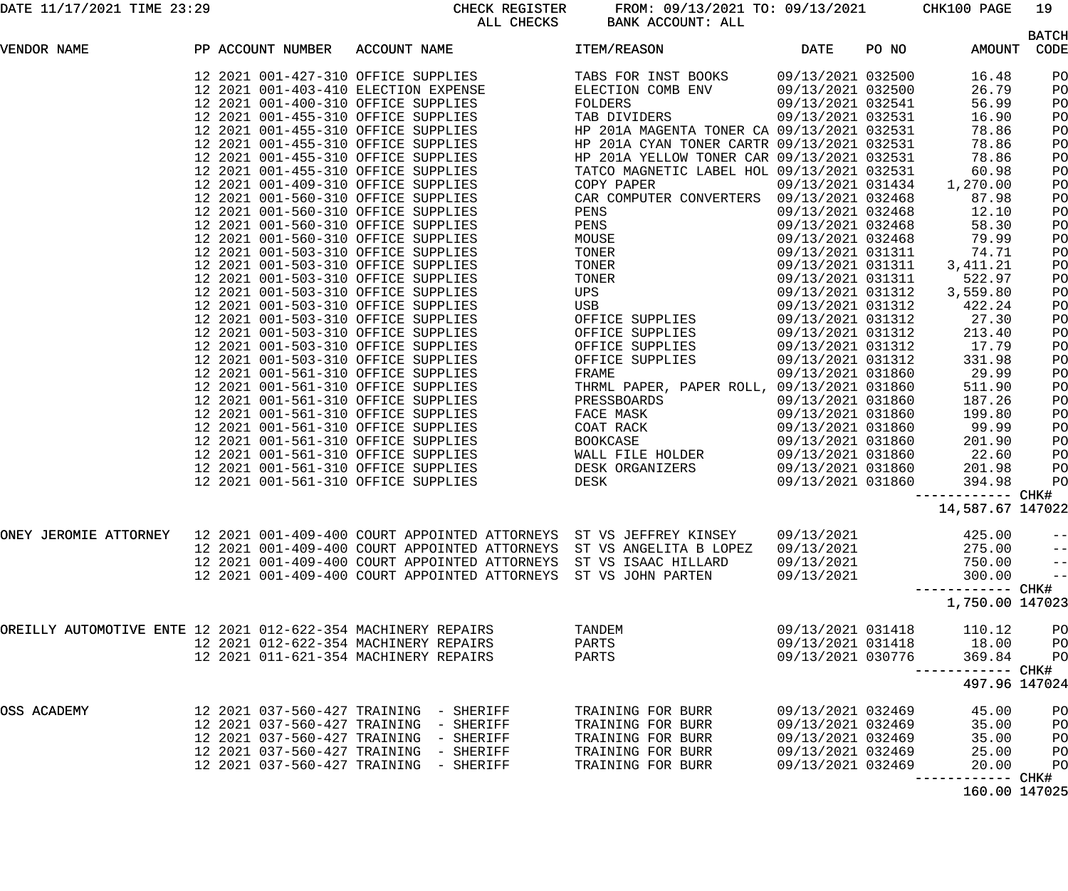DATE 11/17/2021 TIME 23:29 CHECK REGISTER FROM: 09/13/2021 TO: 09/13/2021 CHK100 PAGE 19
ALL CHECKS BANK ACCOUNT: ALL

| VENDOR NAME | PP | ACCOUNT NUMBER | ACCOUNT NAME | ITEM/REASON | DATE | PO NO | AMOUNT | BATCH CODE |
|---|---|---|---|---|---|---|---|---|
| | 12 2021 | 001-427-310 | OFFICE SUPPLIES | TABS FOR INST BOOKS | 09/13/2021 | 032500 | 16.48 | PO |
| | 12 2021 | 001-403-410 | ELECTION EXPENSE | ELECTION COMB ENV | 09/13/2021 | 032500 | 26.79 | PO |
| | 12 2021 | 001-400-310 | OFFICE SUPPLIES | FOLDERS | 09/13/2021 | 032541 | 56.99 | PO |
| | 12 2021 | 001-455-310 | OFFICE SUPPLIES | TAB DIVIDERS | 09/13/2021 | 032531 | 16.90 | PO |
| | 12 2021 | 001-455-310 | OFFICE SUPPLIES | HP 201A MAGENTA TONER CA | 09/13/2021 | 032531 | 78.86 | PO |
| | 12 2021 | 001-455-310 | OFFICE SUPPLIES | HP 201A CYAN TONER CARTR | 09/13/2021 | 032531 | 78.86 | PO |
| | 12 2021 | 001-455-310 | OFFICE SUPPLIES | HP 201A YELLOW TONER CAR | 09/13/2021 | 032531 | 78.86 | PO |
| | 12 2021 | 001-455-310 | OFFICE SUPPLIES | TATCO MAGNETIC LABEL HOL | 09/13/2021 | 032531 | 60.98 | PO |
| | 12 2021 | 001-409-310 | OFFICE SUPPLIES | COPY PAPER | 09/13/2021 | 031434 | 1,270.00 | PO |
| | 12 2021 | 001-560-310 | OFFICE SUPPLIES | CAR COMPUTER CONVERTERS | 09/13/2021 | 032468 | 87.98 | PO |
| | 12 2021 | 001-560-310 | OFFICE SUPPLIES | PENS | 09/13/2021 | 032468 | 12.10 | PO |
| | 12 2021 | 001-560-310 | OFFICE SUPPLIES | PENS | 09/13/2021 | 032468 | 58.30 | PO |
| | 12 2021 | 001-560-310 | OFFICE SUPPLIES | MOUSE | 09/13/2021 | 032468 | 79.99 | PO |
| | 12 2021 | 001-503-310 | OFFICE SUPPLIES | TONER | 09/13/2021 | 031311 | 74.71 | PO |
| | 12 2021 | 001-503-310 | OFFICE SUPPLIES | TONER | 09/13/2021 | 031311 | 3,411.21 | PO |
| | 12 2021 | 001-503-310 | OFFICE SUPPLIES | TONER | 09/13/2021 | 031311 | 522.97 | PO |
| | 12 2021 | 001-503-310 | OFFICE SUPPLIES | UPS | 09/13/2021 | 031312 | 3,559.80 | PO |
| | 12 2021 | 001-503-310 | OFFICE SUPPLIES | USB | 09/13/2021 | 031312 | 422.24 | PO |
| | 12 2021 | 001-503-310 | OFFICE SUPPLIES | OFFICE SUPPLIES | 09/13/2021 | 031312 | 27.30 | PO |
| | 12 2021 | 001-503-310 | OFFICE SUPPLIES | OFFICE SUPPLIES | 09/13/2021 | 031312 | 213.40 | PO |
| | 12 2021 | 001-503-310 | OFFICE SUPPLIES | OFFICE SUPPLIES | 09/13/2021 | 031312 | 17.79 | PO |
| | 12 2021 | 001-503-310 | OFFICE SUPPLIES | OFFICE SUPPLIES | 09/13/2021 | 031312 | 331.98 | PO |
| | 12 2021 | 001-561-310 | OFFICE SUPPLIES | FRAME | 09/13/2021 | 031860 | 29.99 | PO |
| | 12 2021 | 001-561-310 | OFFICE SUPPLIES | THRML PAPER, PAPER ROLL, | 09/13/2021 | 031860 | 511.90 | PO |
| | 12 2021 | 001-561-310 | OFFICE SUPPLIES | PRESSBOARDS | 09/13/2021 | 031860 | 187.26 | PO |
| | 12 2021 | 001-561-310 | OFFICE SUPPLIES | FACE MASK | 09/13/2021 | 031860 | 199.80 | PO |
| | 12 2021 | 001-561-310 | OFFICE SUPPLIES | COAT RACK | 09/13/2021 | 031860 | 99.99 | PO |
| | 12 2021 | 001-561-310 | OFFICE SUPPLIES | BOOKCASE | 09/13/2021 | 031860 | 201.90 | PO |
| | 12 2021 | 001-561-310 | OFFICE SUPPLIES | WALL FILE HOLDER | 09/13/2021 | 031860 | 22.60 | PO |
| | 12 2021 | 001-561-310 | OFFICE SUPPLIES | DESK ORGANIZERS | 09/13/2021 | 031860 | 201.98 | PO |
| | 12 2021 | 001-561-310 | OFFICE SUPPLIES | DESK | 09/13/2021 | 031860 | 394.98 | PO |
| | | | | | | | ------------ 14,587.67 | CHK# 147022 |
| ONEY JEROMIE ATTORNEY | 12 2021 | 001-409-400 | COURT APPOINTED ATTORNEYS | ST VS JEFFREY KINSEY | 09/13/2021 | | 425.00 | -- |
| | 12 2021 | 001-409-400 | COURT APPOINTED ATTORNEYS | ST VS ANGELITA B LOPEZ | 09/13/2021 | | 275.00 | -- |
| | 12 2021 | 001-409-400 | COURT APPOINTED ATTORNEYS | ST VS ISAAC HILLARD | 09/13/2021 | | 750.00 | -- |
| | 12 2021 | 001-409-400 | COURT APPOINTED ATTORNEYS | ST VS JOHN PARTEN | 09/13/2021 | | 300.00 | -- |
| | | | | | | | ------------ 1,750.00 | CHK# 147023 |
| OREILLY AUTOMOTIVE ENTE | 12 2021 | 012-622-354 | MACHINERY REPAIRS | TANDEM | 09/13/2021 | 031418 | 110.12 | PO |
| | 12 2021 | 012-622-354 | MACHINERY REPAIRS | PARTS | 09/13/2021 | 031418 | 18.00 | PO |
| | 12 2021 | 011-621-354 | MACHINERY REPAIRS | PARTS | 09/13/2021 | 030776 | 369.84 | PO |
| | | | | | | | ------------ 497.96 | CHK# 147024 |
| OSS ACADEMY | 12 2021 | 037-560-427 | TRAINING - SHERIFF | TRAINING FOR BURR | 09/13/2021 | 032469 | 45.00 | PO |
| | 12 2021 | 037-560-427 | TRAINING - SHERIFF | TRAINING FOR BURR | 09/13/2021 | 032469 | 35.00 | PO |
| | 12 2021 | 037-560-427 | TRAINING - SHERIFF | TRAINING FOR BURR | 09/13/2021 | 032469 | 35.00 | PO |
| | 12 2021 | 037-560-427 | TRAINING - SHERIFF | TRAINING FOR BURR | 09/13/2021 | 032469 | 25.00 | PO |
| | 12 2021 | 037-560-427 | TRAINING - SHERIFF | TRAINING FOR BURR | 09/13/2021 | 032469 | 20.00 | PO |
| | | | | | | | ------------ 160.00 | CHK# 147025 |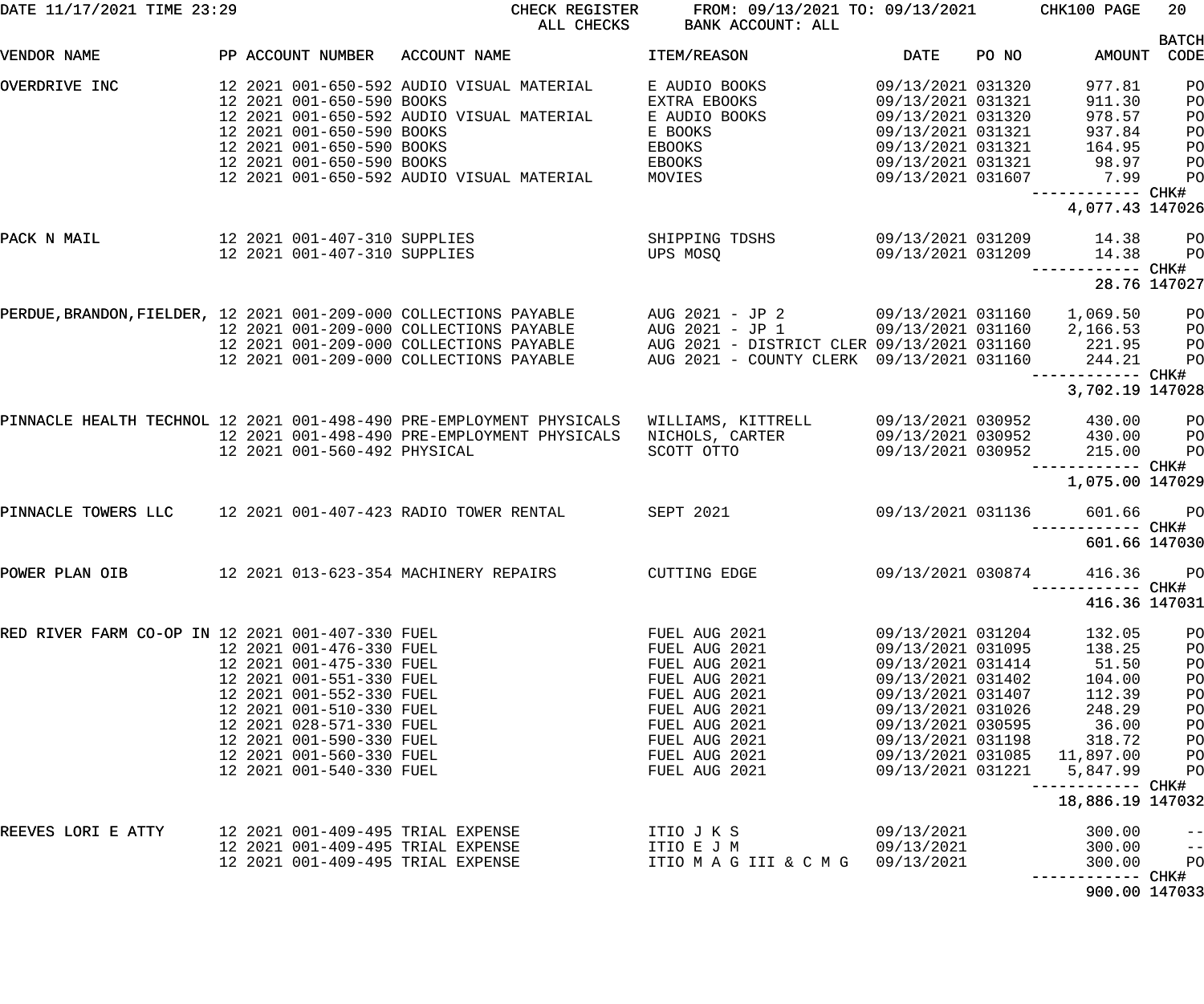DATE 11/17/2021 TIME 23:29 CHECK REGISTER FROM: 09/13/2021 TO: 09/13/2021 CHK100

ALL CHECKS BANK ACCOUNT: ALL

| VENDOR NAME | PP | ACCOUNT NUMBER | ACCOUNT NAME | ITEM/REASON | DATE | PO NO | AMOUNT | BATCH CODE |
|---|---|---|---|---|---|---|---|---|
| OVERDRIVE INC | 12 2021 | 001-650-592 | AUDIO VISUAL MATERIAL | E AUDIO BOOKS | 09/13/2021 | 031320 | 977.81 | PO |
| | 12 2021 | 001-650-590 | BOOKS | EXTRA EBOOKS | 09/13/2021 | 031321 | 911.30 | PO |
| | 12 2021 | 001-650-592 | AUDIO VISUAL MATERIAL | E AUDIO BOOKS | 09/13/2021 | 031320 | 978.57 | PO |
| | 12 2021 | 001-650-590 | BOOKS | E BOOKS | 09/13/2021 | 031321 | 937.84 | PO |
| | 12 2021 | 001-650-590 | BOOKS | EBOOKS | 09/13/2021 | 031321 | 164.95 | PO |
| | 12 2021 | 001-650-590 | BOOKS | EBOOKS | 09/13/2021 | 031321 | 98.97 | PO |
| | 12 2021 | 001-650-592 | AUDIO VISUAL MATERIAL | MOVIES | 09/13/2021 | 031607 | 7.99 | PO |
| | | | | | | | 4,077.43 | CHK# 147026 |
| PACK N MAIL | 12 2021 | 001-407-310 | SUPPLIES | SHIPPING TDSHS | 09/13/2021 | 031209 | 14.38 | PO |
| | 12 2021 | 001-407-310 | SUPPLIES | UPS MOSQ | 09/13/2021 | 031209 | 14.38 | PO |
| | | | | | | | 28.76 | CHK# 147027 |
| PERDUE,BRANDON,FIELDER, | 12 2021 | 001-209-000 | COLLECTIONS PAYABLE | AUG 2021 - JP 2 | 09/13/2021 | 031160 | 1,069.50 | PO |
| | 12 2021 | 001-209-000 | COLLECTIONS PAYABLE | AUG 2021 - JP 1 | 09/13/2021 | 031160 | 2,166.53 | PO |
| | 12 2021 | 001-209-000 | COLLECTIONS PAYABLE | AUG 2021 - DISTRICT CLER | 09/13/2021 | 031160 | 221.95 | PO |
| | 12 2021 | 001-209-000 | COLLECTIONS PAYABLE | AUG 2021 - COUNTY CLERK | 09/13/2021 | 031160 | 244.21 | PO |
| | | | | | | | 3,702.19 | CHK# 147028 |
| PINNACLE HEALTH TECHNOL | 12 2021 | 001-498-490 | PRE-EMPLOYMENT PHYSICALS | WILLIAMS, KITTRELL | 09/13/2021 | 030952 | 430.00 | PO |
| | 12 2021 | 001-498-490 | PRE-EMPLOYMENT PHYSICALS | NICHOLS, CARTER | 09/13/2021 | 030952 | 430.00 | PO |
| | 12 2021 | 001-560-492 | PHYSICAL | SCOTT OTTO | 09/13/2021 | 030952 | 215.00 | PO |
| | | | | | | | 1,075.00 | CHK# 147029 |
| PINNACLE TOWERS LLC | 12 2021 | 001-407-423 | RADIO TOWER RENTAL | SEPT 2021 | 09/13/2021 | 031136 | 601.66 | PO |
| | | | | | | | 601.66 | CHK# 147030 |
| POWER PLAN OIB | 12 2021 | 013-623-354 | MACHINERY REPAIRS | CUTTING EDGE | 09/13/2021 | 030874 | 416.36 | PO |
| | | | | | | | 416.36 | CHK# 147031 |
| RED RIVER FARM CO-OP IN | 12 2021 | 001-407-330 | FUEL | FUEL AUG 2021 | 09/13/2021 | 031204 | 132.05 | PO |
| | 12 2021 | 001-476-330 | FUEL | FUEL AUG 2021 | 09/13/2021 | 031095 | 138.25 | PO |
| | 12 2021 | 001-475-330 | FUEL | FUEL AUG 2021 | 09/13/2021 | 031414 | 51.50 | PO |
| | 12 2021 | 001-551-330 | FUEL | FUEL AUG 2021 | 09/13/2021 | 031402 | 104.00 | PO |
| | 12 2021 | 001-552-330 | FUEL | FUEL AUG 2021 | 09/13/2021 | 031407 | 112.39 | PO |
| | 12 2021 | 001-510-330 | FUEL | FUEL AUG 2021 | 09/13/2021 | 031026 | 248.29 | PO |
| | 12 2021 | 028-571-330 | FUEL | FUEL AUG 2021 | 09/13/2021 | 030595 | 36.00 | PO |
| | 12 2021 | 001-590-330 | FUEL | FUEL AUG 2021 | 09/13/2021 | 031198 | 318.72 | PO |
| | 12 2021 | 001-560-330 | FUEL | FUEL AUG 2021 | 09/13/2021 | 031085 | 11,897.00 | PO |
| | 12 2021 | 001-540-330 | FUEL | FUEL AUG 2021 | 09/13/2021 | 031221 | 5,847.99 | PO |
| | | | | | | | 18,886.19 | CHK# 147032 |
| REEVES LORI E ATTY | 12 2021 | 001-409-495 | TRIAL EXPENSE | ITIO J K S | 09/13/2021 | | 300.00 | -- |
| | 12 2021 | 001-409-495 | TRIAL EXPENSE | ITIO E J M | 09/13/2021 | | 300.00 | -- |
| | 12 2021 | 001-409-495 | TRIAL EXPENSE | ITIO M A G III & C M G | 09/13/2021 | | 300.00 | PO |
| | | | | | | | 900.00 | CHK# 147033 |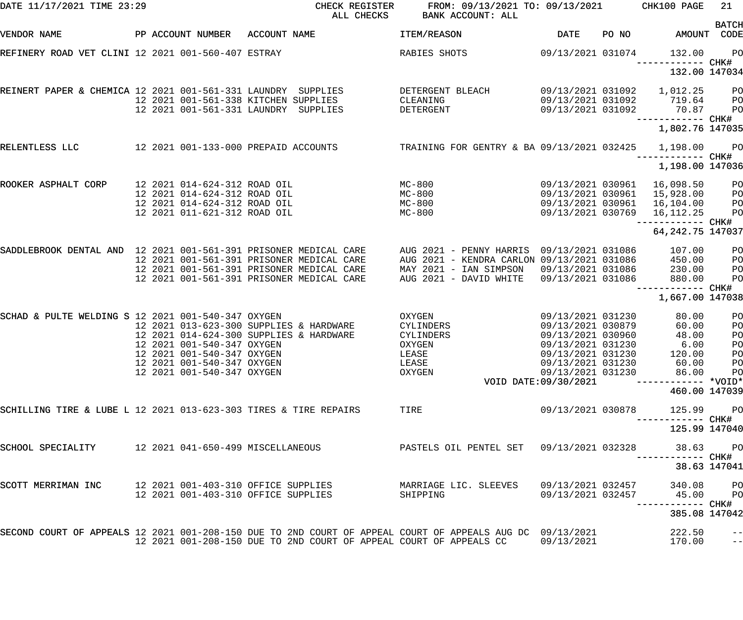CHECK REGISTER — ALL CHECKS — FROM: 09/13/2021 TO: 09/13/2021 — BANK ACCOUNT: ALL

| VENDOR NAME | PP | ACCOUNT NUMBER | ACCOUNT NAME | ITEM/REASON | DATE | PO NO | AMOUNT | BATCH CODE |
|---|---|---|---|---|---|---|---|---|
| REFINERY ROAD VET CLINI | 12 2021 | 001-560-407 | ESTRAY | RABIES SHOTS | 09/13/2021 | 031074 | 132.00 | PO |
| | | | | | | | ------------ | CHK# |
| | | | | | | | 132.00 | 147034 |
| REINERT PAPER & CHEMICA | 12 2021 | 001-561-331 | LAUNDRY SUPPLIES | DETERGENT BLEACH | 09/13/2021 | 031092 | 1,012.25 | PO |
| | 12 2021 | 001-561-338 | KITCHEN SUPPLIES | CLEANING | 09/13/2021 | 031092 | 719.64 | PO |
| | 12 2021 | 001-561-331 | LAUNDRY SUPPLIES | DETERGENT | 09/13/2021 | 031092 | 70.87 | PO |
| | | | | | | | ------------ | CHK# |
| | | | | | | | 1,802.76 | 147035 |
| RELENTLESS LLC | 12 2021 | 001-133-000 | PREPAID ACCOUNTS | TRAINING FOR GENTRY & BA | 09/13/2021 | 032425 | 1,198.00 | PO |
| | | | | | | | ------------ | CHK# |
| | | | | | | | 1,198.00 | 147036 |
| ROOKER ASPHALT CORP | 12 2021 | 014-624-312 | ROAD OIL | MC-800 | 09/13/2021 | 030961 | 16,098.50 | PO |
| | 12 2021 | 014-624-312 | ROAD OIL | MC-800 | 09/13/2021 | 030961 | 15,928.00 | PO |
| | 12 2021 | 014-624-312 | ROAD OIL | MC-800 | 09/13/2021 | 030961 | 16,104.00 | PO |
| | 12 2021 | 011-621-312 | ROAD OIL | MC-800 | 09/13/2021 | 030769 | 16,112.25 | PO |
| | | | | | | | ------------ | CHK# |
| | | | | | | | 64,242.75 | 147037 |
| SADDLEBROOK DENTAL AND | 12 2021 | 001-561-391 | PRISONER MEDICAL CARE | AUG 2021 - PENNY HARRIS | 09/13/2021 | 031086 | 107.00 | PO |
| | 12 2021 | 001-561-391 | PRISONER MEDICAL CARE | AUG 2021 - KENDRA CARLON | 09/13/2021 | 031086 | 450.00 | PO |
| | 12 2021 | 001-561-391 | PRISONER MEDICAL CARE | MAY 2021 - IAN SIMPSON | 09/13/2021 | 031086 | 230.00 | PO |
| | 12 2021 | 001-561-391 | PRISONER MEDICAL CARE | AUG 2021 - DAVID WHITE | 09/13/2021 | 031086 | 880.00 | PO |
| | | | | | | | ------------ | CHK# |
| | | | | | | | 1,667.00 | 147038 |
| SCHAD & PULTE WELDING S | 12 2021 | 001-540-347 | OXYGEN | OXYGEN | 09/13/2021 | 031230 | 80.00 | PO |
| | 12 2021 | 013-623-300 | SUPPLIES & HARDWARE | CYLINDERS | 09/13/2021 | 030879 | 60.00 | PO |
| | 12 2021 | 014-624-300 | SUPPLIES & HARDWARE | CYLINDERS | 09/13/2021 | 030960 | 48.00 | PO |
| | 12 2021 | 001-540-347 | OXYGEN | OXYGEN | 09/13/2021 | 031230 | 6.00 | PO |
| | 12 2021 | 001-540-347 | OXYGEN | LEASE | 09/13/2021 | 031230 | 120.00 | PO |
| | 12 2021 | 001-540-347 | OXYGEN | LEASE | 09/13/2021 | 031230 | 60.00 | PO |
| | 12 2021 | 001-540-347 | OXYGEN | OXYGEN | 09/13/2021 | 031230 | 86.00 | PO |
| | | | | VOID DATE:09/30/2021 | | | ------------ | *VOID* |
| | | | | | | | 460.00 | 147039 |
| SCHILLING TIRE & LUBE L | 12 2021 | 013-623-303 | TIRES & TIRE REPAIRS | TIRE | 09/13/2021 | 030878 | 125.99 | PO |
| | | | | | | | ------------ | CHK# |
| | | | | | | | 125.99 | 147040 |
| SCHOOL SPECIALITY | 12 2021 | 041-650-499 | MISCELLANEOUS | PASTELS OIL PENTEL SET | 09/13/2021 | 032328 | 38.63 | PO |
| | | | | | | | ------------ | CHK# |
| | | | | | | | 38.63 | 147041 |
| SCOTT MERRIMAN INC | 12 2021 | 001-403-310 | OFFICE SUPPLIES | MARRIAGE LIC. SLEEVES | 09/13/2021 | 032457 | 340.08 | PO |
| | 12 2021 | 001-403-310 | OFFICE SUPPLIES | SHIPPING | 09/13/2021 | 032457 | 45.00 | PO |
| | | | | | | | ------------ | CHK# |
| | | | | | | | 385.08 | 147042 |
| SECOND COURT OF APPEALS | 12 2021 | 001-208-150 | DUE TO 2ND COURT OF APPEAL | COURT OF APPEALS AUG DC | 09/13/2021 | | 222.50 | -- |
| | 12 2021 | 001-208-150 | DUE TO 2ND COURT OF APPEAL | COURT OF APPEALS CC | 09/13/2021 | | 170.00 | -- |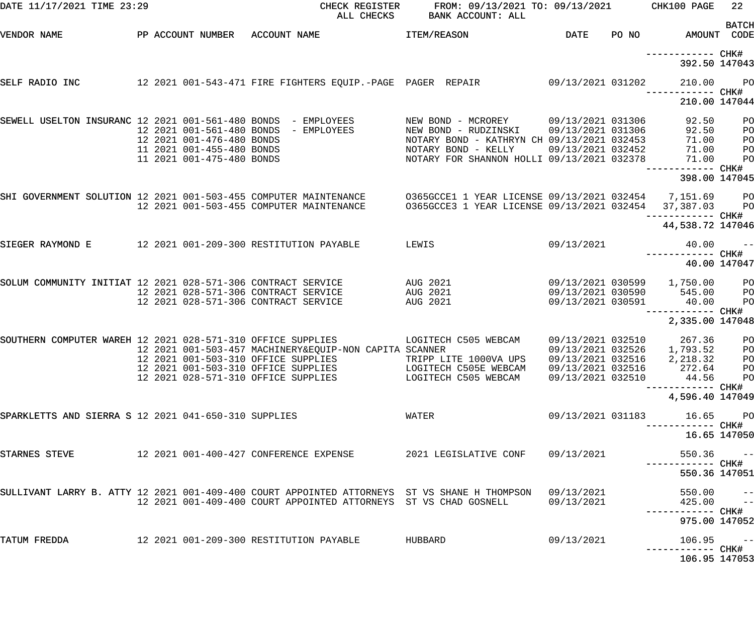CHECK REGISTER — ALL CHECKS — FROM: 09/13/2021 TO: 09/13/2021 — BANK ACCOUNT: ALL

DATE 11/17/2021 TIME 23:29 — CHK100

| VENDOR NAME | PP | ACCOUNT NUMBER | ACCOUNT NAME | ITEM/REASON | DATE | PO NO | AMOUNT | BATCH CODE |
|---|---|---|---|---|---|---|---|---|
| | | | | | | | ------------ CHK# | |
| | | | | | | | 392.50 | 147043 |
| SELF RADIO INC | 12 | 2021 001-543-471 | FIRE FIGHTERS EQUIP.-PAGE | PAGER REPAIR | 09/13/2021 | 031202 | 210.00 | PO |
| | | | | | | | ------------ CHK# | |
| | | | | | | | 210.00 | 147044 |
| SEWELL USELTON INSURANC | 12 | 2021 001-561-480 | BONDS - EMPLOYEES | NEW BOND - MCROREY | 09/13/2021 | 031306 | 92.50 | PO |
| | 12 | 2021 001-561-480 | BONDS - EMPLOYEES | NEW BOND - RUDZINSKI | 09/13/2021 | 031306 | 92.50 | PO |
| | 12 | 2021 001-476-480 | BONDS | NOTARY BOND - KATHRYN CH | 09/13/2021 | 032453 | 71.00 | PO |
| | 11 | 2021 001-455-480 | BONDS | NOTARY BOND - KELLY | 09/13/2021 | 032452 | 71.00 | PO |
| | 11 | 2021 001-475-480 | BONDS | NOTARY FOR SHANNON HOLLI | 09/13/2021 | 032378 | 71.00 | PO |
| | | | | | | | ------------ CHK# | |
| | | | | | | | 398.00 | 147045 |
| SHI GOVERNMENT SOLUTION | 12 | 2021 001-503-455 | COMPUTER MAINTENANCE | O365GCCE1 1 YEAR LICENSE | 09/13/2021 | 032454 | 7,151.69 | PO |
| | 12 | 2021 001-503-455 | COMPUTER MAINTENANCE | O365GCCE3 1 YEAR LICENSE | 09/13/2021 | 032454 | 37,387.03 | PO |
| | | | | | | | ------------ CHK# | |
| | | | | | | | 44,538.72 | 147046 |
| SIEGER RAYMOND E | 12 | 2021 001-209-300 | RESTITUTION PAYABLE | LEWIS | 09/13/2021 | | 40.00 | -- |
| | | | | | | | ------------ CHK# | |
| | | | | | | | 40.00 | 147047 |
| SOLUM COMMUNITY INITIAT | 12 | 2021 028-571-306 | CONTRACT SERVICE | AUG 2021 | 09/13/2021 | 030599 | 1,750.00 | PO |
| | 12 | 2021 028-571-306 | CONTRACT SERVICE | AUG 2021 | 09/13/2021 | 030590 | 545.00 | PO |
| | 12 | 2021 028-571-306 | CONTRACT SERVICE | AUG 2021 | 09/13/2021 | 030591 | 40.00 | PO |
| | | | | | | | ------------ CHK# | |
| | | | | | | | 2,335.00 | 147048 |
| SOUTHERN COMPUTER WAREH | 12 | 2021 028-571-310 | OFFICE SUPPLIES | LOGITECH C505 WEBCAM | 09/13/2021 | 032510 | 267.36 | PO |
| | 12 | 2021 001-503-457 | MACHINERY&EQUIP-NON CAPITA | SCANNER | 09/13/2021 | 032526 | 1,793.52 | PO |
| | 12 | 2021 001-503-310 | OFFICE SUPPLIES | TRIPP LITE 1000VA UPS | 09/13/2021 | 032516 | 2,218.32 | PO |
| | 12 | 2021 001-503-310 | OFFICE SUPPLIES | LOGITECH C505E WEBCAM | 09/13/2021 | 032516 | 272.64 | PO |
| | 12 | 2021 028-571-310 | OFFICE SUPPLIES | LOGITECH C505 WEBCAM | 09/13/2021 | 032510 | 44.56 | PO |
| | | | | | | | ------------ CHK# | |
| | | | | | | | 4,596.40 | 147049 |
| SPARKLETTS AND SIERRA S | 12 | 2021 041-650-310 | SUPPLIES | WATER | 09/13/2021 | 031183 | 16.65 | PO |
| | | | | | | | ------------ CHK# | |
| | | | | | | | 16.65 | 147050 |
| STARNES STEVE | 12 | 2021 001-400-427 | CONFERENCE EXPENSE | 2021 LEGISLATIVE CONF | 09/13/2021 | | 550.36 | -- |
| | | | | | | | ------------ CHK# | |
| | | | | | | | 550.36 | 147051 |
| SULLIVANT LARRY B. ATTY | 12 | 2021 001-409-400 | COURT APPOINTED ATTORNEYS | ST VS SHANE H THOMPSON | 09/13/2021 | | 550.00 | -- |
| | 12 | 2021 001-409-400 | COURT APPOINTED ATTORNEYS | ST VS CHAD GOSNELL | 09/13/2021 | | 425.00 | -- |
| | | | | | | | ------------ CHK# | |
| | | | | | | | 975.00 | 147052 |
| TATUM FREDDA | 12 | 2021 001-209-300 | RESTITUTION PAYABLE | HUBBARD | 09/13/2021 | | 106.95 | -- |
| | | | | | | | ------------ CHK# | |
| | | | | | | | 106.95 | 147053 |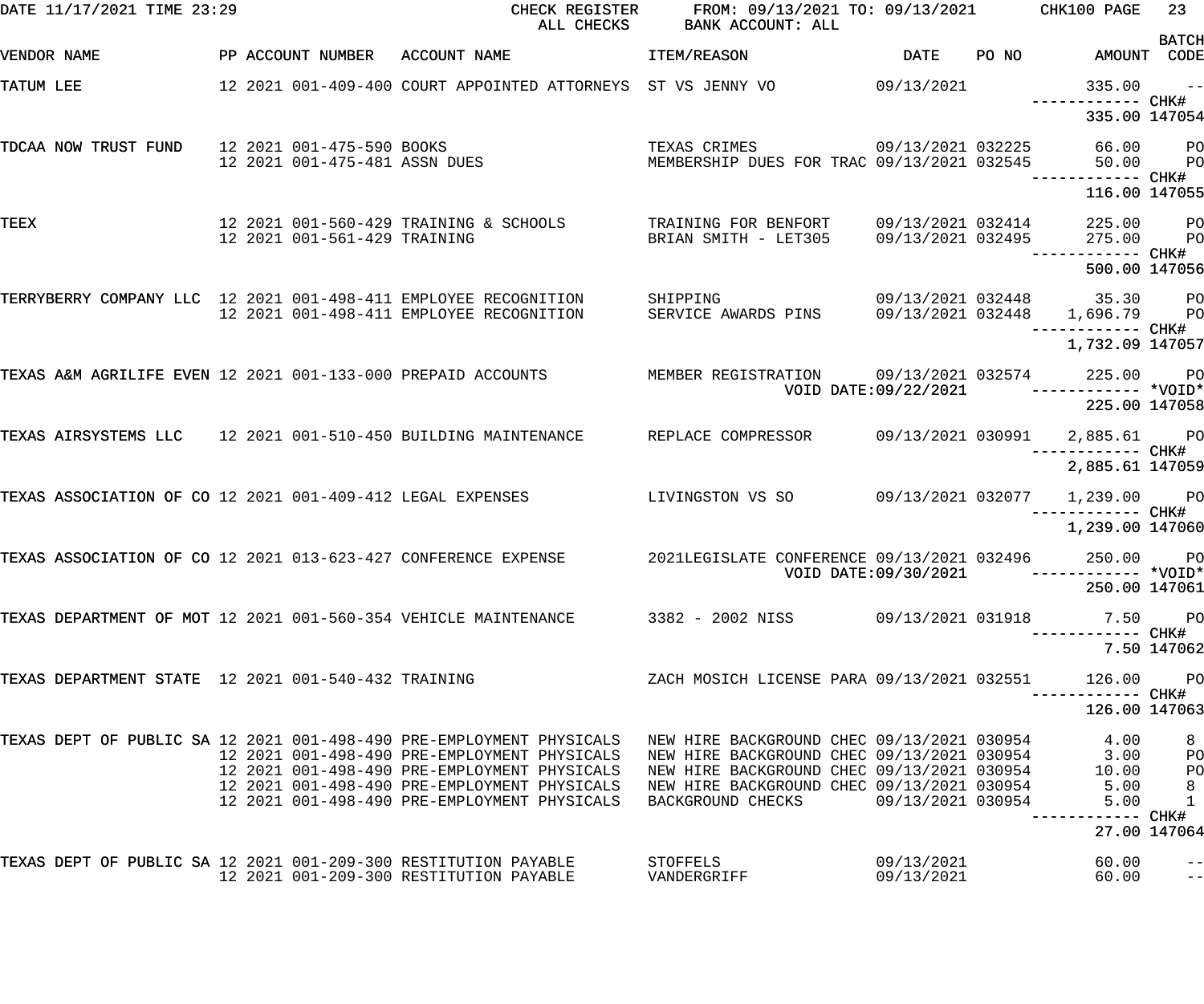CHECK REGISTER — ALL CHECKS — FROM: 09/13/2021 TO: 09/13/2021 — BANK ACCOUNT: ALL

DATE 11/17/2021 TIME 23:29 — CHK100 PAGE 23

| VENDOR NAME | PP | ACCOUNT NUMBER | ACCOUNT NAME | ITEM/REASON | DATE | PO NO | AMOUNT | BATCH CODE |
|---|---|---|---|---|---|---|---|---|
| TATUM LEE | 12 2021 | 001-409-400 | COURT APPOINTED ATTORNEYS | ST VS JENNY VO | 09/13/2021 | | 335.00 | -- |
| | | | | | | | ------------ | CHK# |
| | | | | | | | 335.00 | 147054 |
| TDCAA NOW TRUST FUND | 12 2021 | 001-475-590 | BOOKS | TEXAS CRIMES | 09/13/2021 | 032225 | 66.00 | PO |
| | 12 2021 | 001-475-481 | ASSN DUES | MEMBERSHIP DUES FOR TRAC | 09/13/2021 | 032545 | 50.00 | PO |
| | | | | | | | ------------ | CHK# |
| | | | | | | | 116.00 | 147055 |
| TEEX | 12 2021 | 001-560-429 | TRAINING & SCHOOLS | TRAINING FOR BENFORT | 09/13/2021 | 032414 | 225.00 | PO |
| | 12 2021 | 001-561-429 | TRAINING | BRIAN SMITH - LET305 | 09/13/2021 | 032495 | 275.00 | PO |
| | | | | | | | ------------ | CHK# |
| | | | | | | | 500.00 | 147056 |
| TERRYBERRY COMPANY LLC | 12 2021 | 001-498-411 | EMPLOYEE RECOGNITION | SHIPPING | 09/13/2021 | 032448 | 35.30 | PO |
| | 12 2021 | 001-498-411 | EMPLOYEE RECOGNITION | SERVICE AWARDS PINS | 09/13/2021 | 032448 | 1,696.79 | PO |
| | | | | | | | ------------ | CHK# |
| | | | | | | | 1,732.09 | 147057 |
| TEXAS A&M AGRILIFE EVEN | 12 2021 | 001-133-000 | PREPAID ACCOUNTS | MEMBER REGISTRATION | 09/13/2021 | 032574 | 225.00 | PO |
| | | | | VOID DATE:09/22/2021 | | | ------------ | *VOID* |
| | | | | | | | 225.00 | 147058 |
| TEXAS AIRSYSTEMS LLC | 12 2021 | 001-510-450 | BUILDING MAINTENANCE | REPLACE COMPRESSOR | 09/13/2021 | 030991 | 2,885.61 | PO |
| | | | | | | | ------------ | CHK# |
| | | | | | | | 2,885.61 | 147059 |
| TEXAS ASSOCIATION OF CO | 12 2021 | 001-409-412 | LEGAL EXPENSES | LIVINGSTON VS SO | 09/13/2021 | 032077 | 1,239.00 | PO |
| | | | | | | | ------------ | CHK# |
| | | | | | | | 1,239.00 | 147060 |
| TEXAS ASSOCIATION OF CO | 12 2021 | 013-623-427 | CONFERENCE EXPENSE | 2021LEGISLATE CONFERENCE | 09/13/2021 | 032496 | 250.00 | PO |
| | | | | VOID DATE:09/30/2021 | | | ------------ | *VOID* |
| | | | | | | | 250.00 | 147061 |
| TEXAS DEPARTMENT OF MOT | 12 2021 | 001-560-354 | VEHICLE MAINTENANCE | 3382 - 2002 NISS | 09/13/2021 | 031918 | 7.50 | PO |
| | | | | | | | ------------ | CHK# |
| | | | | | | | 7.50 | 147062 |
| TEXAS DEPARTMENT STATE | 12 2021 | 001-540-432 | TRAINING | ZACH MOSICH LICENSE PARA | 09/13/2021 | 032551 | 126.00 | PO |
| | | | | | | | ------------ | CHK# |
| | | | | | | | 126.00 | 147063 |
| TEXAS DEPT OF PUBLIC SA | 12 2021 | 001-498-490 | PRE-EMPLOYMENT PHYSICALS | NEW HIRE BACKGROUND CHEC | 09/13/2021 | 030954 | 4.00 | 8 |
| | 12 2021 | 001-498-490 | PRE-EMPLOYMENT PHYSICALS | NEW HIRE BACKGROUND CHEC | 09/13/2021 | 030954 | 3.00 | PO |
| | 12 2021 | 001-498-490 | PRE-EMPLOYMENT PHYSICALS | NEW HIRE BACKGROUND CHEC | 09/13/2021 | 030954 | 10.00 | PO |
| | 12 2021 | 001-498-490 | PRE-EMPLOYMENT PHYSICALS | NEW HIRE BACKGROUND CHEC | 09/13/2021 | 030954 | 5.00 | 8 |
| | 12 2021 | 001-498-490 | PRE-EMPLOYMENT PHYSICALS | BACKGROUND CHECKS | 09/13/2021 | 030954 | 5.00 | 1 |
| | | | | | | | ------------ | CHK# |
| | | | | | | | 27.00 | 147064 |
| TEXAS DEPT OF PUBLIC SA | 12 2021 | 001-209-300 | RESTITUTION PAYABLE | STOFFELS | 09/13/2021 | | 60.00 | -- |
| | 12 2021 | 001-209-300 | RESTITUTION PAYABLE | VANDERGRIFF | 09/13/2021 | | 60.00 | -- |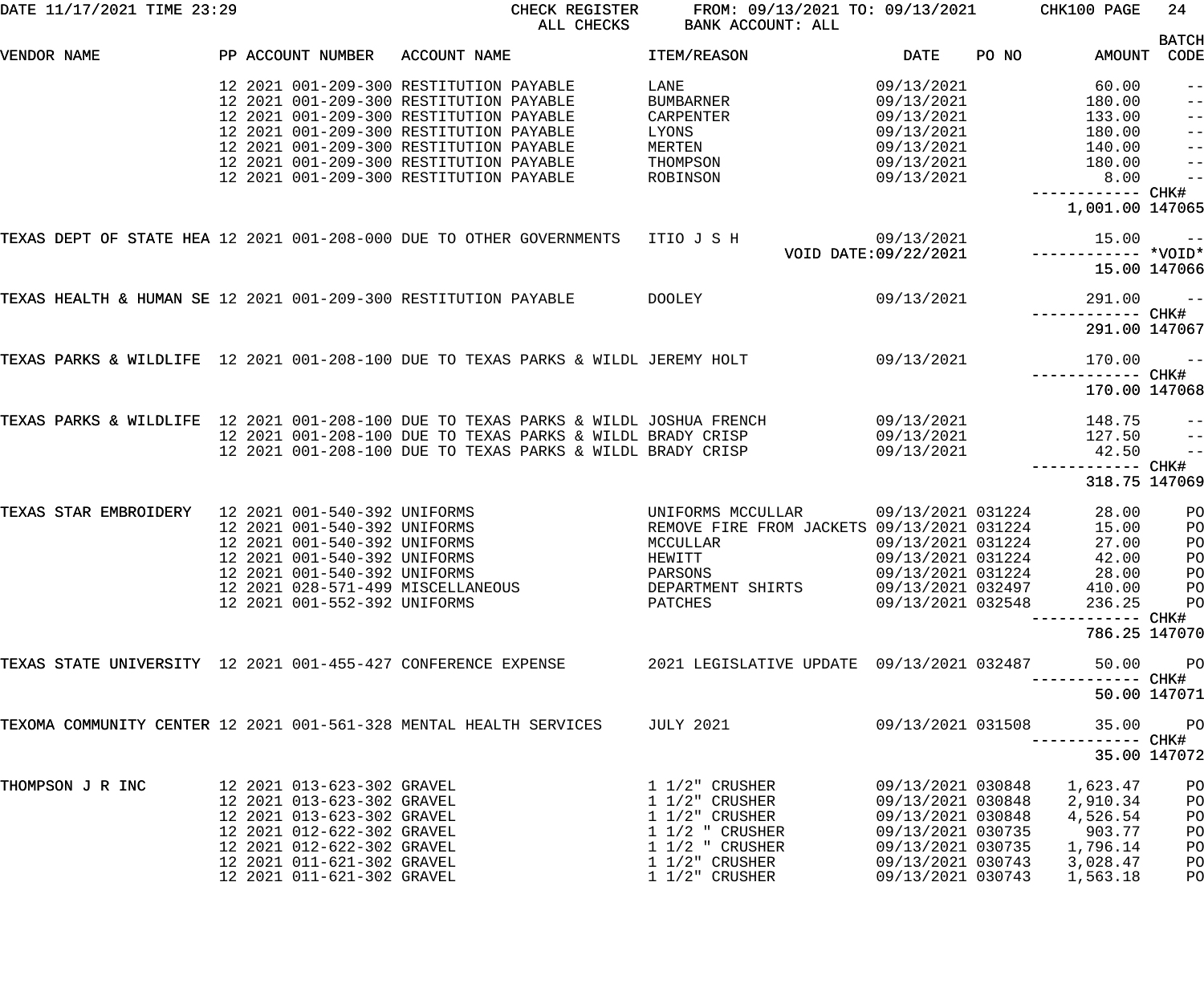DATE 11/17/2021 TIME 23:29 CHECK REGISTER FROM: 09/13/2021 TO: 09/13/2021 CHK100 PAGE 24
ALL CHECKS BANK ACCOUNT: ALL

| VENDOR NAME | PP | ACCOUNT NUMBER | ACCOUNT NAME | ITEM/REASON | DATE | PO NO | AMOUNT | BATCH CODE |
|---|---|---|---|---|---|---|---|---|
| | 12 2021 | 001-209-300 | RESTITUTION PAYABLE | LANE | 09/13/2021 | | 60.00 | -- |
| | 12 2021 | 001-209-300 | RESTITUTION PAYABLE | BUMBARNER | 09/13/2021 | | 180.00 | -- |
| | 12 2021 | 001-209-300 | RESTITUTION PAYABLE | CARPENTER | 09/13/2021 | | 133.00 | -- |
| | 12 2021 | 001-209-300 | RESTITUTION PAYABLE | LYONS | 09/13/2021 | | 180.00 | -- |
| | 12 2021 | 001-209-300 | RESTITUTION PAYABLE | MERTEN | 09/13/2021 | | 140.00 | -- |
| | 12 2021 | 001-209-300 | RESTITUTION PAYABLE | THOMPSON | 09/13/2021 | | 180.00 | -- |
| | 12 2021 | 001-209-300 | RESTITUTION PAYABLE | ROBINSON | 09/13/2021 | | 8.00 | -- |
| | | | | | | | 1,001.00 | CHK# 147065 |
| TEXAS DEPT OF STATE HEA | 12 2021 | 001-208-000 | DUE TO OTHER GOVERNMENTS | ITIO J S H | 09/13/2021 | | 15.00 | -- |
| | | | | | VOID DATE:09/22/2021 | | 15.00 | *VOID* 147066 |
| TEXAS HEALTH & HUMAN SE | 12 2021 | 001-209-300 | RESTITUTION PAYABLE | DOOLEY | 09/13/2021 | | 291.00 | -- |
| | | | | | | | 291.00 | CHK# 147067 |
| TEXAS PARKS & WILDLIFE | 12 2021 | 001-208-100 | DUE TO TEXAS PARKS & WILDL | JEREMY HOLT | 09/13/2021 | | 170.00 | -- |
| | | | | | | | 170.00 | CHK# 147068 |
| TEXAS PARKS & WILDLIFE | 12 2021 | 001-208-100 | DUE TO TEXAS PARKS & WILDL | JOSHUA FRENCH | 09/13/2021 | | 148.75 | -- |
| | 12 2021 | 001-208-100 | DUE TO TEXAS PARKS & WILDL | BRADY CRISP | 09/13/2021 | | 127.50 | -- |
| | 12 2021 | 001-208-100 | DUE TO TEXAS PARKS & WILDL | BRADY CRISP | 09/13/2021 | | 42.50 | -- |
| | | | | | | | 318.75 | CHK# 147069 |
| TEXAS STAR EMBROIDERY | 12 2021 | 001-540-392 | UNIFORMS | UNIFORMS MCCULLAR | 09/13/2021 | 031224 | 28.00 | PO |
| | 12 2021 | 001-540-392 | UNIFORMS | REMOVE FIRE FROM JACKETS | 09/13/2021 | 031224 | 15.00 | PO |
| | 12 2021 | 001-540-392 | UNIFORMS | MCCULLAR | 09/13/2021 | 031224 | 27.00 | PO |
| | 12 2021 | 001-540-392 | UNIFORMS | HEWITT | 09/13/2021 | 031224 | 42.00 | PO |
| | 12 2021 | 001-540-392 | UNIFORMS | PARSONS | 09/13/2021 | 031224 | 28.00 | PO |
| | 12 2021 | 028-571-499 | MISCELLANEOUS | DEPARTMENT SHIRTS | 09/13/2021 | 032497 | 410.00 | PO |
| | 12 2021 | 001-552-392 | UNIFORMS | PATCHES | 09/13/2021 | 032548 | 236.25 | PO |
| | | | | | | | 786.25 | CHK# 147070 |
| TEXAS STATE UNIVERSITY | 12 2021 | 001-455-427 | CONFERENCE EXPENSE | 2021 LEGISLATIVE UPDATE | 09/13/2021 | 032487 | 50.00 | PO |
| | | | | | | | 50.00 | CHK# 147071 |
| TEXOMA COMMUNITY CENTER | 12 2021 | 001-561-328 | MENTAL HEALTH SERVICES | JULY 2021 | 09/13/2021 | 031508 | 35.00 | PO |
| | | | | | | | 35.00 | CHK# 147072 |
| THOMPSON J R INC | 12 2021 | 013-623-302 | GRAVEL | 1 1/2" CRUSHER | 09/13/2021 | 030848 | 1,623.47 | PO |
| | 12 2021 | 013-623-302 | GRAVEL | 1 1/2" CRUSHER | 09/13/2021 | 030848 | 2,910.34 | PO |
| | 12 2021 | 013-623-302 | GRAVEL | 1 1/2" CRUSHER | 09/13/2021 | 030848 | 4,526.54 | PO |
| | 12 2021 | 012-622-302 | GRAVEL | 1 1/2 " CRUSHER | 09/13/2021 | 030735 | 903.77 | PO |
| | 12 2021 | 012-622-302 | GRAVEL | 1 1/2 " CRUSHER | 09/13/2021 | 030735 | 1,796.14 | PO |
| | 12 2021 | 011-621-302 | GRAVEL | 1 1/2" CRUSHER | 09/13/2021 | 030743 | 3,028.47 | PO |
| | 12 2021 | 011-621-302 | GRAVEL | 1 1/2" CRUSHER | 09/13/2021 | 030743 | 1,563.18 | PO |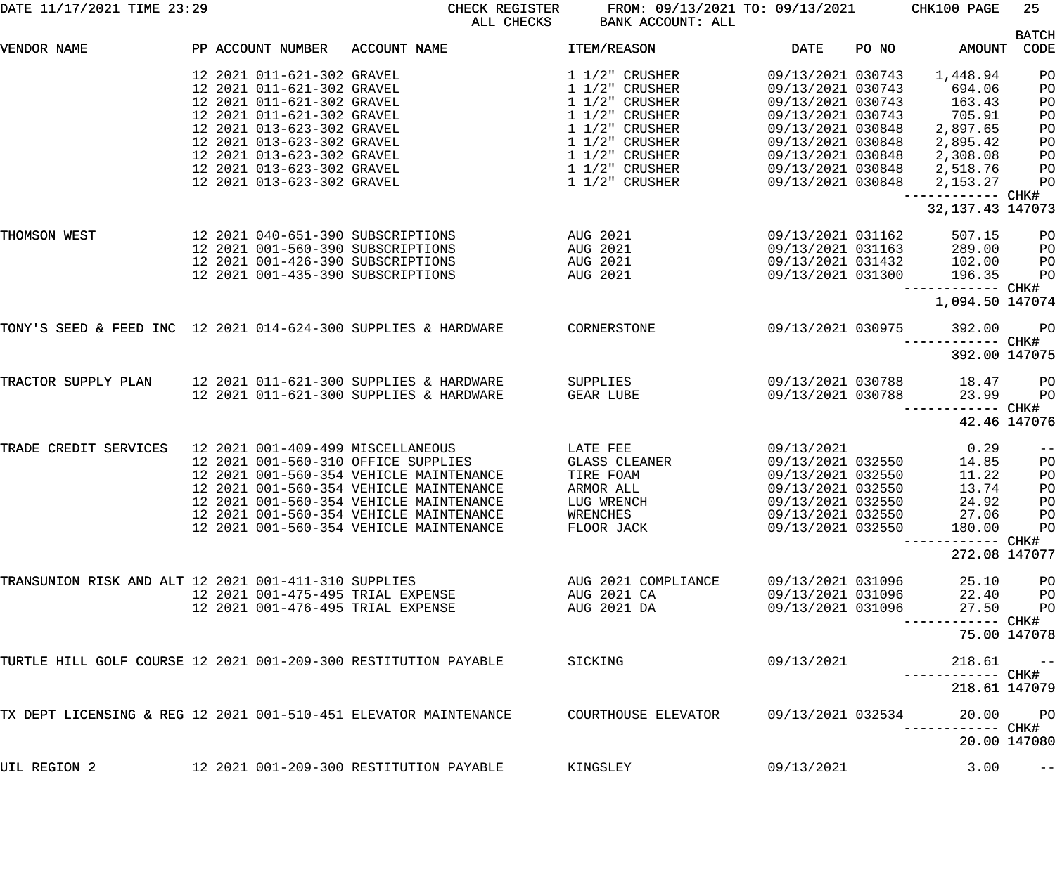DATE 11/17/2021 TIME 23:29 CHECK REGISTER ALL CHECKS FROM: 09/13/2021 TO: 09/13/2021 BANK ACCOUNT: ALL

| VENDOR NAME | PP | ACCOUNT NUMBER | ACCOUNT NAME | ITEM/REASON | DATE | PO NO | AMOUNT | BATCH CODE |
|---|---|---|---|---|---|---|---|---|
| | 12 | 2021 011-621-302 | GRAVEL | 1 1/2" CRUSHER | 09/13/2021 | 030743 | 1,448.94 | PO |
| | 12 | 2021 011-621-302 | GRAVEL | 1 1/2" CRUSHER | 09/13/2021 | 030743 | 694.06 | PO |
| | 12 | 2021 011-621-302 | GRAVEL | 1 1/2" CRUSHER | 09/13/2021 | 030743 | 163.43 | PO |
| | 12 | 2021 011-621-302 | GRAVEL | 1 1/2" CRUSHER | 09/13/2021 | 030743 | 705.91 | PO |
| | 12 | 2021 013-623-302 | GRAVEL | 1 1/2" CRUSHER | 09/13/2021 | 030848 | 2,897.65 | PO |
| | 12 | 2021 013-623-302 | GRAVEL | 1 1/2" CRUSHER | 09/13/2021 | 030848 | 2,895.42 | PO |
| | 12 | 2021 013-623-302 | GRAVEL | 1 1/2" CRUSHER | 09/13/2021 | 030848 | 2,308.08 | PO |
| | 12 | 2021 013-623-302 | GRAVEL | 1 1/2" CRUSHER | 09/13/2021 | 030848 | 2,518.76 | PO |
| | 12 | 2021 013-623-302 | GRAVEL | 1 1/2" CRUSHER | 09/13/2021 | 030848 | 2,153.27 | PO |
| | | | | | | | 32,137.43 | CHK# 147073 |
| THOMSON WEST | 12 | 2021 040-651-390 | SUBSCRIPTIONS | AUG 2021 | 09/13/2021 | 031162 | 507.15 | PO |
| | 12 | 2021 001-560-390 | SUBSCRIPTIONS | AUG 2021 | 09/13/2021 | 031163 | 289.00 | PO |
| | 12 | 2021 001-426-390 | SUBSCRIPTIONS | AUG 2021 | 09/13/2021 | 031432 | 102.00 | PO |
| | 12 | 2021 001-435-390 | SUBSCRIPTIONS | AUG 2021 | 09/13/2021 | 031300 | 196.35 | PO |
| | | | | | | | 1,094.50 | CHK# 147074 |
| TONY'S SEED & FEED INC | 12 | 2021 014-624-300 | SUPPLIES & HARDWARE | CORNERSTONE | 09/13/2021 | 030975 | 392.00 | PO |
| | | | | | | | 392.00 | CHK# 147075 |
| TRACTOR SUPPLY PLAN | 12 | 2021 011-621-300 | SUPPLIES & HARDWARE | SUPPLIES | 09/13/2021 | 030788 | 18.47 | PO |
| | 12 | 2021 011-621-300 | SUPPLIES & HARDWARE | GEAR LUBE | 09/13/2021 | 030788 | 23.99 | PO |
| | | | | | | | 42.46 | CHK# 147076 |
| TRADE CREDIT SERVICES | 12 | 2021 001-409-499 | MISCELLANEOUS | LATE FEE | 09/13/2021 | | 0.29 | -- |
| | 12 | 2021 001-560-310 | OFFICE SUPPLIES | GLASS CLEANER | 09/13/2021 | 032550 | 14.85 | PO |
| | 12 | 2021 001-560-354 | VEHICLE MAINTENANCE | TIRE FOAM | 09/13/2021 | 032550 | 11.22 | PO |
| | 12 | 2021 001-560-354 | VEHICLE MAINTENANCE | ARMOR ALL | 09/13/2021 | 032550 | 13.74 | PO |
| | 12 | 2021 001-560-354 | VEHICLE MAINTENANCE | LUG WRENCH | 09/13/2021 | 032550 | 24.92 | PO |
| | 12 | 2021 001-560-354 | VEHICLE MAINTENANCE | WRENCHES | 09/13/2021 | 032550 | 27.06 | PO |
| | 12 | 2021 001-560-354 | VEHICLE MAINTENANCE | FLOOR JACK | 09/13/2021 | 032550 | 180.00 | PO |
| | | | | | | | 272.08 | CHK# 147077 |
| TRANSUNION RISK AND ALT | 12 | 2021 001-411-310 | SUPPLIES | AUG 2021 COMPLIANCE | 09/13/2021 | 031096 | 25.10 | PO |
| | 12 | 2021 001-475-495 | TRIAL EXPENSE | AUG 2021 CA | 09/13/2021 | 031096 | 22.40 | PO |
| | 12 | 2021 001-476-495 | TRIAL EXPENSE | AUG 2021 DA | 09/13/2021 | 031096 | 27.50 | PO |
| | | | | | | | 75.00 | CHK# 147078 |
| TURTLE HILL GOLF COURSE | 12 | 2021 001-209-300 | RESTITUTION PAYABLE | SICKING | 09/13/2021 | | 218.61 | -- |
| | | | | | | | 218.61 | CHK# 147079 |
| TX DEPT LICENSING & REG | 12 | 2021 001-510-451 | ELEVATOR MAINTENANCE | COURTHOUSE ELEVATOR | 09/13/2021 | 032534 | 20.00 | PO |
| | | | | | | | 20.00 | CHK# 147080 |
| UIL REGION 2 | 12 | 2021 001-209-300 | RESTITUTION PAYABLE | KINGSLEY | 09/13/2021 | | 3.00 | -- |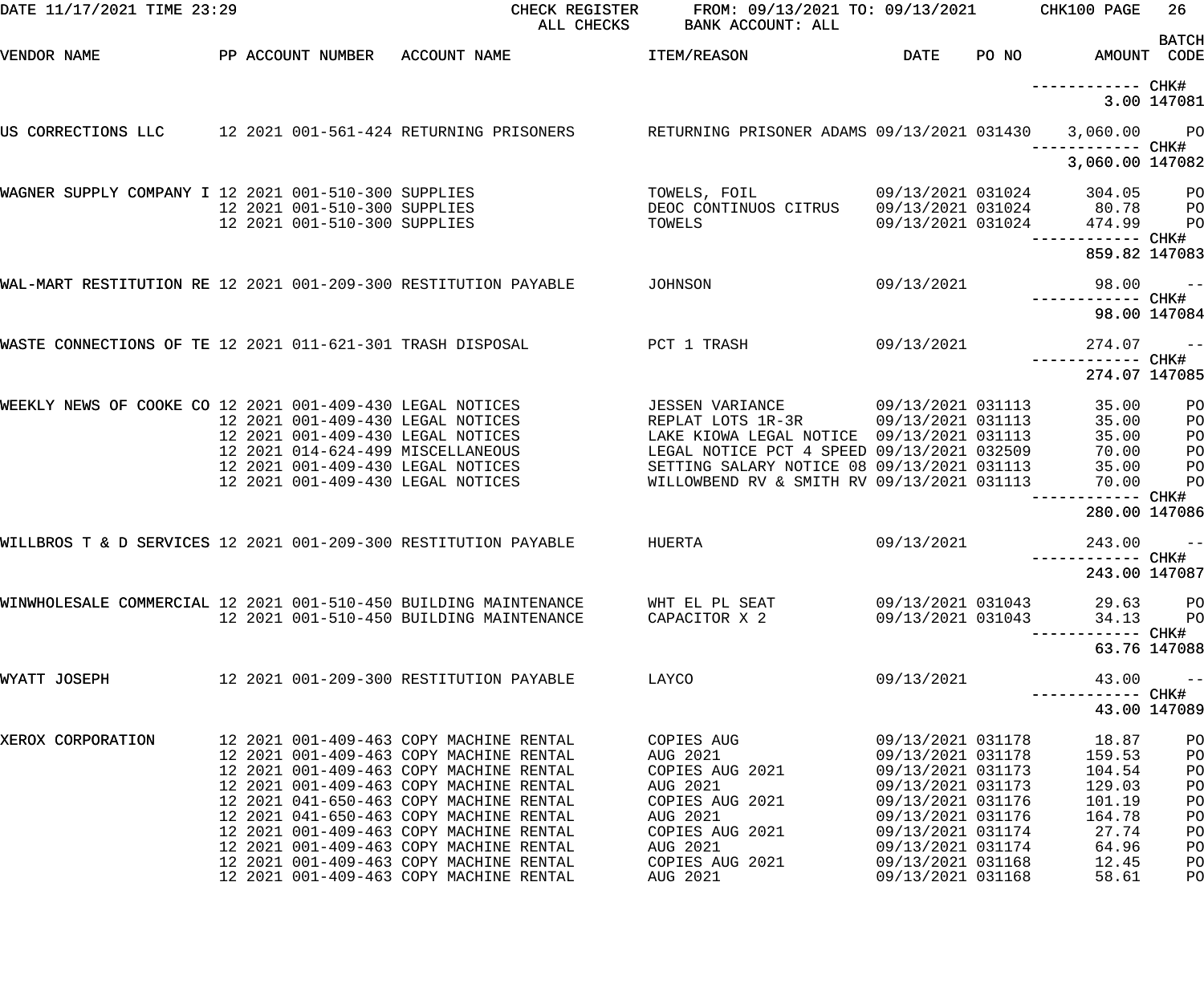DATE 11/17/2021 TIME 23:29 — CHECK REGISTER, ALL CHECKS — FROM: 09/13/2021 TO: 09/13/2021 — BANK ACCOUNT: ALL — CHK100 PAGE 26

| VENDOR NAME | PP ACCOUNT NUMBER | ACCOUNT NAME | ITEM/REASON | DATE | PO NO | AMOUNT | BATCH CODE |
|---|---|---|---|---|---|---|---|
| | | | | | | ------------ | CHK# |
| | | | | | | 3.00 | 147081 |
| US CORRECTIONS LLC | 12 2021 001-561-424 | RETURNING PRISONERS | RETURNING PRISONER ADAMS | 09/13/2021 | 031430 | 3,060.00 | PO |
| | | | | | | ------------ | CHK# |
| | | | | | | 3,060.00 | 147082 |
| WAGNER SUPPLY COMPANY I | 12 2021 001-510-300 | SUPPLIES | TOWELS, FOIL | 09/13/2021 | 031024 | 304.05 | PO |
| | 12 2021 001-510-300 | SUPPLIES | DEOC CONTINUOS CITRUS | 09/13/2021 | 031024 | 80.78 | PO |
| | 12 2021 001-510-300 | SUPPLIES | TOWELS | 09/13/2021 | 031024 | 474.99 | PO |
| | | | | | | ------------ | CHK# |
| | | | | | | 859.82 | 147083 |
| WAL-MART RESTITUTION RE | 12 2021 001-209-300 | RESTITUTION PAYABLE | JOHNSON | 09/13/2021 | | 98.00 | -- |
| | | | | | | ------------ | CHK# |
| | | | | | | 98.00 | 147084 |
| WASTE CONNECTIONS OF TE | 12 2021 011-621-301 | TRASH DISPOSAL | PCT 1 TRASH | 09/13/2021 | | 274.07 | -- |
| | | | | | | ------------ | CHK# |
| | | | | | | 274.07 | 147085 |
| WEEKLY NEWS OF COOKE CO | 12 2021 001-409-430 | LEGAL NOTICES | JESSEN VARIANCE | 09/13/2021 | 031113 | 35.00 | PO |
| | 12 2021 001-409-430 | LEGAL NOTICES | REPLAT LOTS 1R-3R | 09/13/2021 | 031113 | 35.00 | PO |
| | 12 2021 001-409-430 | LEGAL NOTICES | LAKE KIOWA LEGAL NOTICE | 09/13/2021 | 031113 | 35.00 | PO |
| | 12 2021 014-624-499 | MISCELLANEOUS | LEGAL NOTICE PCT 4 SPEED | 09/13/2021 | 032509 | 70.00 | PO |
| | 12 2021 001-409-430 | LEGAL NOTICES | SETTING SALARY NOTICE 08 | 09/13/2021 | 031113 | 35.00 | PO |
| | 12 2021 001-409-430 | LEGAL NOTICES | WILLOWBEND RV & SMITH RV | 09/13/2021 | 031113 | 70.00 | PO |
| | | | | | | ------------ | CHK# |
| | | | | | | 280.00 | 147086 |
| WILLBROS T & D SERVICES | 12 2021 001-209-300 | RESTITUTION PAYABLE | HUERTA | 09/13/2021 | | 243.00 | -- |
| | | | | | | ------------ | CHK# |
| | | | | | | 243.00 | 147087 |
| WINWHOLESALE COMMERCIAL | 12 2021 001-510-450 | BUILDING MAINTENANCE | WHT EL PL SEAT | 09/13/2021 | 031043 | 29.63 | PO |
| | 12 2021 001-510-450 | BUILDING MAINTENANCE | CAPACITOR X 2 | 09/13/2021 | 031043 | 34.13 | PO |
| | | | | | | ------------ | CHK# |
| | | | | | | 63.76 | 147088 |
| WYATT JOSEPH | 12 2021 001-209-300 | RESTITUTION PAYABLE | LAYCO | 09/13/2021 | | 43.00 | -- |
| | | | | | | ------------ | CHK# |
| | | | | | | 43.00 | 147089 |
| XEROX CORPORATION | 12 2021 001-409-463 | COPY MACHINE RENTAL | COPIES AUG | 09/13/2021 | 031178 | 18.87 | PO |
| | 12 2021 001-409-463 | COPY MACHINE RENTAL | AUG 2021 | 09/13/2021 | 031178 | 159.53 | PO |
| | 12 2021 001-409-463 | COPY MACHINE RENTAL | COPIES AUG 2021 | 09/13/2021 | 031173 | 104.54 | PO |
| | 12 2021 001-409-463 | COPY MACHINE RENTAL | AUG 2021 | 09/13/2021 | 031173 | 129.03 | PO |
| | 12 2021 041-650-463 | COPY MACHINE RENTAL | COPIES AUG 2021 | 09/13/2021 | 031176 | 101.19 | PO |
| | 12 2021 041-650-463 | COPY MACHINE RENTAL | AUG 2021 | 09/13/2021 | 031176 | 164.78 | PO |
| | 12 2021 001-409-463 | COPY MACHINE RENTAL | COPIES AUG 2021 | 09/13/2021 | 031174 | 27.74 | PO |
| | 12 2021 001-409-463 | COPY MACHINE RENTAL | AUG 2021 | 09/13/2021 | 031174 | 64.96 | PO |
| | 12 2021 001-409-463 | COPY MACHINE RENTAL | COPIES AUG 2021 | 09/13/2021 | 031168 | 12.45 | PO |
| | 12 2021 001-409-463 | COPY MACHINE RENTAL | AUG 2021 | 09/13/2021 | 031168 | 58.61 | PO |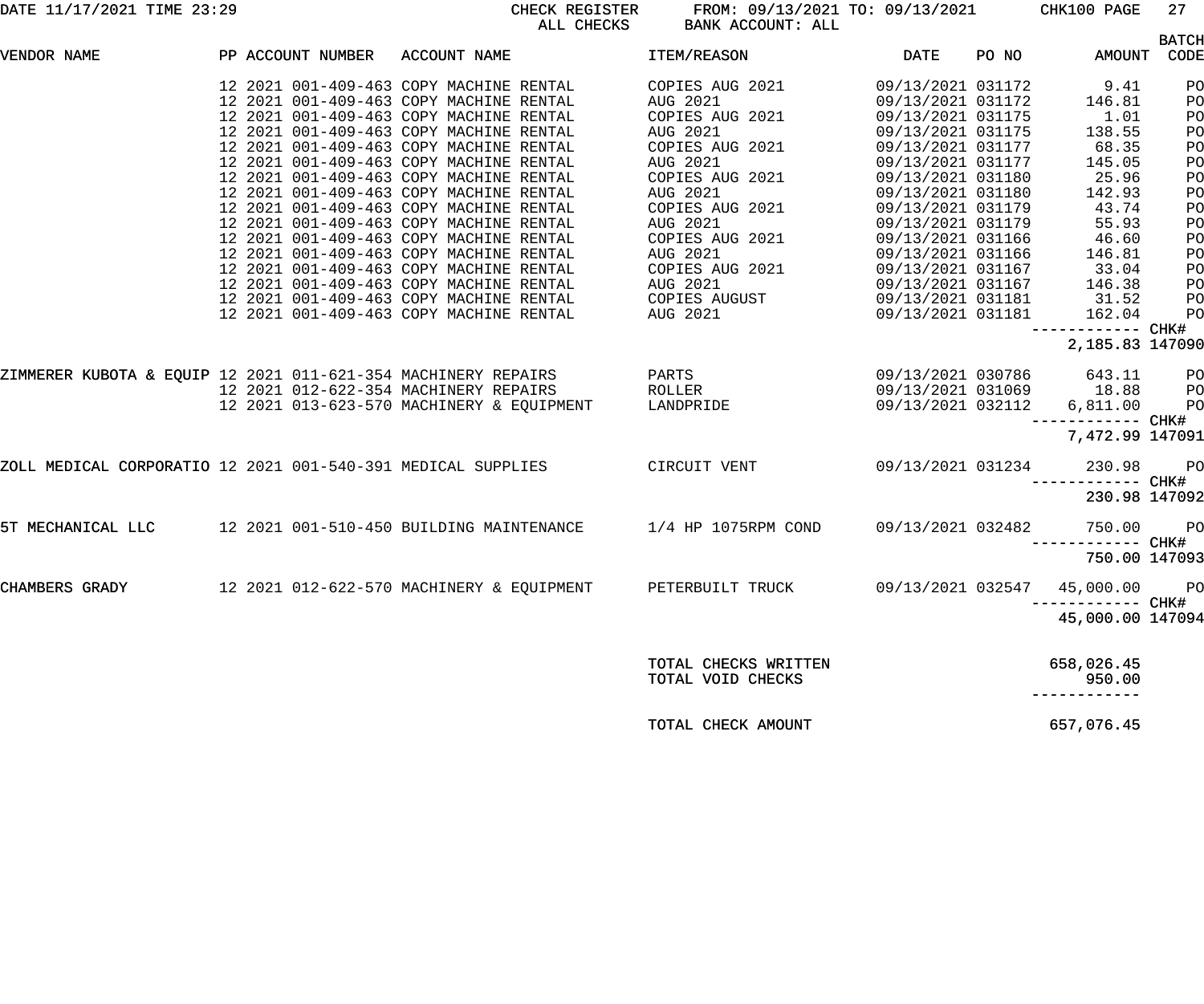| VENDOR NAME | PP | ACCOUNT NUMBER | ACCOUNT NAME | ITEM/REASON | DATE | PO NO | AMOUNT | BATCH CODE |
|---|---|---|---|---|---|---|---|---|
| | 12 | 2021 001-409-463 | COPY MACHINE RENTAL | COPIES AUG 2021 | 09/13/2021 | 031172 | 9.41 | PO |
| | 12 | 2021 001-409-463 | COPY MACHINE RENTAL | AUG 2021 | 09/13/2021 | 031172 | 146.81 | PO |
| | 12 | 2021 001-409-463 | COPY MACHINE RENTAL | COPIES AUG 2021 | 09/13/2021 | 031175 | 1.01 | PO |
| | 12 | 2021 001-409-463 | COPY MACHINE RENTAL | AUG 2021 | 09/13/2021 | 031175 | 138.55 | PO |
| | 12 | 2021 001-409-463 | COPY MACHINE RENTAL | COPIES AUG 2021 | 09/13/2021 | 031177 | 68.35 | PO |
| | 12 | 2021 001-409-463 | COPY MACHINE RENTAL | AUG 2021 | 09/13/2021 | 031177 | 145.05 | PO |
| | 12 | 2021 001-409-463 | COPY MACHINE RENTAL | COPIES AUG 2021 | 09/13/2021 | 031180 | 25.96 | PO |
| | 12 | 2021 001-409-463 | COPY MACHINE RENTAL | AUG 2021 | 09/13/2021 | 031180 | 142.93 | PO |
| | 12 | 2021 001-409-463 | COPY MACHINE RENTAL | COPIES AUG 2021 | 09/13/2021 | 031179 | 43.74 | PO |
| | 12 | 2021 001-409-463 | COPY MACHINE RENTAL | AUG 2021 | 09/13/2021 | 031179 | 55.93 | PO |
| | 12 | 2021 001-409-463 | COPY MACHINE RENTAL | COPIES AUG 2021 | 09/13/2021 | 031166 | 46.60 | PO |
| | 12 | 2021 001-409-463 | COPY MACHINE RENTAL | AUG 2021 | 09/13/2021 | 031166 | 146.81 | PO |
| | 12 | 2021 001-409-463 | COPY MACHINE RENTAL | COPIES AUG 2021 | 09/13/2021 | 031167 | 33.04 | PO |
| | 12 | 2021 001-409-463 | COPY MACHINE RENTAL | AUG 2021 | 09/13/2021 | 031167 | 146.38 | PO |
| | 12 | 2021 001-409-463 | COPY MACHINE RENTAL | COPIES AUGUST | 09/13/2021 | 031181 | 31.52 | PO |
| | 12 | 2021 001-409-463 | COPY MACHINE RENTAL | AUG 2021 | 09/13/2021 | 031181 | 162.04 | PO |
| | | | | | | | 2,185.83 | CHK# 147090 |
| ZIMMERER KUBOTA & EQUIP | 12 | 2021 011-621-354 | MACHINERY REPAIRS | PARTS | 09/13/2021 | 030786 | 643.11 | PO |
| | 12 | 2021 012-622-354 | MACHINERY REPAIRS | ROLLER | 09/13/2021 | 031069 | 18.88 | PO |
| | 12 | 2021 013-623-570 | MACHINERY & EQUIPMENT | LANDPRIDE | 09/13/2021 | 032112 | 6,811.00 | PO |
| | | | | | | | 7,472.99 | CHK# 147091 |
| ZOLL MEDICAL CORPORATIO | 12 | 2021 001-540-391 | MEDICAL SUPPLIES | CIRCUIT VENT | 09/13/2021 | 031234 | 230.98 | PO |
| | | | | | | | 230.98 | CHK# 147092 |
| 5T MECHANICAL LLC | 12 | 2021 001-510-450 | BUILDING MAINTENANCE | 1/4 HP 1075RPM COND | 09/13/2021 | 032482 | 750.00 | PO |
| | | | | | | | 750.00 | CHK# 147093 |
| CHAMBERS GRADY | 12 | 2021 012-622-570 | MACHINERY & EQUIPMENT | PETERBUILT TRUCK | 09/13/2021 | 032547 | 45,000.00 | PO |
| | | | | | | | 45,000.00 | CHK# 147094 |

| | |
|---|---|
| TOTAL CHECKS WRITTEN | 658,026.45 |
| TOTAL VOID CHECKS | 950.00 |
| TOTAL CHECK AMOUNT | 657,076.45 |